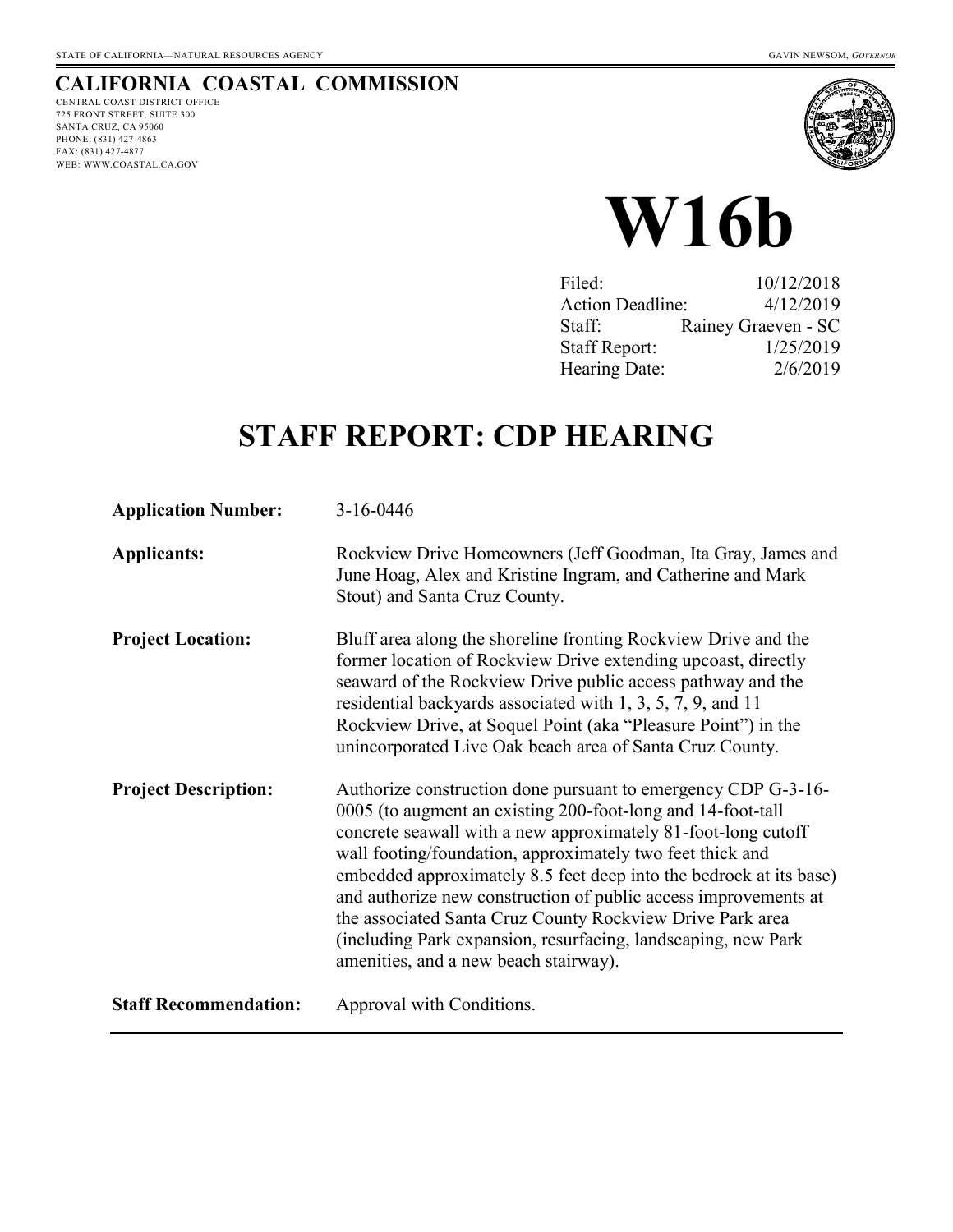STATE OF CALIFORNIA—NATURAL RESOURCES AGENCY GAVIN NEWSOM, *GOVERNOR*

**CALIFORNIA COASTAL COMMISSION**
CENTRAL COAST DISTRICT OFFICE
725 FRONT STREET, SUITE 300
SANTA CRUZ, CA 95060
PHONE: (831) 427-4863
FAX: (831) 427-4877
WEB: WWW.COASTAL.CA.GOV

# W16b

| | |
|---|---|
| Filed: | 10/12/2018 |
| Action Deadline: | 4/12/2019 |
| Staff: | Rainey Graeven - SC |
| Staff Report: | 1/25/2019 |
| Hearing Date: | 2/6/2019 |

## STAFF REPORT: CDP HEARING

| | |
|---|---|
| **Application Number:** | 3-16-0446 |
| **Applicants:** | Rockview Drive Homeowners (Jeff Goodman, Ita Gray, James and June Hoag, Alex and Kristine Ingram, and Catherine and Mark Stout) and Santa Cruz County. |
| **Project Location:** | Bluff area along the shoreline fronting Rockview Drive and the former location of Rockview Drive extending upcoast, directly seaward of the Rockview Drive public access pathway and the residential backyards associated with 1, 3, 5, 7, 9, and 11 Rockview Drive, at Soquel Point (aka "Pleasure Point") in the unincorporated Live Oak beach area of Santa Cruz County. |
| **Project Description:** | Authorize construction done pursuant to emergency CDP G-3-16-0005 (to augment an existing 200-foot-long and 14-foot-tall concrete seawall with a new approximately 81-foot-long cutoff wall footing/foundation, approximately two feet thick and embedded approximately 8.5 feet deep into the bedrock at its base) and authorize new construction of public access improvements at the associated Santa Cruz County Rockview Drive Park area (including Park expansion, resurfacing, landscaping, new Park amenities, and a new beach stairway). |
| **Staff Recommendation:** | Approval with Conditions. |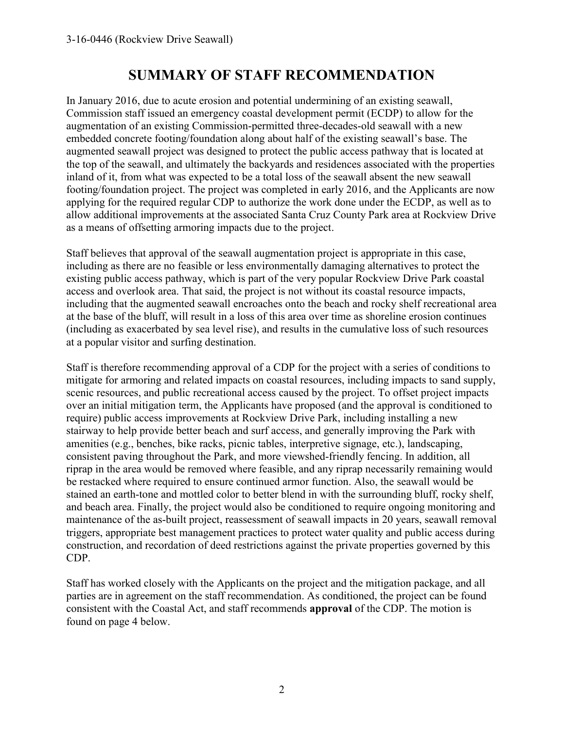# SUMMARY OF STAFF RECOMMENDATION

In January 2016, due to acute erosion and potential undermining of an existing seawall, Commission staff issued an emergency coastal development permit (ECDP) to allow for the augmentation of an existing Commission-permitted three-decades-old seawall with a new embedded concrete footing/foundation along about half of the existing seawall's base. The augmented seawall project was designed to protect the public access pathway that is located at the top of the seawall, and ultimately the backyards and residences associated with the properties inland of it, from what was expected to be a total loss of the seawall absent the new seawall footing/foundation project. The project was completed in early 2016, and the Applicants are now applying for the required regular CDP to authorize the work done under the ECDP, as well as to allow additional improvements at the associated Santa Cruz County Park area at Rockview Drive as a means of offsetting armoring impacts due to the project.

Staff believes that approval of the seawall augmentation project is appropriate in this case, including as there are no feasible or less environmentally damaging alternatives to protect the existing public access pathway, which is part of the very popular Rockview Drive Park coastal access and overlook area. That said, the project is not without its coastal resource impacts, including that the augmented seawall encroaches onto the beach and rocky shelf recreational area at the base of the bluff, will result in a loss of this area over time as shoreline erosion continues (including as exacerbated by sea level rise), and results in the cumulative loss of such resources at a popular visitor and surfing destination.

Staff is therefore recommending approval of a CDP for the project with a series of conditions to mitigate for armoring and related impacts on coastal resources, including impacts to sand supply, scenic resources, and public recreational access caused by the project. To offset project impacts over an initial mitigation term, the Applicants have proposed (and the approval is conditioned to require) public access improvements at Rockview Drive Park, including installing a new stairway to help provide better beach and surf access, and generally improving the Park with amenities (e.g., benches, bike racks, picnic tables, interpretive signage, etc.), landscaping, consistent paving throughout the Park, and more viewshed-friendly fencing. In addition, all riprap in the area would be removed where feasible, and any riprap necessarily remaining would be restacked where required to ensure continued armor function. Also, the seawall would be stained an earth-tone and mottled color to better blend in with the surrounding bluff, rocky shelf, and beach area. Finally, the project would also be conditioned to require ongoing monitoring and maintenance of the as-built project, reassessment of seawall impacts in 20 years, seawall removal triggers, appropriate best management practices to protect water quality and public access during construction, and recordation of deed restrictions against the private properties governed by this CDP.

Staff has worked closely with the Applicants on the project and the mitigation package, and all parties are in agreement on the staff recommendation. As conditioned, the project can be found consistent with the Coastal Act, and staff recommends **approval** of the CDP. The motion is found on page 4 below.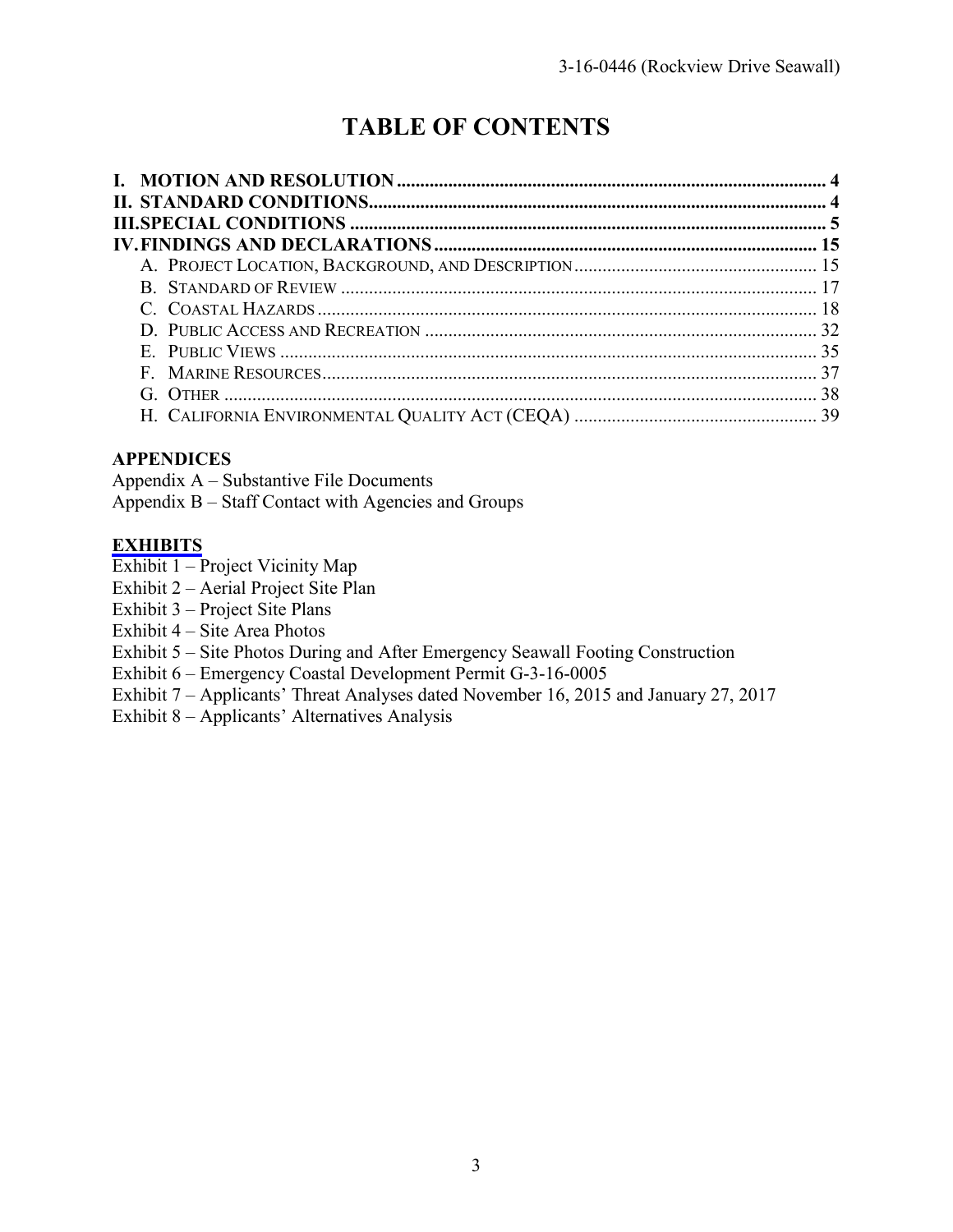# TABLE OF CONTENTS

**I. MOTION AND RESOLUTION** .......... 4
**II. STANDARD CONDITIONS** .......... 4
**III. SPECIAL CONDITIONS** .......... 5
**IV. FINDINGS AND DECLARATIONS** .......... 15
- A. Project Location, Background, and Description .......... 15
- B. Standard of Review .......... 17
- C. Coastal Hazards .......... 18
- D. Public Access and Recreation .......... 32
- E. Public Views .......... 35
- F. Marine Resources .......... 37
- G. Other .......... 38
- H. California Environmental Quality Act (CEQA) .......... 39

**APPENDICES**

Appendix A – Substantive File Documents
Appendix B – Staff Contact with Agencies and Groups

**EXHIBITS**

Exhibit 1 – Project Vicinity Map
Exhibit 2 – Aerial Project Site Plan
Exhibit 3 – Project Site Plans
Exhibit 4 – Site Area Photos
Exhibit 5 – Site Photos During and After Emergency Seawall Footing Construction
Exhibit 6 – Emergency Coastal Development Permit G-3-16-0005
Exhibit 7 – Applicants' Threat Analyses dated November 16, 2015 and January 27, 2017
Exhibit 8 – Applicants' Alternatives Analysis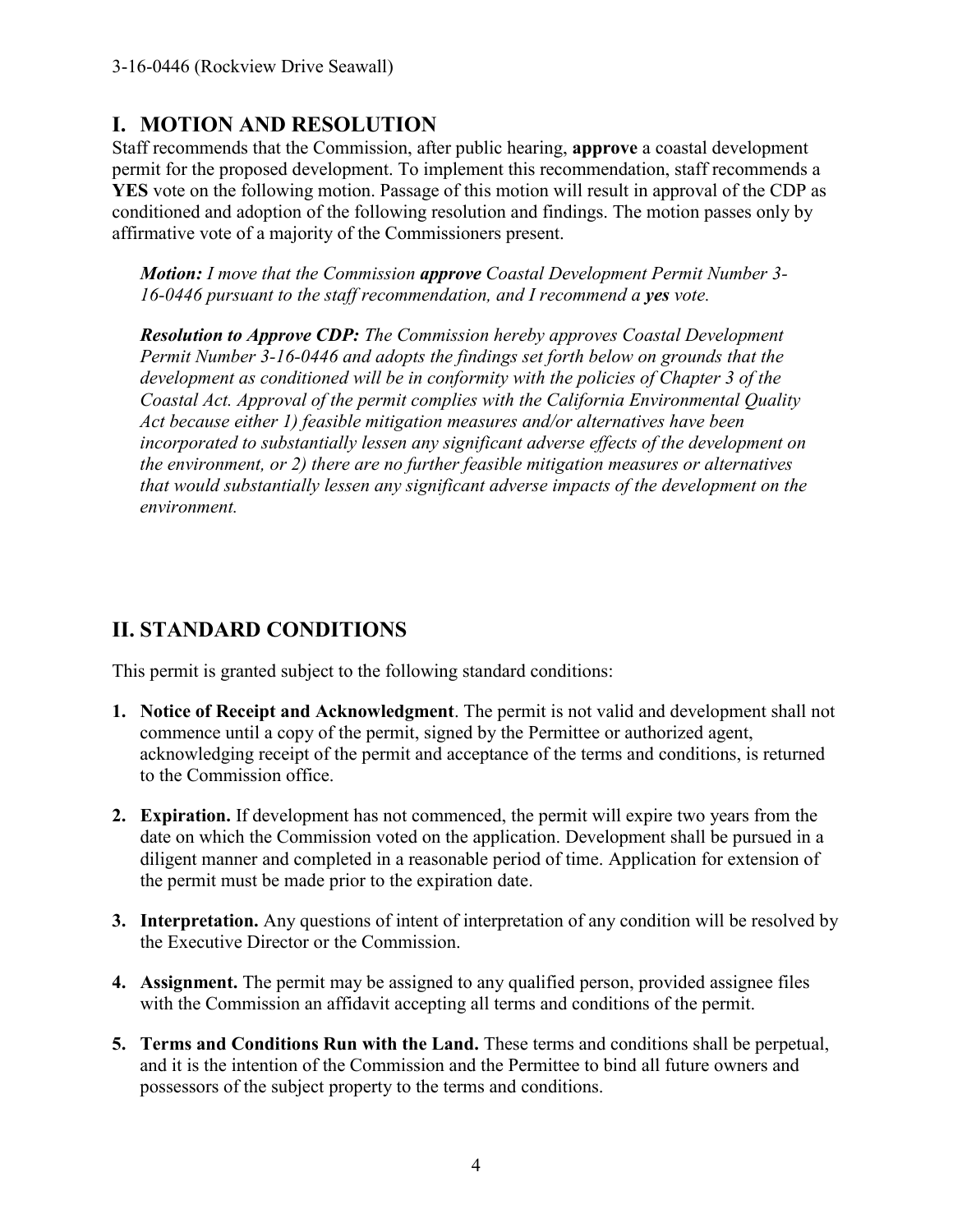## I. MOTION AND RESOLUTION

Staff recommends that the Commission, after public hearing, **approve** a coastal development permit for the proposed development. To implement this recommendation, staff recommends a **YES** vote on the following motion. Passage of this motion will result in approval of the CDP as conditioned and adoption of the following resolution and findings. The motion passes only by affirmative vote of a majority of the Commissioners present.

> ***Motion:*** *I move that the Commission* ***approve*** *Coastal Development Permit Number 3-16-0446 pursuant to the staff recommendation, and I recommend a* ***yes*** *vote.*
>
> ***Resolution to Approve CDP:*** *The Commission hereby approves Coastal Development Permit Number 3-16-0446 and adopts the findings set forth below on grounds that the development as conditioned will be in conformity with the policies of Chapter 3 of the Coastal Act. Approval of the permit complies with the California Environmental Quality Act because either 1) feasible mitigation measures and/or alternatives have been incorporated to substantially lessen any significant adverse effects of the development on the environment, or 2) there are no further feasible mitigation measures or alternatives that would substantially lessen any significant adverse impacts of the development on the environment.*

## II. STANDARD CONDITIONS

This permit is granted subject to the following standard conditions:

1. **Notice of Receipt and Acknowledgment**. The permit is not valid and development shall not commence until a copy of the permit, signed by the Permittee or authorized agent, acknowledging receipt of the permit and acceptance of the terms and conditions, is returned to the Commission office.

2. **Expiration.** If development has not commenced, the permit will expire two years from the date on which the Commission voted on the application. Development shall be pursued in a diligent manner and completed in a reasonable period of time. Application for extension of the permit must be made prior to the expiration date.

3. **Interpretation.** Any questions of intent of interpretation of any condition will be resolved by the Executive Director or the Commission.

4. **Assignment.** The permit may be assigned to any qualified person, provided assignee files with the Commission an affidavit accepting all terms and conditions of the permit.

5. **Terms and Conditions Run with the Land.** These terms and conditions shall be perpetual, and it is the intention of the Commission and the Permittee to bind all future owners and possessors of the subject property to the terms and conditions.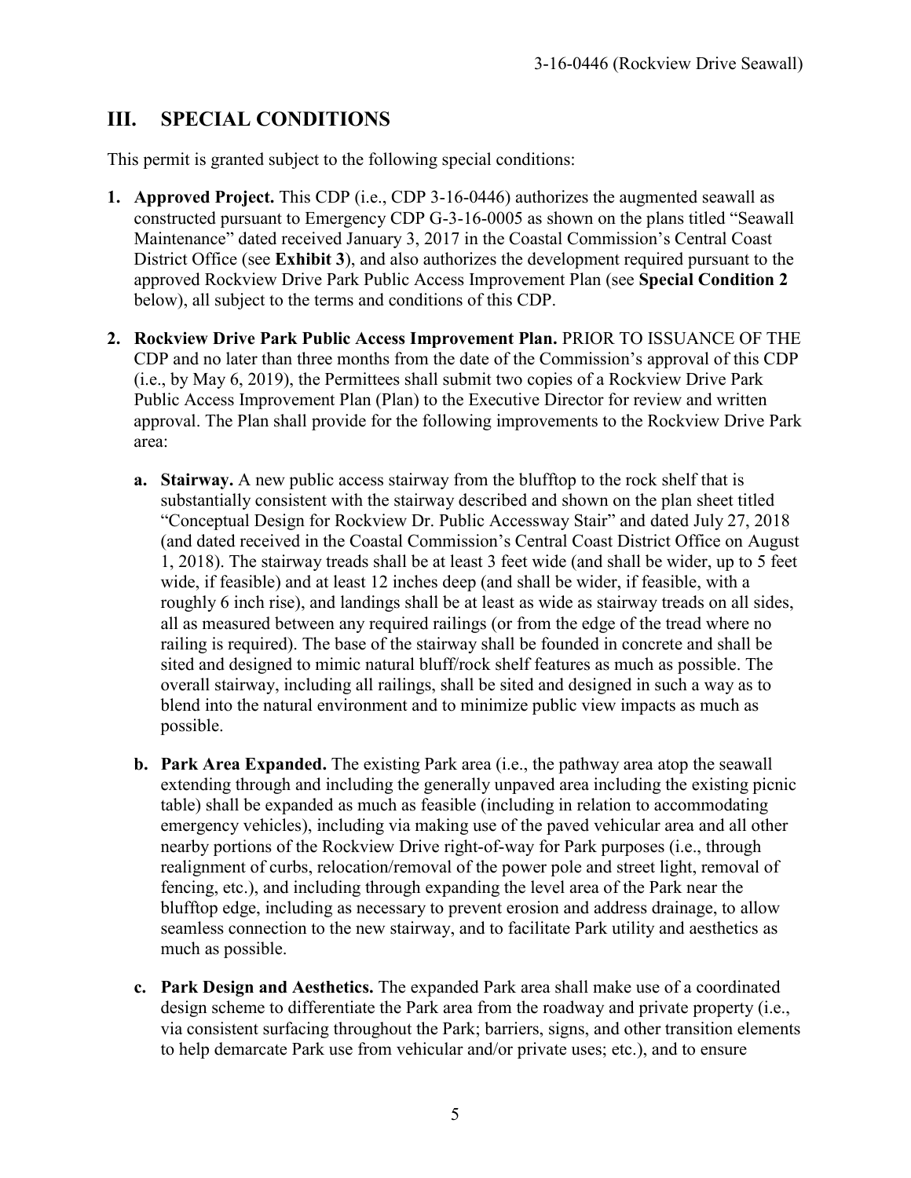## III. SPECIAL CONDITIONS

This permit is granted subject to the following special conditions:

1. **Approved Project.** This CDP (i.e., CDP 3-16-0446) authorizes the augmented seawall as constructed pursuant to Emergency CDP G-3-16-0005 as shown on the plans titled "Seawall Maintenance" dated received January 3, 2017 in the Coastal Commission's Central Coast District Office (see **Exhibit 3**), and also authorizes the development required pursuant to the approved Rockview Drive Park Public Access Improvement Plan (see **Special Condition 2** below), all subject to the terms and conditions of this CDP.

2. **Rockview Drive Park Public Access Improvement Plan.** PRIOR TO ISSUANCE OF THE CDP and no later than three months from the date of the Commission's approval of this CDP (i.e., by May 6, 2019), the Permittees shall submit two copies of a Rockview Drive Park Public Access Improvement Plan (Plan) to the Executive Director for review and written approval. The Plan shall provide for the following improvements to the Rockview Drive Park area:

   a. **Stairway.** A new public access stairway from the blufftop to the rock shelf that is substantially consistent with the stairway described and shown on the plan sheet titled "Conceptual Design for Rockview Dr. Public Accessway Stair" and dated July 27, 2018 (and dated received in the Coastal Commission's Central Coast District Office on August 1, 2018). The stairway treads shall be at least 3 feet wide (and shall be wider, up to 5 feet wide, if feasible) and at least 12 inches deep (and shall be wider, if feasible, with a roughly 6 inch rise), and landings shall be at least as wide as stairway treads on all sides, all as measured between any required railings (or from the edge of the tread where no railing is required). The base of the stairway shall be founded in concrete and shall be sited and designed to mimic natural bluff/rock shelf features as much as possible. The overall stairway, including all railings, shall be sited and designed in such a way as to blend into the natural environment and to minimize public view impacts as much as possible.

   b. **Park Area Expanded.** The existing Park area (i.e., the pathway area atop the seawall extending through and including the generally unpaved area including the existing picnic table) shall be expanded as much as feasible (including in relation to accommodating emergency vehicles), including via making use of the paved vehicular area and all other nearby portions of the Rockview Drive right-of-way for Park purposes (i.e., through realignment of curbs, relocation/removal of the power pole and street light, removal of fencing, etc.), and including through expanding the level area of the Park near the blufftop edge, including as necessary to prevent erosion and address drainage, to allow seamless connection to the new stairway, and to facilitate Park utility and aesthetics as much as possible.

   c. **Park Design and Aesthetics.** The expanded Park area shall make use of a coordinated design scheme to differentiate the Park area from the roadway and private property (i.e., via consistent surfacing throughout the Park; barriers, signs, and other transition elements to help demarcate Park use from vehicular and/or private uses; etc.), and to ensure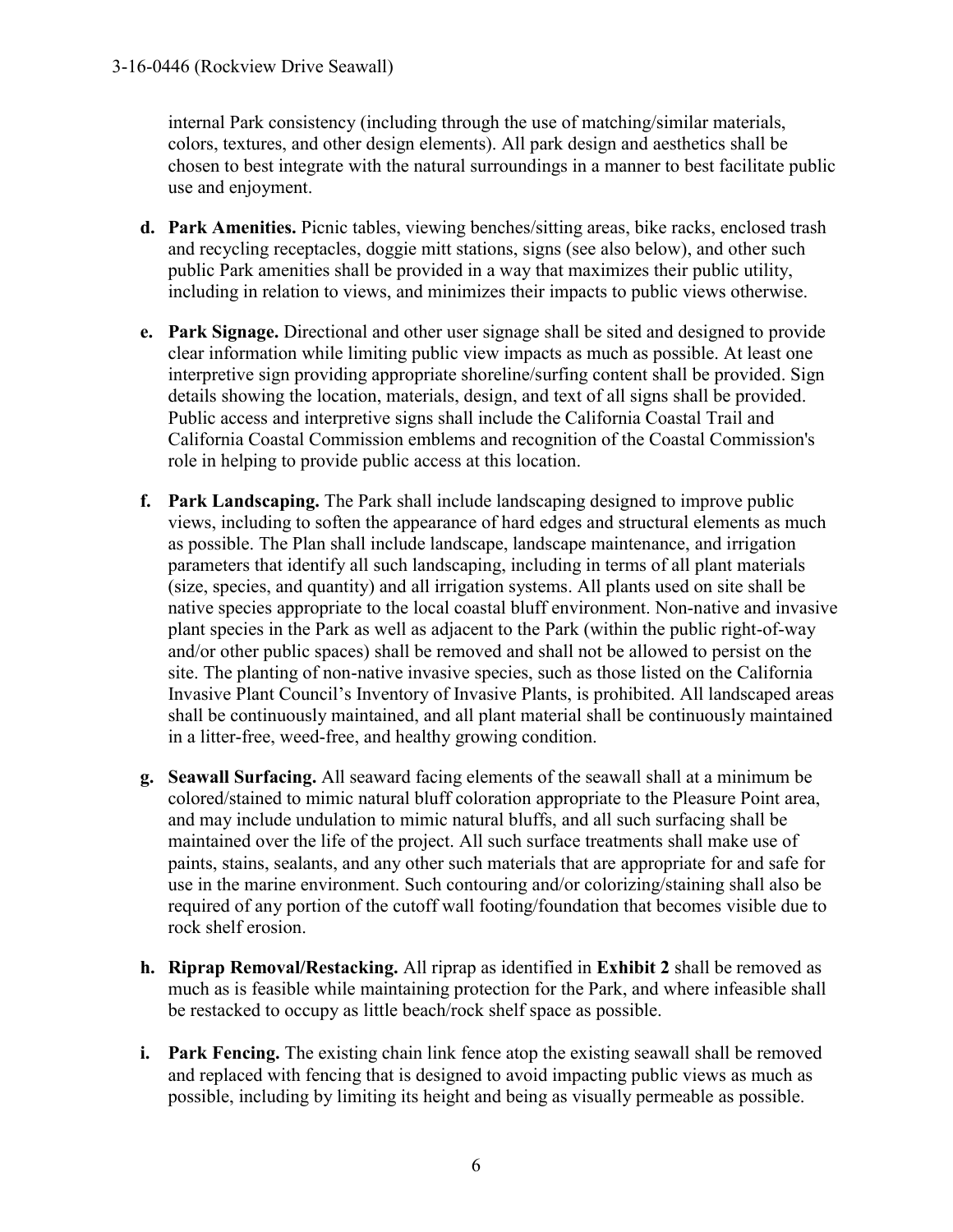internal Park consistency (including through the use of matching/similar materials, colors, textures, and other design elements). All park design and aesthetics shall be chosen to best integrate with the natural surroundings in a manner to best facilitate public use and enjoyment.

**d. Park Amenities.** Picnic tables, viewing benches/sitting areas, bike racks, enclosed trash and recycling receptacles, doggie mitt stations, signs (see also below), and other such public Park amenities shall be provided in a way that maximizes their public utility, including in relation to views, and minimizes their impacts to public views otherwise.

**e. Park Signage.** Directional and other user signage shall be sited and designed to provide clear information while limiting public view impacts as much as possible. At least one interpretive sign providing appropriate shoreline/surfing content shall be provided. Sign details showing the location, materials, design, and text of all signs shall be provided. Public access and interpretive signs shall include the California Coastal Trail and California Coastal Commission emblems and recognition of the Coastal Commission's role in helping to provide public access at this location.

**f. Park Landscaping.** The Park shall include landscaping designed to improve public views, including to soften the appearance of hard edges and structural elements as much as possible. The Plan shall include landscape, landscape maintenance, and irrigation parameters that identify all such landscaping, including in terms of all plant materials (size, species, and quantity) and all irrigation systems. All plants used on site shall be native species appropriate to the local coastal bluff environment. Non-native and invasive plant species in the Park as well as adjacent to the Park (within the public right-of-way and/or other public spaces) shall be removed and shall not be allowed to persist on the site. The planting of non-native invasive species, such as those listed on the California Invasive Plant Council's Inventory of Invasive Plants, is prohibited. All landscaped areas shall be continuously maintained, and all plant material shall be continuously maintained in a litter-free, weed-free, and healthy growing condition.

**g. Seawall Surfacing.** All seaward facing elements of the seawall shall at a minimum be colored/stained to mimic natural bluff coloration appropriate to the Pleasure Point area, and may include undulation to mimic natural bluffs, and all such surfacing shall be maintained over the life of the project. All such surface treatments shall make use of paints, stains, sealants, and any other such materials that are appropriate for and safe for use in the marine environment. Such contouring and/or colorizing/staining shall also be required of any portion of the cutoff wall footing/foundation that becomes visible due to rock shelf erosion.

**h. Riprap Removal/Restacking.** All riprap as identified in **Exhibit 2** shall be removed as much as is feasible while maintaining protection for the Park, and where infeasible shall be restacked to occupy as little beach/rock shelf space as possible.

**i. Park Fencing.** The existing chain link fence atop the existing seawall shall be removed and replaced with fencing that is designed to avoid impacting public views as much as possible, including by limiting its height and being as visually permeable as possible.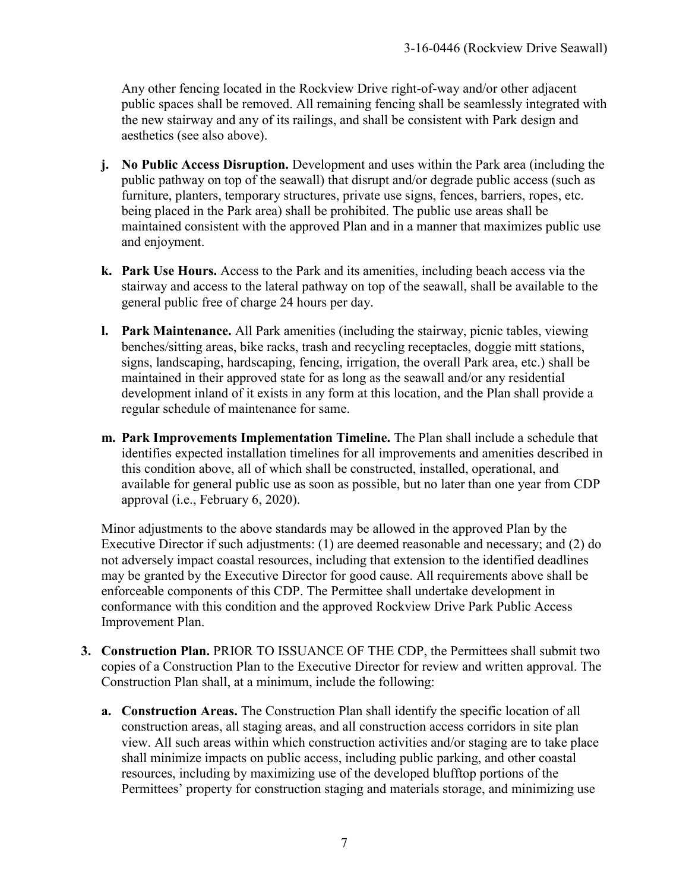Any other fencing located in the Rockview Drive right-of-way and/or other adjacent public spaces shall be removed. All remaining fencing shall be seamlessly integrated with the new stairway and any of its railings, and shall be consistent with Park design and aesthetics (see also above).

- **j. No Public Access Disruption.** Development and uses within the Park area (including the public pathway on top of the seawall) that disrupt and/or degrade public access (such as furniture, planters, temporary structures, private use signs, fences, barriers, ropes, etc. being placed in the Park area) shall be prohibited. The public use areas shall be maintained consistent with the approved Plan and in a manner that maximizes public use and enjoyment.

- **k. Park Use Hours.** Access to the Park and its amenities, including beach access via the stairway and access to the lateral pathway on top of the seawall, shall be available to the general public free of charge 24 hours per day.

- **l. Park Maintenance.** All Park amenities (including the stairway, picnic tables, viewing benches/sitting areas, bike racks, trash and recycling receptacles, doggie mitt stations, signs, landscaping, hardscaping, fencing, irrigation, the overall Park area, etc.) shall be maintained in their approved state for as long as the seawall and/or any residential development inland of it exists in any form at this location, and the Plan shall provide a regular schedule of maintenance for same.

- **m. Park Improvements Implementation Timeline.** The Plan shall include a schedule that identifies expected installation timelines for all improvements and amenities described in this condition above, all of which shall be constructed, installed, operational, and available for general public use as soon as possible, but no later than one year from CDP approval (i.e., February 6, 2020).

Minor adjustments to the above standards may be allowed in the approved Plan by the Executive Director if such adjustments: (1) are deemed reasonable and necessary; and (2) do not adversely impact coastal resources, including that extension to the identified deadlines may be granted by the Executive Director for good cause. All requirements above shall be enforceable components of this CDP. The Permittee shall undertake development in conformance with this condition and the approved Rockview Drive Park Public Access Improvement Plan.

3. **Construction Plan.** PRIOR TO ISSUANCE OF THE CDP, the Permittees shall submit two copies of a Construction Plan to the Executive Director for review and written approval. The Construction Plan shall, at a minimum, include the following:

   - **a. Construction Areas.** The Construction Plan shall identify the specific location of all construction areas, all staging areas, and all construction access corridors in site plan view. All such areas within which construction activities and/or staging are to take place shall minimize impacts on public access, including public parking, and other coastal resources, including by maximizing use of the developed blufftop portions of the Permittees' property for construction staging and materials storage, and minimizing use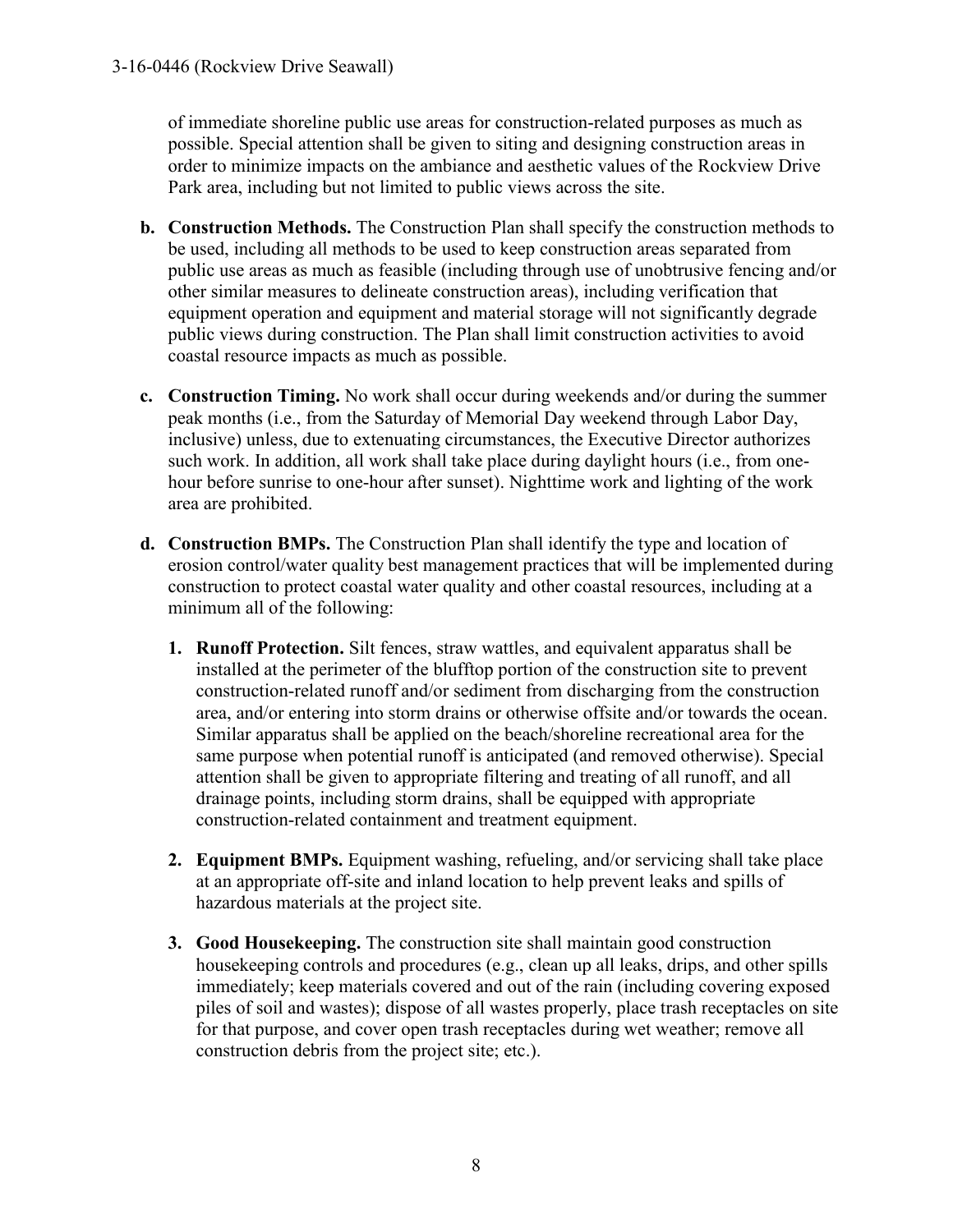of immediate shoreline public use areas for construction-related purposes as much as possible. Special attention shall be given to siting and designing construction areas in order to minimize impacts on the ambiance and aesthetic values of the Rockview Drive Park area, including but not limited to public views across the site.

**b. Construction Methods.** The Construction Plan shall specify the construction methods to be used, including all methods to be used to keep construction areas separated from public use areas as much as feasible (including through use of unobtrusive fencing and/or other similar measures to delineate construction areas), including verification that equipment operation and equipment and material storage will not significantly degrade public views during construction. The Plan shall limit construction activities to avoid coastal resource impacts as much as possible.

**c. Construction Timing.** No work shall occur during weekends and/or during the summer peak months (i.e., from the Saturday of Memorial Day weekend through Labor Day, inclusive) unless, due to extenuating circumstances, the Executive Director authorizes such work. In addition, all work shall take place during daylight hours (i.e., from one-hour before sunrise to one-hour after sunset). Nighttime work and lighting of the work area are prohibited.

**d. Construction BMPs.** The Construction Plan shall identify the type and location of erosion control/water quality best management practices that will be implemented during construction to protect coastal water quality and other coastal resources, including at a minimum all of the following:

1. **Runoff Protection.** Silt fences, straw wattles, and equivalent apparatus shall be installed at the perimeter of the blufftop portion of the construction site to prevent construction-related runoff and/or sediment from discharging from the construction area, and/or entering into storm drains or otherwise offsite and/or towards the ocean. Similar apparatus shall be applied on the beach/shoreline recreational area for the same purpose when potential runoff is anticipated (and removed otherwise). Special attention shall be given to appropriate filtering and treating of all runoff, and all drainage points, including storm drains, shall be equipped with appropriate construction-related containment and treatment equipment.

2. **Equipment BMPs.** Equipment washing, refueling, and/or servicing shall take place at an appropriate off-site and inland location to help prevent leaks and spills of hazardous materials at the project site.

3. **Good Housekeeping.** The construction site shall maintain good construction housekeeping controls and procedures (e.g., clean up all leaks, drips, and other spills immediately; keep materials covered and out of the rain (including covering exposed piles of soil and wastes); dispose of all wastes properly, place trash receptacles on site for that purpose, and cover open trash receptacles during wet weather; remove all construction debris from the project site; etc.).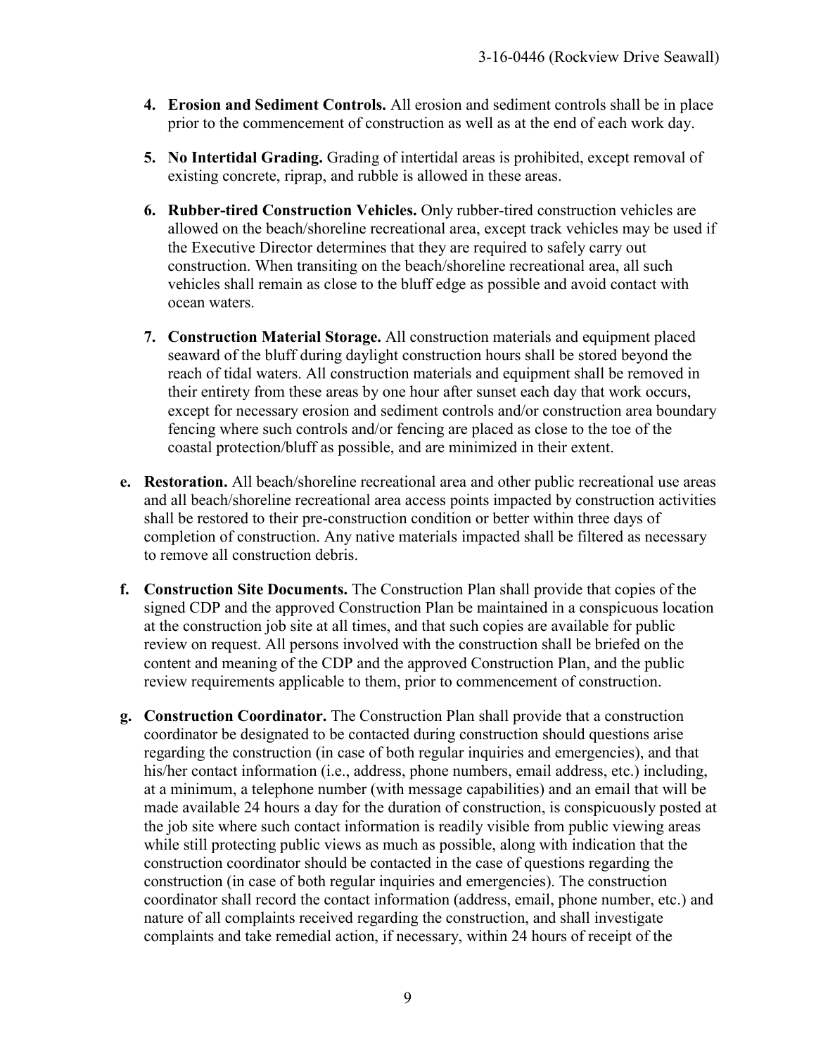4. **Erosion and Sediment Controls.** All erosion and sediment controls shall be in place prior to the commencement of construction as well as at the end of each work day.

5. **No Intertidal Grading.** Grading of intertidal areas is prohibited, except removal of existing concrete, riprap, and rubble is allowed in these areas.

6. **Rubber-tired Construction Vehicles.** Only rubber-tired construction vehicles are allowed on the beach/shoreline recreational area, except track vehicles may be used if the Executive Director determines that they are required to safely carry out construction. When transiting on the beach/shoreline recreational area, all such vehicles shall remain as close to the bluff edge as possible and avoid contact with ocean waters.

7. **Construction Material Storage.** All construction materials and equipment placed seaward of the bluff during daylight construction hours shall be stored beyond the reach of tidal waters. All construction materials and equipment shall be removed in their entirety from these areas by one hour after sunset each day that work occurs, except for necessary erosion and sediment controls and/or construction area boundary fencing where such controls and/or fencing are placed as close to the toe of the coastal protection/bluff as possible, and are minimized in their extent.

**e. Restoration.** All beach/shoreline recreational area and other public recreational use areas and all beach/shoreline recreational area access points impacted by construction activities shall be restored to their pre-construction condition or better within three days of completion of construction. Any native materials impacted shall be filtered as necessary to remove all construction debris.

**f. Construction Site Documents.** The Construction Plan shall provide that copies of the signed CDP and the approved Construction Plan be maintained in a conspicuous location at the construction job site at all times, and that such copies are available for public review on request. All persons involved with the construction shall be briefed on the content and meaning of the CDP and the approved Construction Plan, and the public review requirements applicable to them, prior to commencement of construction.

**g. Construction Coordinator.** The Construction Plan shall provide that a construction coordinator be designated to be contacted during construction should questions arise regarding the construction (in case of both regular inquiries and emergencies), and that his/her contact information (i.e., address, phone numbers, email address, etc.) including, at a minimum, a telephone number (with message capabilities) and an email that will be made available 24 hours a day for the duration of construction, is conspicuously posted at the job site where such contact information is readily visible from public viewing areas while still protecting public views as much as possible, along with indication that the construction coordinator should be contacted in the case of questions regarding the construction (in case of both regular inquiries and emergencies). The construction coordinator shall record the contact information (address, email, phone number, etc.) and nature of all complaints received regarding the construction, and shall investigate complaints and take remedial action, if necessary, within 24 hours of receipt of the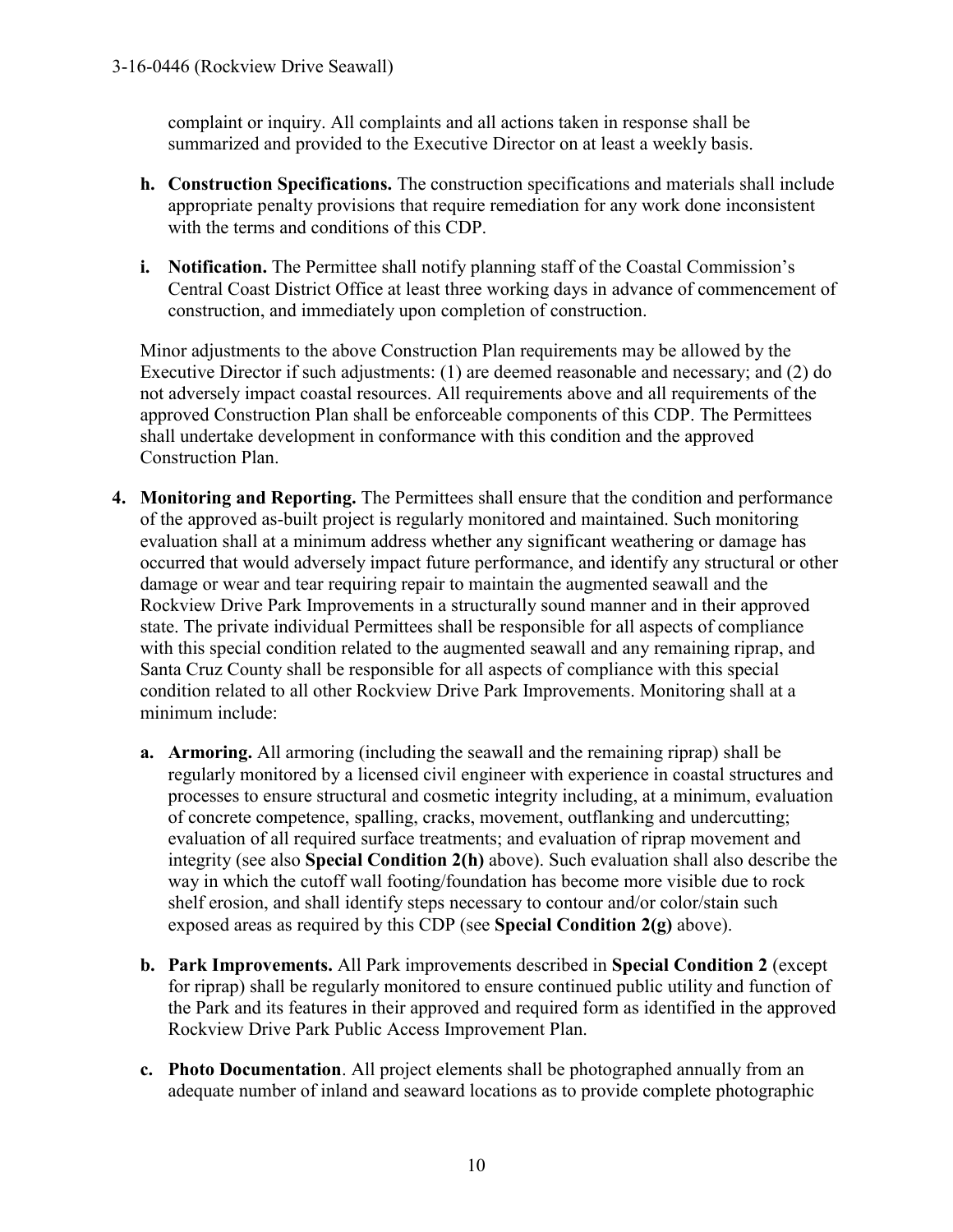complaint or inquiry. All complaints and all actions taken in response shall be summarized and provided to the Executive Director on at least a weekly basis.

- **h. Construction Specifications.** The construction specifications and materials shall include appropriate penalty provisions that require remediation for any work done inconsistent with the terms and conditions of this CDP.

- **i. Notification.** The Permittee shall notify planning staff of the Coastal Commission's Central Coast District Office at least three working days in advance of commencement of construction, and immediately upon completion of construction.

Minor adjustments to the above Construction Plan requirements may be allowed by the Executive Director if such adjustments: (1) are deemed reasonable and necessary; and (2) do not adversely impact coastal resources. All requirements above and all requirements of the approved Construction Plan shall be enforceable components of this CDP. The Permittees shall undertake development in conformance with this condition and the approved Construction Plan.

**4. Monitoring and Reporting.** The Permittees shall ensure that the condition and performance of the approved as-built project is regularly monitored and maintained. Such monitoring evaluation shall at a minimum address whether any significant weathering or damage has occurred that would adversely impact future performance, and identify any structural or other damage or wear and tear requiring repair to maintain the augmented seawall and the Rockview Drive Park Improvements in a structurally sound manner and in their approved state. The private individual Permittees shall be responsible for all aspects of compliance with this special condition related to the augmented seawall and any remaining riprap, and Santa Cruz County shall be responsible for all aspects of compliance with this special condition related to all other Rockview Drive Park Improvements. Monitoring shall at a minimum include:

- **a. Armoring.** All armoring (including the seawall and the remaining riprap) shall be regularly monitored by a licensed civil engineer with experience in coastal structures and processes to ensure structural and cosmetic integrity including, at a minimum, evaluation of concrete competence, spalling, cracks, movement, outflanking and undercutting; evaluation of all required surface treatments; and evaluation of riprap movement and integrity (see also **Special Condition 2(h)** above). Such evaluation shall also describe the way in which the cutoff wall footing/foundation has become more visible due to rock shelf erosion, and shall identify steps necessary to contour and/or color/stain such exposed areas as required by this CDP (see **Special Condition 2(g)** above).

- **b. Park Improvements.** All Park improvements described in **Special Condition 2** (except for riprap) shall be regularly monitored to ensure continued public utility and function of the Park and its features in their approved and required form as identified in the approved Rockview Drive Park Public Access Improvement Plan.

- **c. Photo Documentation**. All project elements shall be photographed annually from an adequate number of inland and seaward locations as to provide complete photographic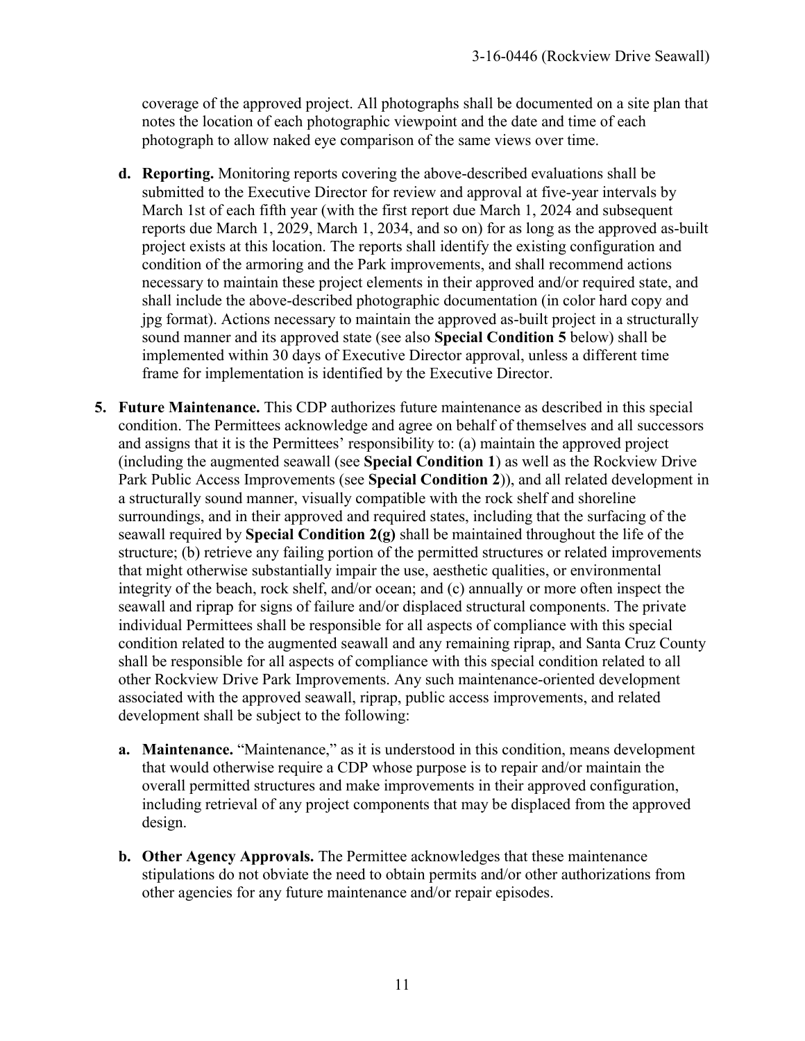coverage of the approved project. All photographs shall be documented on a site plan that notes the location of each photographic viewpoint and the date and time of each photograph to allow naked eye comparison of the same views over time.

- **d. Reporting.** Monitoring reports covering the above-described evaluations shall be submitted to the Executive Director for review and approval at five-year intervals by March 1st of each fifth year (with the first report due March 1, 2024 and subsequent reports due March 1, 2029, March 1, 2034, and so on) for as long as the approved as-built project exists at this location. The reports shall identify the existing configuration and condition of the armoring and the Park improvements, and shall recommend actions necessary to maintain these project elements in their approved and/or required state, and shall include the above-described photographic documentation (in color hard copy and jpg format). Actions necessary to maintain the approved as-built project in a structurally sound manner and its approved state (see also **Special Condition 5** below) shall be implemented within 30 days of Executive Director approval, unless a different time frame for implementation is identified by the Executive Director.

**5. Future Maintenance.** This CDP authorizes future maintenance as described in this special condition. The Permittees acknowledge and agree on behalf of themselves and all successors and assigns that it is the Permittees' responsibility to: (a) maintain the approved project (including the augmented seawall (see **Special Condition 1**) as well as the Rockview Drive Park Public Access Improvements (see **Special Condition 2**)), and all related development in a structurally sound manner, visually compatible with the rock shelf and shoreline surroundings, and in their approved and required states, including that the surfacing of the seawall required by **Special Condition 2(g)** shall be maintained throughout the life of the structure; (b) retrieve any failing portion of the permitted structures or related improvements that might otherwise substantially impair the use, aesthetic qualities, or environmental integrity of the beach, rock shelf, and/or ocean; and (c) annually or more often inspect the seawall and riprap for signs of failure and/or displaced structural components. The private individual Permittees shall be responsible for all aspects of compliance with this special condition related to the augmented seawall and any remaining riprap, and Santa Cruz County shall be responsible for all aspects of compliance with this special condition related to all other Rockview Drive Park Improvements. Any such maintenance-oriented development associated with the approved seawall, riprap, public access improvements, and related development shall be subject to the following:

- **a. Maintenance.** "Maintenance," as it is understood in this condition, means development that would otherwise require a CDP whose purpose is to repair and/or maintain the overall permitted structures and make improvements in their approved configuration, including retrieval of any project components that may be displaced from the approved design.

- **b. Other Agency Approvals.** The Permittee acknowledges that these maintenance stipulations do not obviate the need to obtain permits and/or other authorizations from other agencies for any future maintenance and/or repair episodes.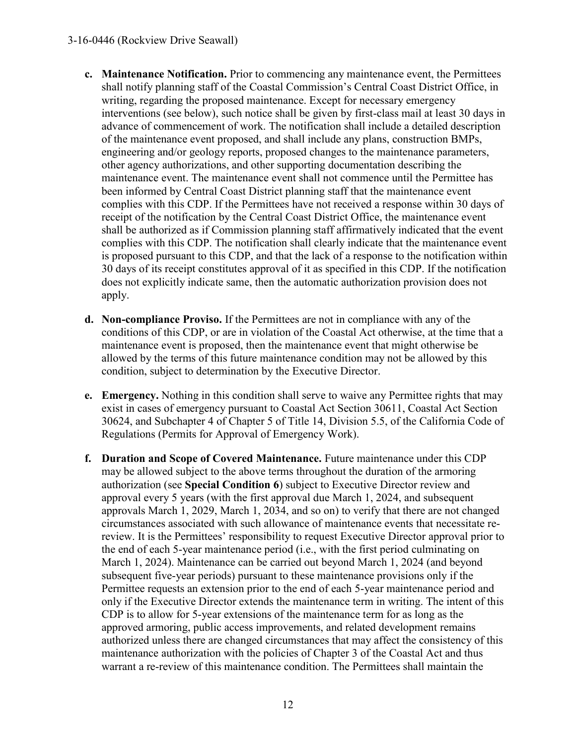- **c. Maintenance Notification.** Prior to commencing any maintenance event, the Permittees shall notify planning staff of the Coastal Commission's Central Coast District Office, in writing, regarding the proposed maintenance. Except for necessary emergency interventions (see below), such notice shall be given by first-class mail at least 30 days in advance of commencement of work. The notification shall include a detailed description of the maintenance event proposed, and shall include any plans, construction BMPs, engineering and/or geology reports, proposed changes to the maintenance parameters, other agency authorizations, and other supporting documentation describing the maintenance event. The maintenance event shall not commence until the Permittee has been informed by Central Coast District planning staff that the maintenance event complies with this CDP. If the Permittees have not received a response within 30 days of receipt of the notification by the Central Coast District Office, the maintenance event shall be authorized as if Commission planning staff affirmatively indicated that the event complies with this CDP. The notification shall clearly indicate that the maintenance event is proposed pursuant to this CDP, and that the lack of a response to the notification within 30 days of its receipt constitutes approval of it as specified in this CDP. If the notification does not explicitly indicate same, then the automatic authorization provision does not apply.

- **d. Non-compliance Proviso.** If the Permittees are not in compliance with any of the conditions of this CDP, or are in violation of the Coastal Act otherwise, at the time that a maintenance event is proposed, then the maintenance event that might otherwise be allowed by the terms of this future maintenance condition may not be allowed by this condition, subject to determination by the Executive Director.

- **e. Emergency.** Nothing in this condition shall serve to waive any Permittee rights that may exist in cases of emergency pursuant to Coastal Act Section 30611, Coastal Act Section 30624, and Subchapter 4 of Chapter 5 of Title 14, Division 5.5, of the California Code of Regulations (Permits for Approval of Emergency Work).

- **f. Duration and Scope of Covered Maintenance.** Future maintenance under this CDP may be allowed subject to the above terms throughout the duration of the armoring authorization (see **Special Condition 6**) subject to Executive Director review and approval every 5 years (with the first approval due March 1, 2024, and subsequent approvals March 1, 2029, March 1, 2034, and so on) to verify that there are not changed circumstances associated with such allowance of maintenance events that necessitate re-review. It is the Permittees' responsibility to request Executive Director approval prior to the end of each 5-year maintenance period (i.e., with the first period culminating on March 1, 2024). Maintenance can be carried out beyond March 1, 2024 (and beyond subsequent five-year periods) pursuant to these maintenance provisions only if the Permittee requests an extension prior to the end of each 5-year maintenance period and only if the Executive Director extends the maintenance term in writing. The intent of this CDP is to allow for 5-year extensions of the maintenance term for as long as the approved armoring, public access improvements, and related development remains authorized unless there are changed circumstances that may affect the consistency of this maintenance authorization with the policies of Chapter 3 of the Coastal Act and thus warrant a re-review of this maintenance condition. The Permittees shall maintain the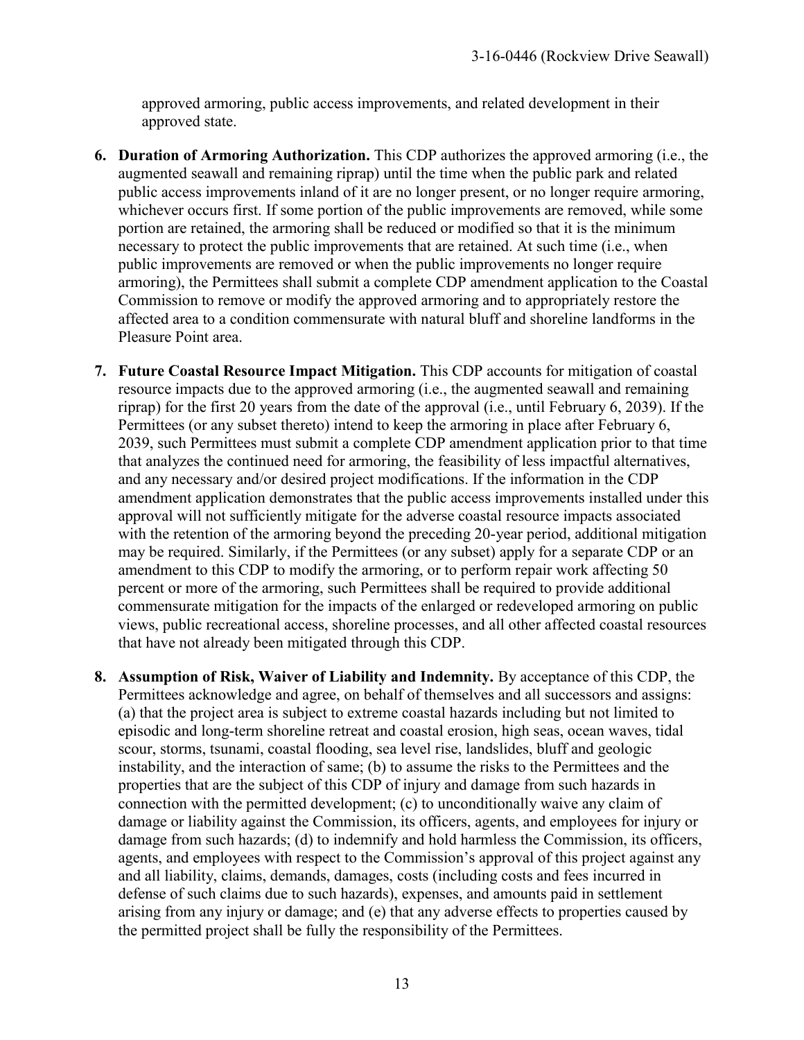approved armoring, public access improvements, and related development in their approved state.

6. **Duration of Armoring Authorization.** This CDP authorizes the approved armoring (i.e., the augmented seawall and remaining riprap) until the time when the public park and related public access improvements inland of it are no longer present, or no longer require armoring, whichever occurs first. If some portion of the public improvements are removed, while some portion are retained, the armoring shall be reduced or modified so that it is the minimum necessary to protect the public improvements that are retained. At such time (i.e., when public improvements are removed or when the public improvements no longer require armoring), the Permittees shall submit a complete CDP amendment application to the Coastal Commission to remove or modify the approved armoring and to appropriately restore the affected area to a condition commensurate with natural bluff and shoreline landforms in the Pleasure Point area.

7. **Future Coastal Resource Impact Mitigation.** This CDP accounts for mitigation of coastal resource impacts due to the approved armoring (i.e., the augmented seawall and remaining riprap) for the first 20 years from the date of the approval (i.e., until February 6, 2039). If the Permittees (or any subset thereto) intend to keep the armoring in place after February 6, 2039, such Permittees must submit a complete CDP amendment application prior to that time that analyzes the continued need for armoring, the feasibility of less impactful alternatives, and any necessary and/or desired project modifications. If the information in the CDP amendment application demonstrates that the public access improvements installed under this approval will not sufficiently mitigate for the adverse coastal resource impacts associated with the retention of the armoring beyond the preceding 20-year period, additional mitigation may be required. Similarly, if the Permittees (or any subset) apply for a separate CDP or an amendment to this CDP to modify the armoring, or to perform repair work affecting 50 percent or more of the armoring, such Permittees shall be required to provide additional commensurate mitigation for the impacts of the enlarged or redeveloped armoring on public views, public recreational access, shoreline processes, and all other affected coastal resources that have not already been mitigated through this CDP.

8. **Assumption of Risk, Waiver of Liability and Indemnity.** By acceptance of this CDP, the Permittees acknowledge and agree, on behalf of themselves and all successors and assigns: (a) that the project area is subject to extreme coastal hazards including but not limited to episodic and long-term shoreline retreat and coastal erosion, high seas, ocean waves, tidal scour, storms, tsunami, coastal flooding, sea level rise, landslides, bluff and geologic instability, and the interaction of same; (b) to assume the risks to the Permittees and the properties that are the subject of this CDP of injury and damage from such hazards in connection with the permitted development; (c) to unconditionally waive any claim of damage or liability against the Commission, its officers, agents, and employees for injury or damage from such hazards; (d) to indemnify and hold harmless the Commission, its officers, agents, and employees with respect to the Commission's approval of this project against any and all liability, claims, demands, damages, costs (including costs and fees incurred in defense of such claims due to such hazards), expenses, and amounts paid in settlement arising from any injury or damage; and (e) that any adverse effects to properties caused by the permitted project shall be fully the responsibility of the Permittees.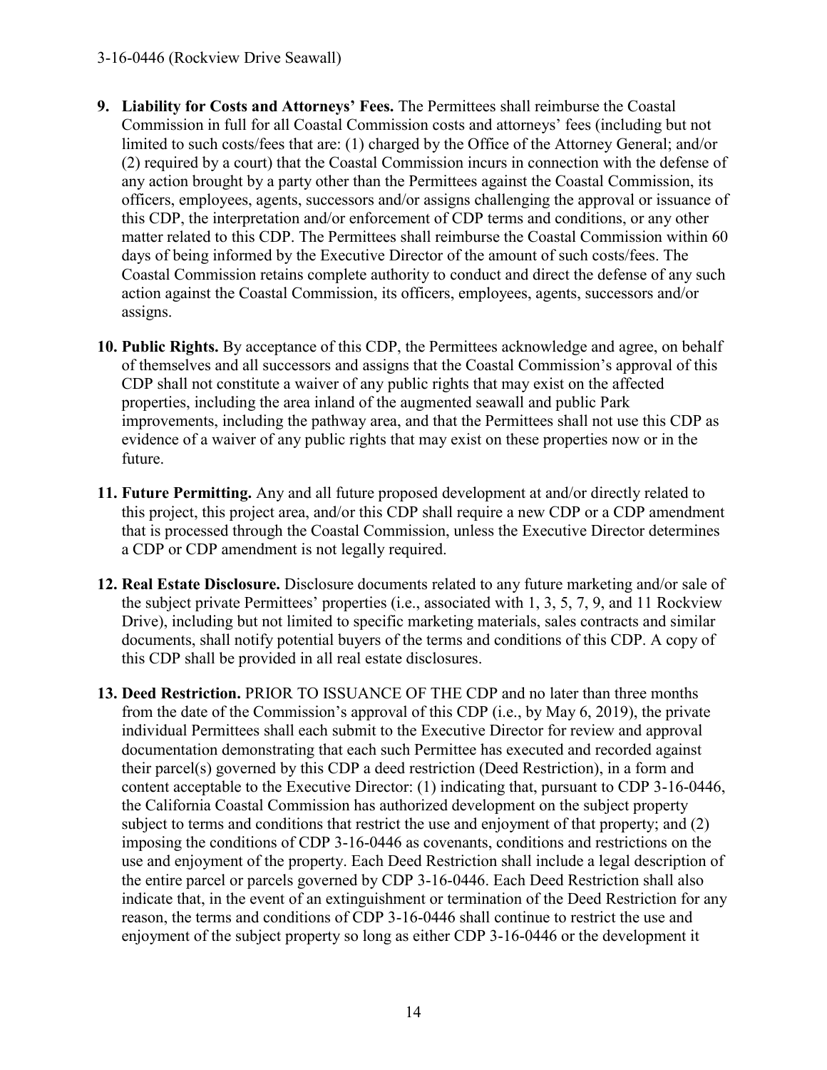9. **Liability for Costs and Attorneys' Fees.** The Permittees shall reimburse the Coastal Commission in full for all Coastal Commission costs and attorneys' fees (including but not limited to such costs/fees that are: (1) charged by the Office of the Attorney General; and/or (2) required by a court) that the Coastal Commission incurs in connection with the defense of any action brought by a party other than the Permittees against the Coastal Commission, its officers, employees, agents, successors and/or assigns challenging the approval or issuance of this CDP, the interpretation and/or enforcement of CDP terms and conditions, or any other matter related to this CDP. The Permittees shall reimburse the Coastal Commission within 60 days of being informed by the Executive Director of the amount of such costs/fees. The Coastal Commission retains complete authority to conduct and direct the defense of any such action against the Coastal Commission, its officers, employees, agents, successors and/or assigns.

10. **Public Rights.** By acceptance of this CDP, the Permittees acknowledge and agree, on behalf of themselves and all successors and assigns that the Coastal Commission's approval of this CDP shall not constitute a waiver of any public rights that may exist on the affected properties, including the area inland of the augmented seawall and public Park improvements, including the pathway area, and that the Permittees shall not use this CDP as evidence of a waiver of any public rights that may exist on these properties now or in the future.

11. **Future Permitting.** Any and all future proposed development at and/or directly related to this project, this project area, and/or this CDP shall require a new CDP or a CDP amendment that is processed through the Coastal Commission, unless the Executive Director determines a CDP or CDP amendment is not legally required.

12. **Real Estate Disclosure.** Disclosure documents related to any future marketing and/or sale of the subject private Permittees' properties (i.e., associated with 1, 3, 5, 7, 9, and 11 Rockview Drive), including but not limited to specific marketing materials, sales contracts and similar documents, shall notify potential buyers of the terms and conditions of this CDP. A copy of this CDP shall be provided in all real estate disclosures.

13. **Deed Restriction.** PRIOR TO ISSUANCE OF THE CDP and no later than three months from the date of the Commission's approval of this CDP (i.e., by May 6, 2019), the private individual Permittees shall each submit to the Executive Director for review and approval documentation demonstrating that each such Permittee has executed and recorded against their parcel(s) governed by this CDP a deed restriction (Deed Restriction), in a form and content acceptable to the Executive Director: (1) indicating that, pursuant to CDP 3-16-0446, the California Coastal Commission has authorized development on the subject property subject to terms and conditions that restrict the use and enjoyment of that property; and (2) imposing the conditions of CDP 3-16-0446 as covenants, conditions and restrictions on the use and enjoyment of the property. Each Deed Restriction shall include a legal description of the entire parcel or parcels governed by CDP 3-16-0446. Each Deed Restriction shall also indicate that, in the event of an extinguishment or termination of the Deed Restriction for any reason, the terms and conditions of CDP 3-16-0446 shall continue to restrict the use and enjoyment of the subject property so long as either CDP 3-16-0446 or the development it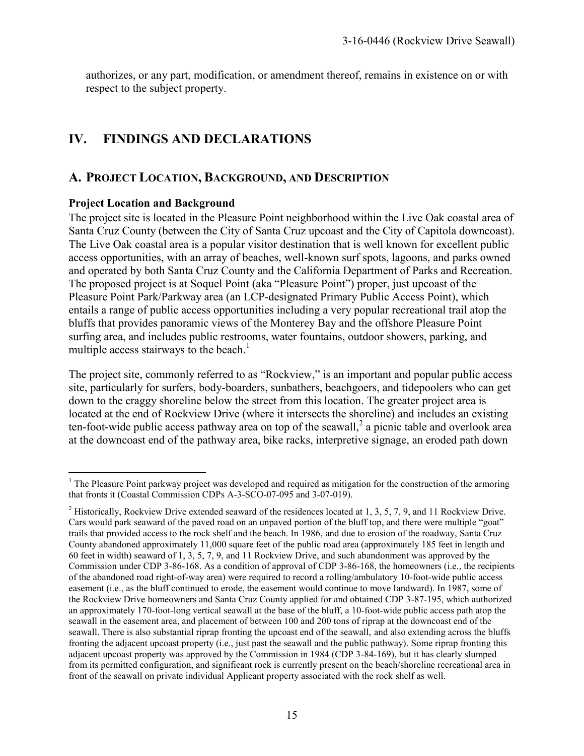authorizes, or any part, modification, or amendment thereof, remains in existence on or with respect to the subject property.

# IV. FINDINGS AND DECLARATIONS

## A. PROJECT LOCATION, BACKGROUND, AND DESCRIPTION

**Project Location and Background**

The project site is located in the Pleasure Point neighborhood within the Live Oak coastal area of Santa Cruz County (between the City of Santa Cruz upcoast and the City of Capitola downcoast). The Live Oak coastal area is a popular visitor destination that is well known for excellent public access opportunities, with an array of beaches, well-known surf spots, lagoons, and parks owned and operated by both Santa Cruz County and the California Department of Parks and Recreation. The proposed project is at Soquel Point (aka "Pleasure Point") proper, just upcoast of the Pleasure Point Park/Parkway area (an LCP-designated Primary Public Access Point), which entails a range of public access opportunities including a very popular recreational trail atop the bluffs that provides panoramic views of the Monterey Bay and the offshore Pleasure Point surfing area, and includes public restrooms, water fountains, outdoor showers, parking, and multiple access stairways to the beach.[1]

The project site, commonly referred to as "Rockview," is an important and popular public access site, particularly for surfers, body-boarders, sunbathers, beachgoers, and tidepoolers who can get down to the craggy shoreline below the street from this location. The greater project area is located at the end of Rockview Drive (where it intersects the shoreline) and includes an existing ten-foot-wide public access pathway area on top of the seawall,[2] a picnic table and overlook area at the downcoast end of the pathway area, bike racks, interpretive signage, an eroded path down

---

[1] The Pleasure Point parkway project was developed and required as mitigation for the construction of the armoring that fronts it (Coastal Commission CDPs A-3-SCO-07-095 and 3-07-019).

[2] Historically, Rockview Drive extended seaward of the residences located at 1, 3, 5, 7, 9, and 11 Rockview Drive. Cars would park seaward of the paved road on an unpaved portion of the bluff top, and there were multiple "goat" trails that provided access to the rock shelf and the beach. In 1986, and due to erosion of the roadway, Santa Cruz County abandoned approximately 11,000 square feet of the public road area (approximately 185 feet in length and 60 feet in width) seaward of 1, 3, 5, 7, 9, and 11 Rockview Drive, and such abandonment was approved by the Commission under CDP 3-86-168. As a condition of approval of CDP 3-86-168, the homeowners (i.e., the recipients of the abandoned road right-of-way area) were required to record a rolling/ambulatory 10-foot-wide public access easement (i.e., as the bluff continued to erode, the easement would continue to move landward). In 1987, some of the Rockview Drive homeowners and Santa Cruz County applied for and obtained CDP 3-87-195, which authorized an approximately 170-foot-long vertical seawall at the base of the bluff, a 10-foot-wide public access path atop the seawall in the easement area, and placement of between 100 and 200 tons of riprap at the downcoast end of the seawall. There is also substantial riprap fronting the upcoast end of the seawall, and also extending across the bluffs fronting the adjacent upcoast property (i.e., just past the seawall and the public pathway). Some riprap fronting this adjacent upcoast property was approved by the Commission in 1984 (CDP 3-84-169), but it has clearly slumped from its permitted configuration, and significant rock is currently present on the beach/shoreline recreational area in front of the seawall on private individual Applicant property associated with the rock shelf as well.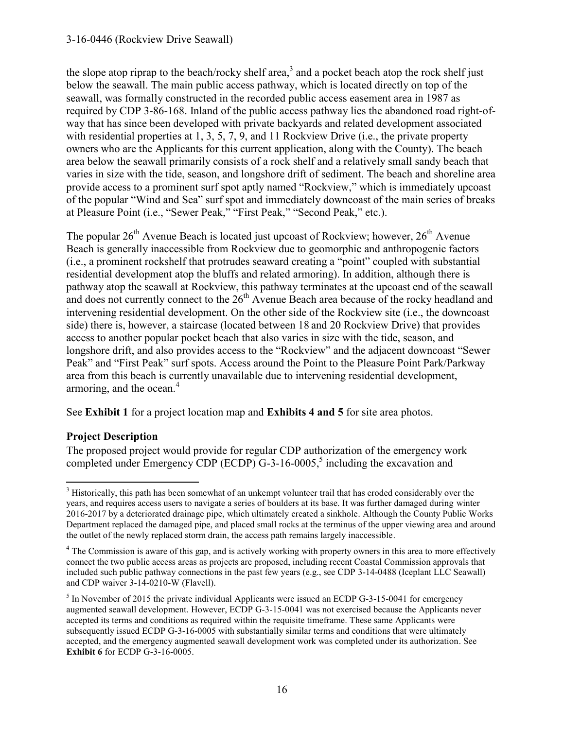the slope atop riprap to the beach/rocky shelf area,[3] and a pocket beach atop the rock shelf just below the seawall. The main public access pathway, which is located directly on top of the seawall, was formally constructed in the recorded public access easement area in 1987 as required by CDP 3-86-168. Inland of the public access pathway lies the abandoned road right-of-way that has since been developed with private backyards and related development associated with residential properties at 1, 3, 5, 7, 9, and 11 Rockview Drive (i.e., the private property owners who are the Applicants for this current application, along with the County). The beach area below the seawall primarily consists of a rock shelf and a relatively small sandy beach that varies in size with the tide, season, and longshore drift of sediment. The beach and shoreline area provide access to a prominent surf spot aptly named "Rockview," which is immediately upcoast of the popular "Wind and Sea" surf spot and immediately downcoast of the main series of breaks at Pleasure Point (i.e., "Sewer Peak," "First Peak," "Second Peak," etc.).

The popular 26th Avenue Beach is located just upcoast of Rockview; however, 26th Avenue Beach is generally inaccessible from Rockview due to geomorphic and anthropogenic factors (i.e., a prominent rockshelf that protrudes seaward creating a "point" coupled with substantial residential development atop the bluffs and related armoring). In addition, although there is pathway atop the seawall at Rockview, this pathway terminates at the upcoast end of the seawall and does not currently connect to the 26th Avenue Beach area because of the rocky headland and intervening residential development. On the other side of the Rockview site (i.e., the downcoast side) there is, however, a staircase (located between 18 and 20 Rockview Drive) that provides access to another popular pocket beach that also varies in size with the tide, season, and longshore drift, and also provides access to the "Rockview" and the adjacent downcoast "Sewer Peak" and "First Peak" surf spots. Access around the Point to the Pleasure Point Park/Parkway area from this beach is currently unavailable due to intervening residential development, armoring, and the ocean.[4]

See **Exhibit 1** for a project location map and **Exhibits 4 and 5** for site area photos.

### Project Description

The proposed project would provide for regular CDP authorization of the emergency work completed under Emergency CDP (ECDP) G-3-16-0005,[5] including the excavation and

---

[3] Historically, this path has been somewhat of an unkempt volunteer trail that has eroded considerably over the years, and requires access users to navigate a series of boulders at its base. It was further damaged during winter 2016-2017 by a deteriorated drainage pipe, which ultimately created a sinkhole. Although the County Public Works Department replaced the damaged pipe, and placed small rocks at the terminus of the upper viewing area and around the outlet of the newly replaced storm drain, the access path remains largely inaccessible.

[4] The Commission is aware of this gap, and is actively working with property owners in this area to more effectively connect the two public access areas as projects are proposed, including recent Coastal Commission approvals that included such public pathway connections in the past few years (e.g., see CDP 3-14-0488 (Iceplant LLC Seawall) and CDP waiver 3-14-0210-W (Flavell).

[5] In November of 2015 the private individual Applicants were issued an ECDP G-3-15-0041 for emergency augmented seawall development. However, ECDP G-3-15-0041 was not exercised because the Applicants never accepted its terms and conditions as required within the requisite timeframe. These same Applicants were subsequently issued ECDP G-3-16-0005 with substantially similar terms and conditions that were ultimately accepted, and the emergency augmented seawall development work was completed under its authorization. See **Exhibit 6** for ECDP G-3-16-0005.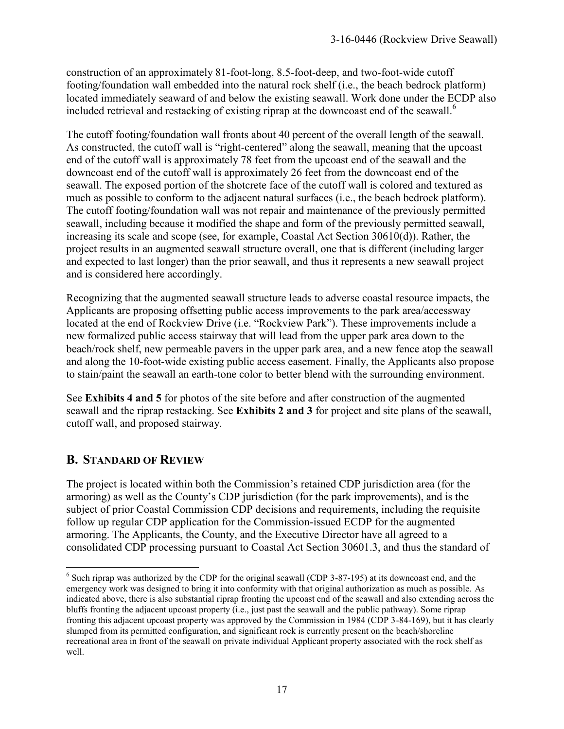construction of an approximately 81-foot-long, 8.5-foot-deep, and two-foot-wide cutoff footing/foundation wall embedded into the natural rock shelf (i.e., the beach bedrock platform) located immediately seaward of and below the existing seawall. Work done under the ECDP also included retrieval and restacking of existing riprap at the downcoast end of the seawall.[6]

The cutoff footing/foundation wall fronts about 40 percent of the overall length of the seawall. As constructed, the cutoff wall is "right-centered" along the seawall, meaning that the upcoast end of the cutoff wall is approximately 78 feet from the upcoast end of the seawall and the downcoast end of the cutoff wall is approximately 26 feet from the downcoast end of the seawall. The exposed portion of the shotcrete face of the cutoff wall is colored and textured as much as possible to conform to the adjacent natural surfaces (i.e., the beach bedrock platform). The cutoff footing/foundation wall was not repair and maintenance of the previously permitted seawall, including because it modified the shape and form of the previously permitted seawall, increasing its scale and scope (see, for example, Coastal Act Section 30610(d)). Rather, the project results in an augmented seawall structure overall, one that is different (including larger and expected to last longer) than the prior seawall, and thus it represents a new seawall project and is considered here accordingly.

Recognizing that the augmented seawall structure leads to adverse coastal resource impacts, the Applicants are proposing offsetting public access improvements to the park area/accessway located at the end of Rockview Drive (i.e. "Rockview Park"). These improvements include a new formalized public access stairway that will lead from the upper park area down to the beach/rock shelf, new permeable pavers in the upper park area, and a new fence atop the seawall and along the 10-foot-wide existing public access easement. Finally, the Applicants also propose to stain/paint the seawall an earth-tone color to better blend with the surrounding environment.

See **Exhibits 4 and 5** for photos of the site before and after construction of the augmented seawall and the riprap restacking. See **Exhibits 2 and 3** for project and site plans of the seawall, cutoff wall, and proposed stairway.

## B. STANDARD OF REVIEW

The project is located within both the Commission's retained CDP jurisdiction area (for the armoring) as well as the County's CDP jurisdiction (for the park improvements), and is the subject of prior Coastal Commission CDP decisions and requirements, including the requisite follow up regular CDP application for the Commission-issued ECDP for the augmented armoring. The Applicants, the County, and the Executive Director have all agreed to a consolidated CDP processing pursuant to Coastal Act Section 30601.3, and thus the standard of

---

[6] Such riprap was authorized by the CDP for the original seawall (CDP 3-87-195) at its downcoast end, and the emergency work was designed to bring it into conformity with that original authorization as much as possible. As indicated above, there is also substantial riprap fronting the upcoast end of the seawall and also extending across the bluffs fronting the adjacent upcoast property (i.e., just past the seawall and the public pathway). Some riprap fronting this adjacent upcoast property was approved by the Commission in 1984 (CDP 3-84-169), but it has clearly slumped from its permitted configuration, and significant rock is currently present on the beach/shoreline recreational area in front of the seawall on private individual Applicant property associated with the rock shelf as well.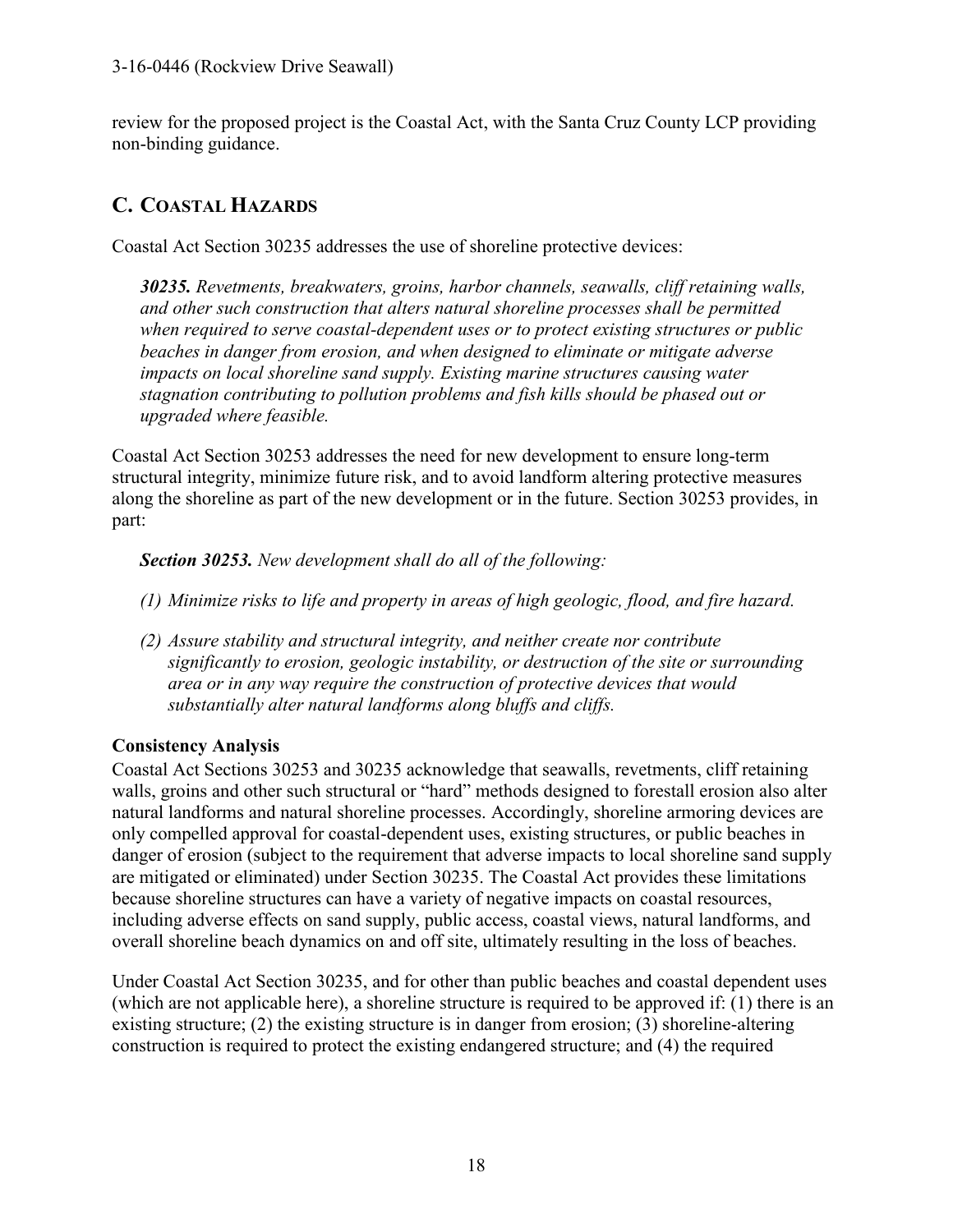review for the proposed project is the Coastal Act, with the Santa Cruz County LCP providing non-binding guidance.

## C. Coastal Hazards

Coastal Act Section 30235 addresses the use of shoreline protective devices:

> ***30235.*** *Revetments, breakwaters, groins, harbor channels, seawalls, cliff retaining walls, and other such construction that alters natural shoreline processes shall be permitted when required to serve coastal-dependent uses or to protect existing structures or public beaches in danger from erosion, and when designed to eliminate or mitigate adverse impacts on local shoreline sand supply. Existing marine structures causing water stagnation contributing to pollution problems and fish kills should be phased out or upgraded where feasible.*

Coastal Act Section 30253 addresses the need for new development to ensure long-term structural integrity, minimize future risk, and to avoid landform altering protective measures along the shoreline as part of the new development or in the future. Section 30253 provides, in part:

> ***Section 30253.*** *New development shall do all of the following:*
>
> *(1) Minimize risks to life and property in areas of high geologic, flood, and fire hazard.*
>
> *(2) Assure stability and structural integrity, and neither create nor contribute significantly to erosion, geologic instability, or destruction of the site or surrounding area or in any way require the construction of protective devices that would substantially alter natural landforms along bluffs and cliffs.*

**Consistency Analysis**

Coastal Act Sections 30253 and 30235 acknowledge that seawalls, revetments, cliff retaining walls, groins and other such structural or "hard" methods designed to forestall erosion also alter natural landforms and natural shoreline processes. Accordingly, shoreline armoring devices are only compelled approval for coastal-dependent uses, existing structures, or public beaches in danger of erosion (subject to the requirement that adverse impacts to local shoreline sand supply are mitigated or eliminated) under Section 30235. The Coastal Act provides these limitations because shoreline structures can have a variety of negative impacts on coastal resources, including adverse effects on sand supply, public access, coastal views, natural landforms, and overall shoreline beach dynamics on and off site, ultimately resulting in the loss of beaches.

Under Coastal Act Section 30235, and for other than public beaches and coastal dependent uses (which are not applicable here), a shoreline structure is required to be approved if: (1) there is an existing structure; (2) the existing structure is in danger from erosion; (3) shoreline-altering construction is required to protect the existing endangered structure; and (4) the required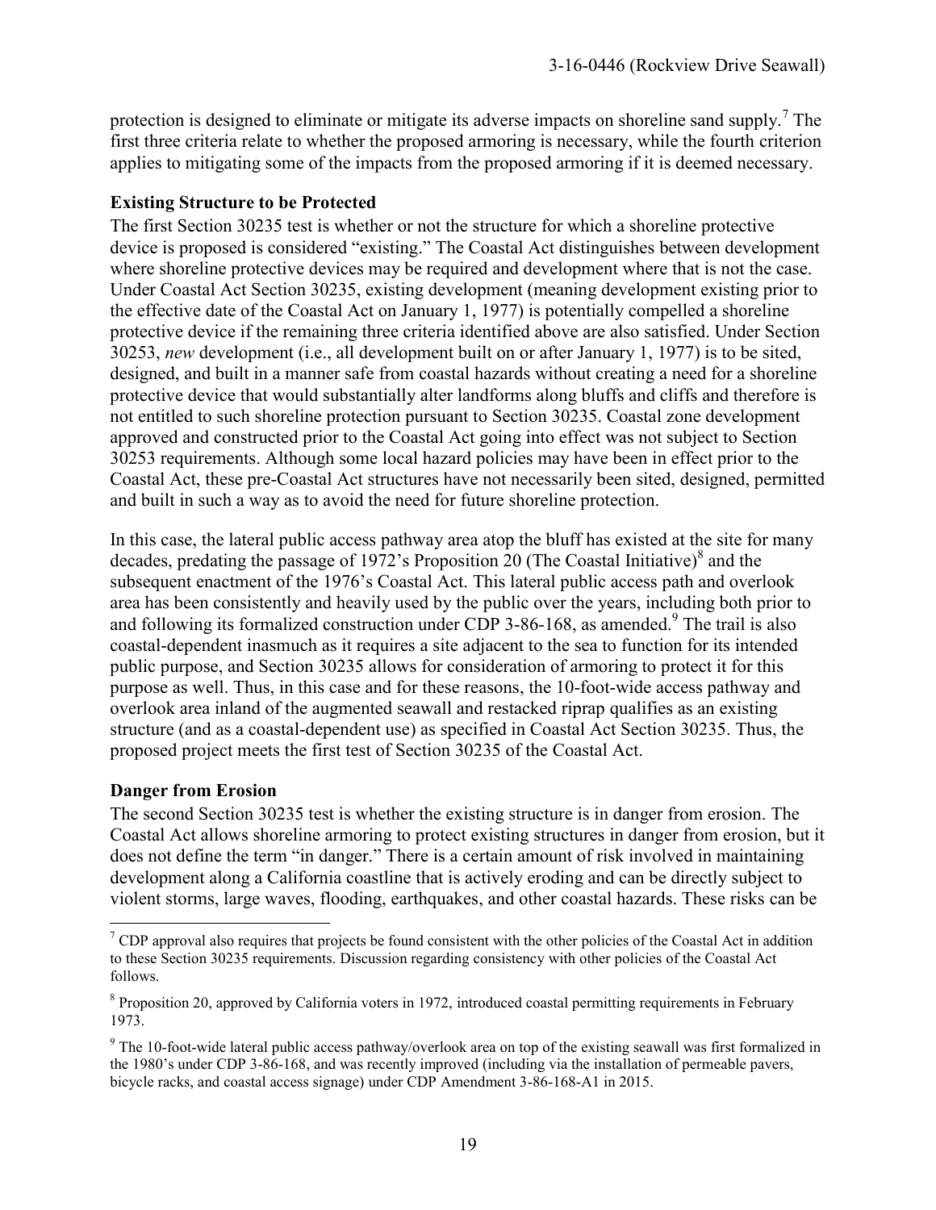protection is designed to eliminate or mitigate its adverse impacts on shoreline sand supply.[7] The first three criteria relate to whether the proposed armoring is necessary, while the fourth criterion applies to mitigating some of the impacts from the proposed armoring if it is deemed necessary.

**Existing Structure to be Protected**

The first Section 30235 test is whether or not the structure for which a shoreline protective device is proposed is considered "existing." The Coastal Act distinguishes between development where shoreline protective devices may be required and development where that is not the case. Under Coastal Act Section 30235, existing development (meaning development existing prior to the effective date of the Coastal Act on January 1, 1977) is potentially compelled a shoreline protective device if the remaining three criteria identified above are also satisfied. Under Section 30253, *new* development (i.e., all development built on or after January 1, 1977) is to be sited, designed, and built in a manner safe from coastal hazards without creating a need for a shoreline protective device that would substantially alter landforms along bluffs and cliffs and therefore is not entitled to such shoreline protection pursuant to Section 30235. Coastal zone development approved and constructed prior to the Coastal Act going into effect was not subject to Section 30253 requirements. Although some local hazard policies may have been in effect prior to the Coastal Act, these pre-Coastal Act structures have not necessarily been sited, designed, permitted and built in such a way as to avoid the need for future shoreline protection.

In this case, the lateral public access pathway area atop the bluff has existed at the site for many decades, predating the passage of 1972's Proposition 20 (The Coastal Initiative)[8] and the subsequent enactment of the 1976's Coastal Act. This lateral public access path and overlook area has been consistently and heavily used by the public over the years, including both prior to and following its formalized construction under CDP 3-86-168, as amended.[9] The trail is also coastal-dependent inasmuch as it requires a site adjacent to the sea to function for its intended public purpose, and Section 30235 allows for consideration of armoring to protect it for this purpose as well. Thus, in this case and for these reasons, the 10-foot-wide access pathway and overlook area inland of the augmented seawall and restacked riprap qualifies as an existing structure (and as a coastal-dependent use) as specified in Coastal Act Section 30235. Thus, the proposed project meets the first test of Section 30235 of the Coastal Act.

**Danger from Erosion**

The second Section 30235 test is whether the existing structure is in danger from erosion. The Coastal Act allows shoreline armoring to protect existing structures in danger from erosion, but it does not define the term "in danger." There is a certain amount of risk involved in maintaining development along a California coastline that is actively eroding and can be directly subject to violent storms, large waves, flooding, earthquakes, and other coastal hazards. These risks can be

---

[7] CDP approval also requires that projects be found consistent with the other policies of the Coastal Act in addition to these Section 30235 requirements. Discussion regarding consistency with other policies of the Coastal Act follows.

[8] Proposition 20, approved by California voters in 1972, introduced coastal permitting requirements in February 1973.

[9] The 10-foot-wide lateral public access pathway/overlook area on top of the existing seawall was first formalized in the 1980's under CDP 3-86-168, and was recently improved (including via the installation of permeable pavers, bicycle racks, and coastal access signage) under CDP Amendment 3-86-168-A1 in 2015.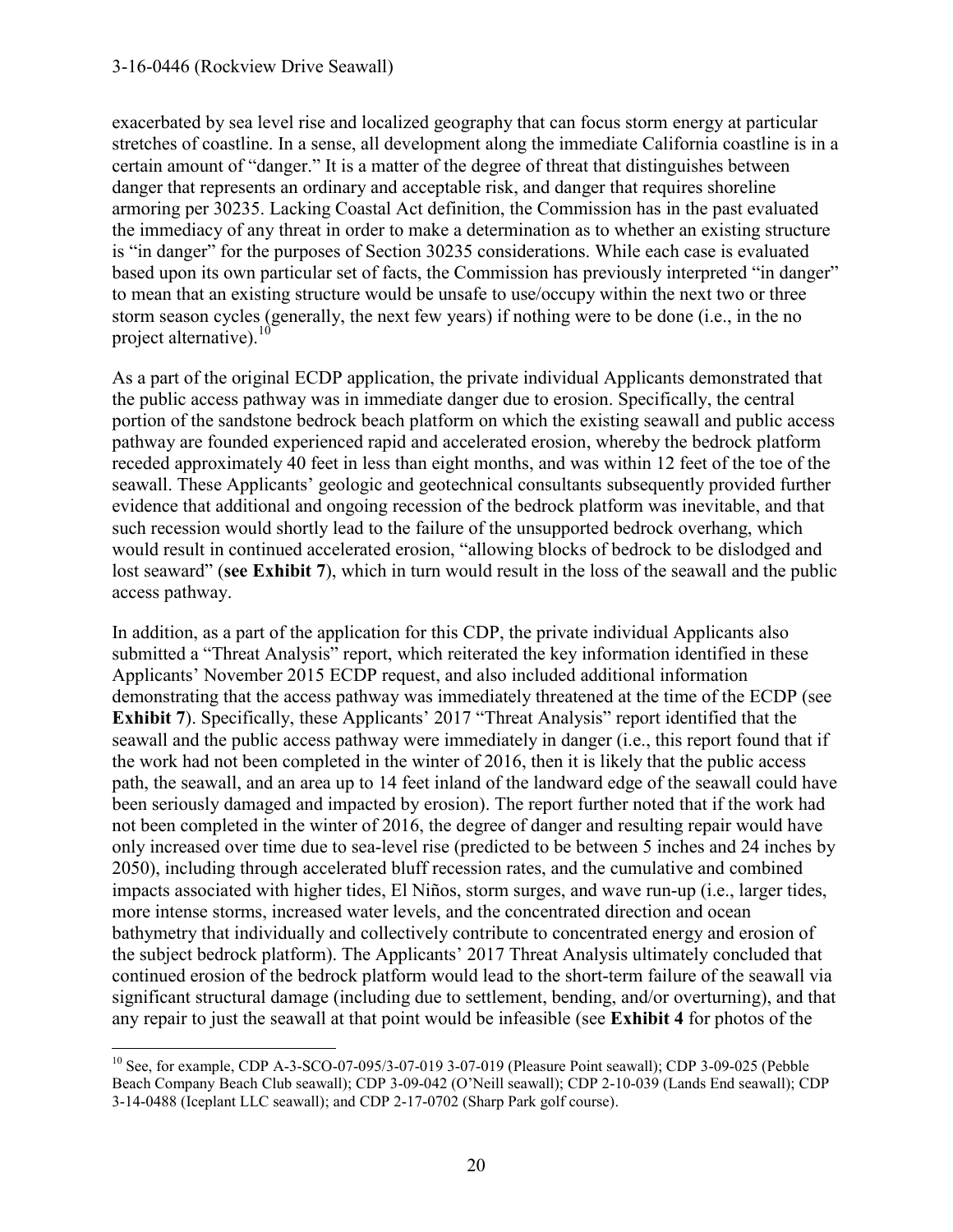exacerbated by sea level rise and localized geography that can focus storm energy at particular stretches of coastline. In a sense, all development along the immediate California coastline is in a certain amount of "danger." It is a matter of the degree of threat that distinguishes between danger that represents an ordinary and acceptable risk, and danger that requires shoreline armoring per 30235. Lacking Coastal Act definition, the Commission has in the past evaluated the immediacy of any threat in order to make a determination as to whether an existing structure is "in danger" for the purposes of Section 30235 considerations. While each case is evaluated based upon its own particular set of facts, the Commission has previously interpreted "in danger" to mean that an existing structure would be unsafe to use/occupy within the next two or three storm season cycles (generally, the next few years) if nothing were to be done (i.e., in the no project alternative).[10]

As a part of the original ECDP application, the private individual Applicants demonstrated that the public access pathway was in immediate danger due to erosion. Specifically, the central portion of the sandstone bedrock beach platform on which the existing seawall and public access pathway are founded experienced rapid and accelerated erosion, whereby the bedrock platform receded approximately 40 feet in less than eight months, and was within 12 feet of the toe of the seawall. These Applicants' geologic and geotechnical consultants subsequently provided further evidence that additional and ongoing recession of the bedrock platform was inevitable, and that such recession would shortly lead to the failure of the unsupported bedrock overhang, which would result in continued accelerated erosion, "allowing blocks of bedrock to be dislodged and lost seaward" (**see Exhibit 7**), which in turn would result in the loss of the seawall and the public access pathway.

In addition, as a part of the application for this CDP, the private individual Applicants also submitted a "Threat Analysis" report, which reiterated the key information identified in these Applicants' November 2015 ECDP request, and also included additional information demonstrating that the access pathway was immediately threatened at the time of the ECDP (see **Exhibit 7**). Specifically, these Applicants' 2017 "Threat Analysis" report identified that the seawall and the public access pathway were immediately in danger (i.e., this report found that if the work had not been completed in the winter of 2016, then it is likely that the public access path, the seawall, and an area up to 14 feet inland of the landward edge of the seawall could have been seriously damaged and impacted by erosion). The report further noted that if the work had not been completed in the winter of 2016, the degree of danger and resulting repair would have only increased over time due to sea-level rise (predicted to be between 5 inches and 24 inches by 2050), including through accelerated bluff recession rates, and the cumulative and combined impacts associated with higher tides, El Niños, storm surges, and wave run-up (i.e., larger tides, more intense storms, increased water levels, and the concentrated direction and ocean bathymetry that individually and collectively contribute to concentrated energy and erosion of the subject bedrock platform). The Applicants' 2017 Threat Analysis ultimately concluded that continued erosion of the bedrock platform would lead to the short-term failure of the seawall via significant structural damage (including due to settlement, bending, and/or overturning), and that any repair to just the seawall at that point would be infeasible (see **Exhibit 4** for photos of the

---

[10] See, for example, CDP A-3-SCO-07-095/3-07-019 3-07-019 (Pleasure Point seawall); CDP 3-09-025 (Pebble Beach Company Beach Club seawall); CDP 3-09-042 (O'Neill seawall); CDP 2-10-039 (Lands End seawall); CDP 3-14-0488 (Iceplant LLC seawall); and CDP 2-17-0702 (Sharp Park golf course).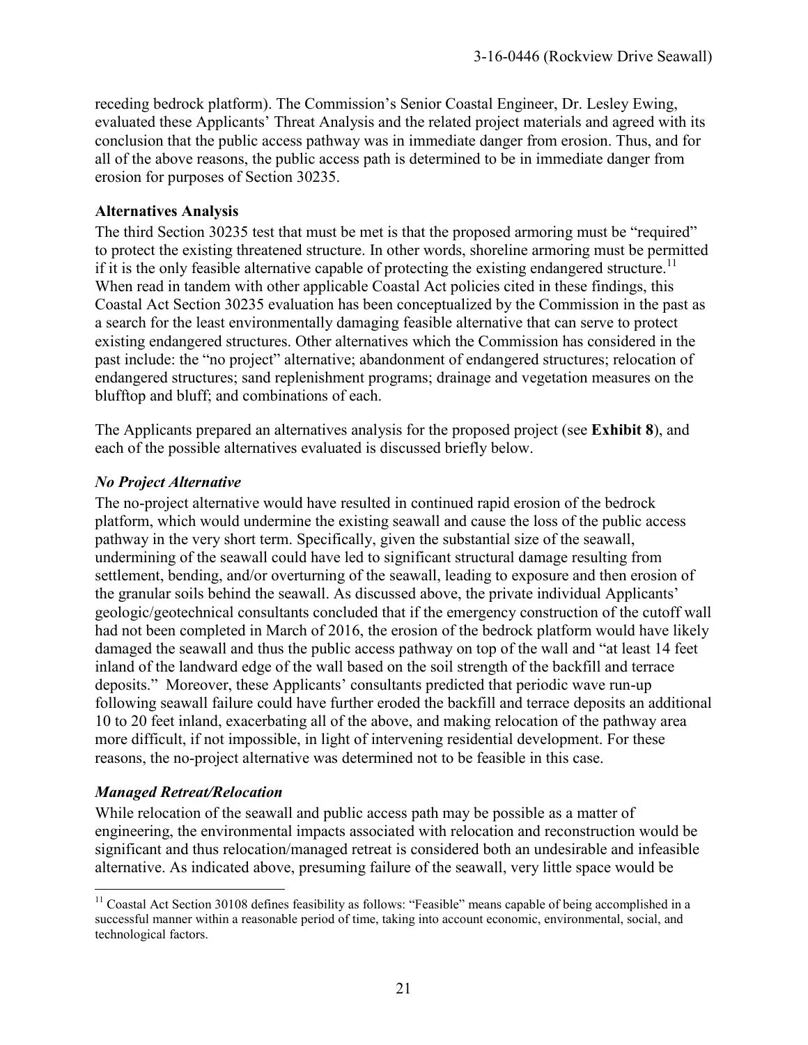receding bedrock platform). The Commission's Senior Coastal Engineer, Dr. Lesley Ewing, evaluated these Applicants' Threat Analysis and the related project materials and agreed with its conclusion that the public access pathway was in immediate danger from erosion. Thus, and for all of the above reasons, the public access path is determined to be in immediate danger from erosion for purposes of Section 30235.

**Alternatives Analysis**

The third Section 30235 test that must be met is that the proposed armoring must be "required" to protect the existing threatened structure. In other words, shoreline armoring must be permitted if it is the only feasible alternative capable of protecting the existing endangered structure.[11] When read in tandem with other applicable Coastal Act policies cited in these findings, this Coastal Act Section 30235 evaluation has been conceptualized by the Commission in the past as a search for the least environmentally damaging feasible alternative that can serve to protect existing endangered structures. Other alternatives which the Commission has considered in the past include: the "no project" alternative; abandonment of endangered structures; relocation of endangered structures; sand replenishment programs; drainage and vegetation measures on the blufftop and bluff; and combinations of each.

The Applicants prepared an alternatives analysis for the proposed project (see **Exhibit 8**), and each of the possible alternatives evaluated is discussed briefly below.

***No Project Alternative***

The no-project alternative would have resulted in continued rapid erosion of the bedrock platform, which would undermine the existing seawall and cause the loss of the public access pathway in the very short term. Specifically, given the substantial size of the seawall, undermining of the seawall could have led to significant structural damage resulting from settlement, bending, and/or overturning of the seawall, leading to exposure and then erosion of the granular soils behind the seawall. As discussed above, the private individual Applicants' geologic/geotechnical consultants concluded that if the emergency construction of the cutoff wall had not been completed in March of 2016, the erosion of the bedrock platform would have likely damaged the seawall and thus the public access pathway on top of the wall and "at least 14 feet inland of the landward edge of the wall based on the soil strength of the backfill and terrace deposits." Moreover, these Applicants' consultants predicted that periodic wave run-up following seawall failure could have further eroded the backfill and terrace deposits an additional 10 to 20 feet inland, exacerbating all of the above, and making relocation of the pathway area more difficult, if not impossible, in light of intervening residential development. For these reasons, the no-project alternative was determined not to be feasible in this case.

***Managed Retreat/Relocation***

While relocation of the seawall and public access path may be possible as a matter of engineering, the environmental impacts associated with relocation and reconstruction would be significant and thus relocation/managed retreat is considered both an undesirable and infeasible alternative. As indicated above, presuming failure of the seawall, very little space would be

[11] Coastal Act Section 30108 defines feasibility as follows: "Feasible" means capable of being accomplished in a successful manner within a reasonable period of time, taking into account economic, environmental, social, and technological factors.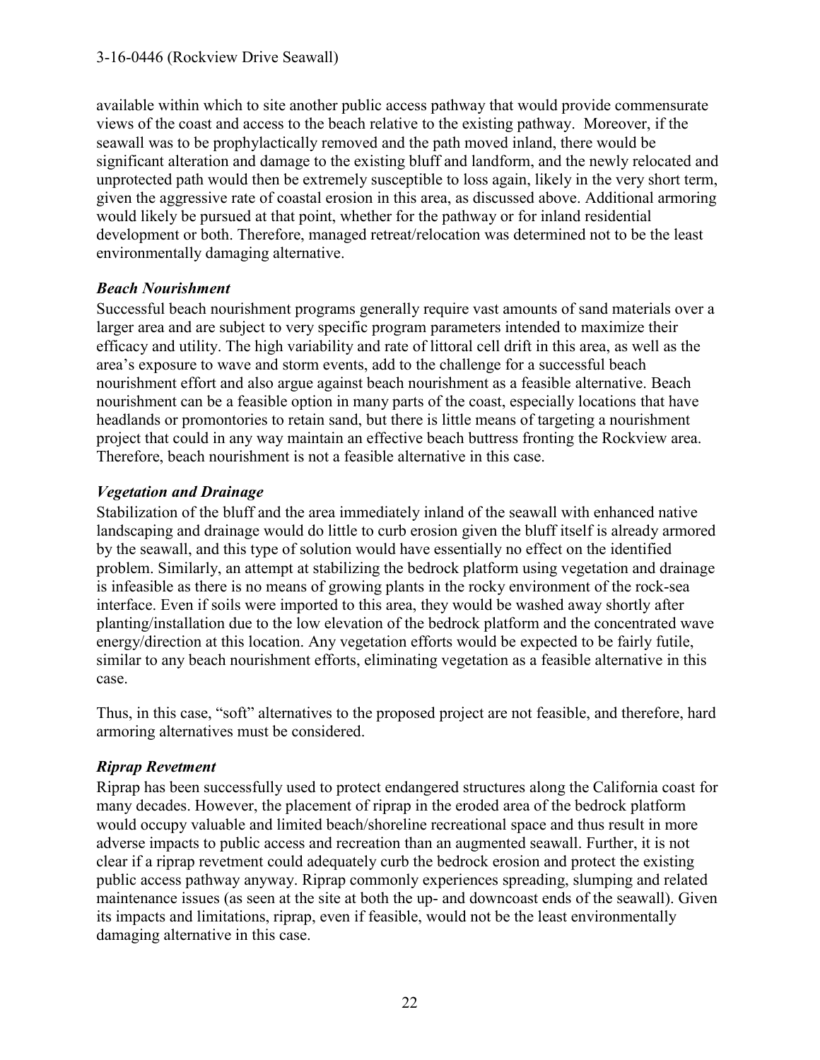available within which to site another public access pathway that would provide commensurate views of the coast and access to the beach relative to the existing pathway. Moreover, if the seawall was to be prophylactically removed and the path moved inland, there would be significant alteration and damage to the existing bluff and landform, and the newly relocated and unprotected path would then be extremely susceptible to loss again, likely in the very short term, given the aggressive rate of coastal erosion in this area, as discussed above. Additional armoring would likely be pursued at that point, whether for the pathway or for inland residential development or both. Therefore, managed retreat/relocation was determined not to be the least environmentally damaging alternative.

### *Beach Nourishment*

Successful beach nourishment programs generally require vast amounts of sand materials over a larger area and are subject to very specific program parameters intended to maximize their efficacy and utility. The high variability and rate of littoral cell drift in this area, as well as the area's exposure to wave and storm events, add to the challenge for a successful beach nourishment effort and also argue against beach nourishment as a feasible alternative. Beach nourishment can be a feasible option in many parts of the coast, especially locations that have headlands or promontories to retain sand, but there is little means of targeting a nourishment project that could in any way maintain an effective beach buttress fronting the Rockview area. Therefore, beach nourishment is not a feasible alternative in this case.

### *Vegetation and Drainage*

Stabilization of the bluff and the area immediately inland of the seawall with enhanced native landscaping and drainage would do little to curb erosion given the bluff itself is already armored by the seawall, and this type of solution would have essentially no effect on the identified problem. Similarly, an attempt at stabilizing the bedrock platform using vegetation and drainage is infeasible as there is no means of growing plants in the rocky environment of the rock-sea interface. Even if soils were imported to this area, they would be washed away shortly after planting/installation due to the low elevation of the bedrock platform and the concentrated wave energy/direction at this location. Any vegetation efforts would be expected to be fairly futile, similar to any beach nourishment efforts, eliminating vegetation as a feasible alternative in this case.

Thus, in this case, "soft" alternatives to the proposed project are not feasible, and therefore, hard armoring alternatives must be considered.

### *Riprap Revetment*

Riprap has been successfully used to protect endangered structures along the California coast for many decades. However, the placement of riprap in the eroded area of the bedrock platform would occupy valuable and limited beach/shoreline recreational space and thus result in more adverse impacts to public access and recreation than an augmented seawall. Further, it is not clear if a riprap revetment could adequately curb the bedrock erosion and protect the existing public access pathway anyway. Riprap commonly experiences spreading, slumping and related maintenance issues (as seen at the site at both the up- and downcoast ends of the seawall). Given its impacts and limitations, riprap, even if feasible, would not be the least environmentally damaging alternative in this case.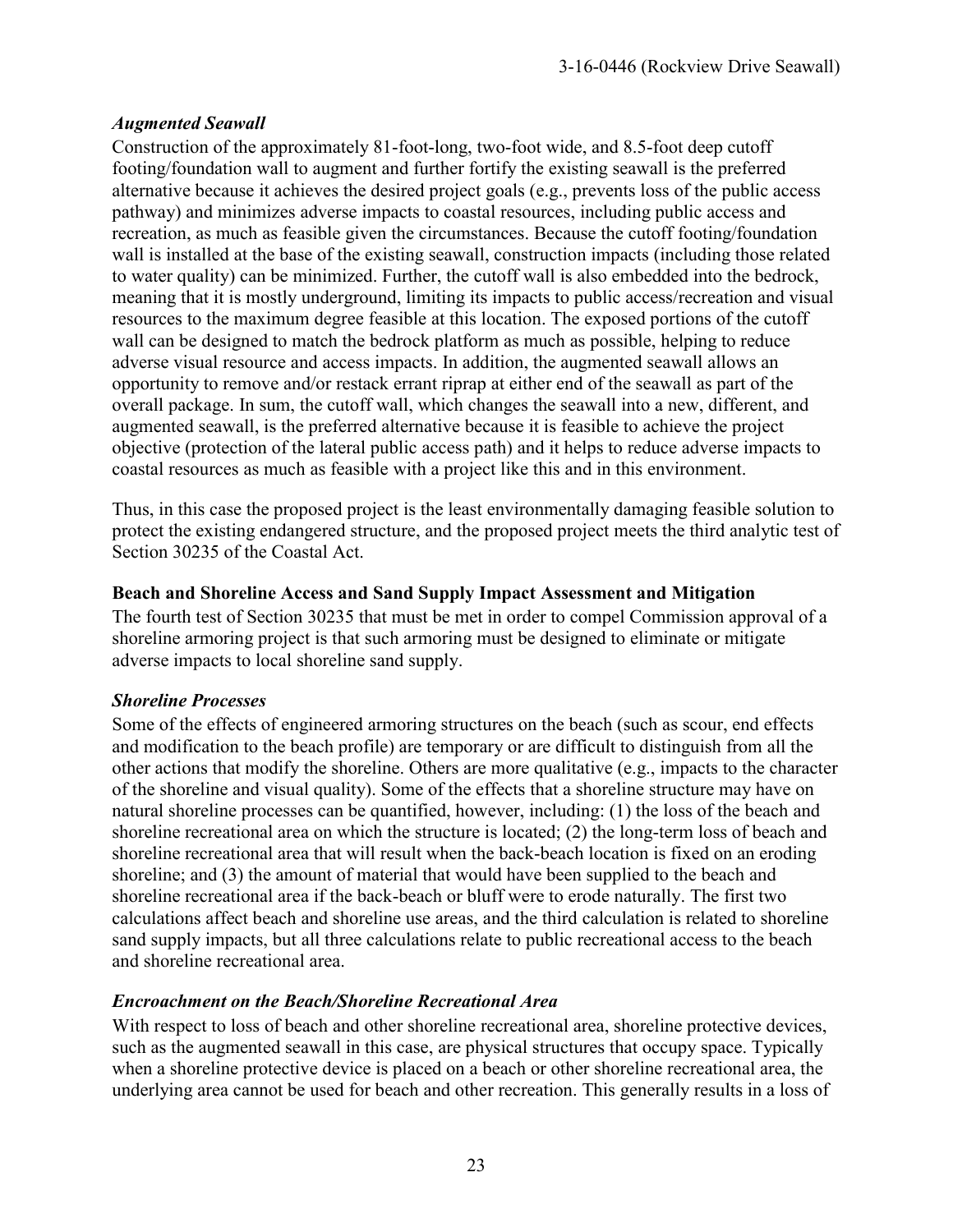### *Augmented Seawall*

Construction of the approximately 81-foot-long, two-foot wide, and 8.5-foot deep cutoff footing/foundation wall to augment and further fortify the existing seawall is the preferred alternative because it achieves the desired project goals (e.g., prevents loss of the public access pathway) and minimizes adverse impacts to coastal resources, including public access and recreation, as much as feasible given the circumstances. Because the cutoff footing/foundation wall is installed at the base of the existing seawall, construction impacts (including those related to water quality) can be minimized. Further, the cutoff wall is also embedded into the bedrock, meaning that it is mostly underground, limiting its impacts to public access/recreation and visual resources to the maximum degree feasible at this location. The exposed portions of the cutoff wall can be designed to match the bedrock platform as much as possible, helping to reduce adverse visual resource and access impacts. In addition, the augmented seawall allows an opportunity to remove and/or restack errant riprap at either end of the seawall as part of the overall package. In sum, the cutoff wall, which changes the seawall into a new, different, and augmented seawall, is the preferred alternative because it is feasible to achieve the project objective (protection of the lateral public access path) and it helps to reduce adverse impacts to coastal resources as much as feasible with a project like this and in this environment.

Thus, in this case the proposed project is the least environmentally damaging feasible solution to protect the existing endangered structure, and the proposed project meets the third analytic test of Section 30235 of the Coastal Act.

### **Beach and Shoreline Access and Sand Supply Impact Assessment and Mitigation**

The fourth test of Section 30235 that must be met in order to compel Commission approval of a shoreline armoring project is that such armoring must be designed to eliminate or mitigate adverse impacts to local shoreline sand supply.

### *Shoreline Processes*

Some of the effects of engineered armoring structures on the beach (such as scour, end effects and modification to the beach profile) are temporary or are difficult to distinguish from all the other actions that modify the shoreline. Others are more qualitative (e.g., impacts to the character of the shoreline and visual quality). Some of the effects that a shoreline structure may have on natural shoreline processes can be quantified, however, including: (1) the loss of the beach and shoreline recreational area on which the structure is located; (2) the long-term loss of beach and shoreline recreational area that will result when the back-beach location is fixed on an eroding shoreline; and (3) the amount of material that would have been supplied to the beach and shoreline recreational area if the back-beach or bluff were to erode naturally. The first two calculations affect beach and shoreline use areas, and the third calculation is related to shoreline sand supply impacts, but all three calculations relate to public recreational access to the beach and shoreline recreational area.

### *Encroachment on the Beach/Shoreline Recreational Area*

With respect to loss of beach and other shoreline recreational area, shoreline protective devices, such as the augmented seawall in this case, are physical structures that occupy space. Typically when a shoreline protective device is placed on a beach or other shoreline recreational area, the underlying area cannot be used for beach and other recreation. This generally results in a loss of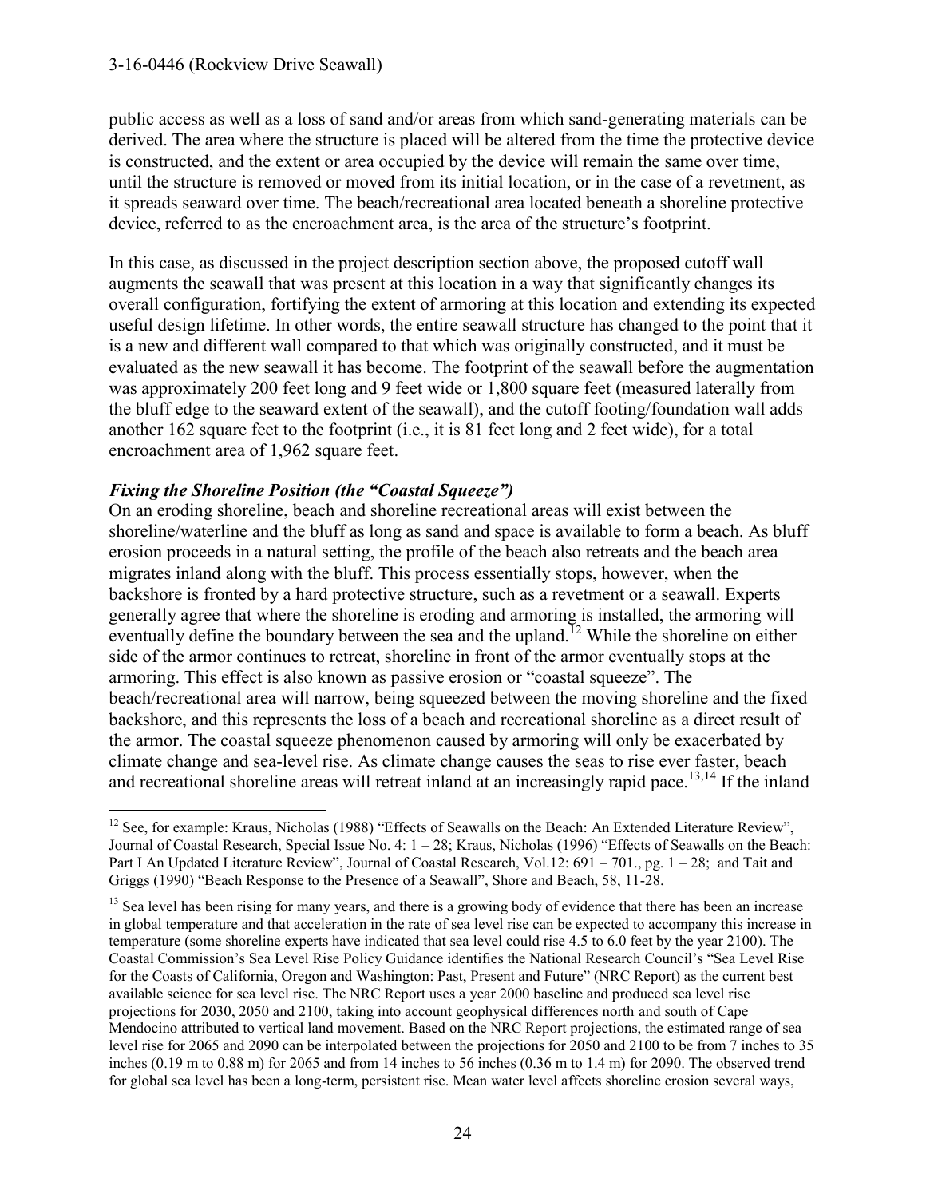public access as well as a loss of sand and/or areas from which sand-generating materials can be derived. The area where the structure is placed will be altered from the time the protective device is constructed, and the extent or area occupied by the device will remain the same over time, until the structure is removed or moved from its initial location, or in the case of a revetment, as it spreads seaward over time. The beach/recreational area located beneath a shoreline protective device, referred to as the encroachment area, is the area of the structure's footprint.

In this case, as discussed in the project description section above, the proposed cutoff wall augments the seawall that was present at this location in a way that significantly changes its overall configuration, fortifying the extent of armoring at this location and extending its expected useful design lifetime. In other words, the entire seawall structure has changed to the point that it is a new and different wall compared to that which was originally constructed, and it must be evaluated as the new seawall it has become. The footprint of the seawall before the augmentation was approximately 200 feet long and 9 feet wide or 1,800 square feet (measured laterally from the bluff edge to the seaward extent of the seawall), and the cutoff footing/foundation wall adds another 162 square feet to the footprint (i.e., it is 81 feet long and 2 feet wide), for a total encroachment area of 1,962 square feet.

***Fixing the Shoreline Position (the "Coastal Squeeze")***

On an eroding shoreline, beach and shoreline recreational areas will exist between the shoreline/waterline and the bluff as long as sand and space is available to form a beach. As bluff erosion proceeds in a natural setting, the profile of the beach also retreats and the beach area migrates inland along with the bluff. This process essentially stops, however, when the backshore is fronted by a hard protective structure, such as a revetment or a seawall. Experts generally agree that where the shoreline is eroding and armoring is installed, the armoring will eventually define the boundary between the sea and the upland.[12] While the shoreline on either side of the armor continues to retreat, shoreline in front of the armor eventually stops at the armoring. This effect is also known as passive erosion or "coastal squeeze". The beach/recreational area will narrow, being squeezed between the moving shoreline and the fixed backshore, and this represents the loss of a beach and recreational shoreline as a direct result of the armor. The coastal squeeze phenomenon caused by armoring will only be exacerbated by climate change and sea-level rise. As climate change causes the seas to rise ever faster, beach and recreational shoreline areas will retreat inland at an increasingly rapid pace.[13,14] If the inland

---

[12] See, for example: Kraus, Nicholas (1988) "Effects of Seawalls on the Beach: An Extended Literature Review", Journal of Coastal Research, Special Issue No. 4: 1 – 28; Kraus, Nicholas (1996) "Effects of Seawalls on the Beach: Part I An Updated Literature Review", Journal of Coastal Research, Vol.12: 691 – 701., pg. 1 – 28; and Tait and Griggs (1990) "Beach Response to the Presence of a Seawall", Shore and Beach, 58, 11-28.

[13] Sea level has been rising for many years, and there is a growing body of evidence that there has been an increase in global temperature and that acceleration in the rate of sea level rise can be expected to accompany this increase in temperature (some shoreline experts have indicated that sea level could rise 4.5 to 6.0 feet by the year 2100). The Coastal Commission's Sea Level Rise Policy Guidance identifies the National Research Council's "Sea Level Rise for the Coasts of California, Oregon and Washington: Past, Present and Future" (NRC Report) as the current best available science for sea level rise. The NRC Report uses a year 2000 baseline and produced sea level rise projections for 2030, 2050 and 2100, taking into account geophysical differences north and south of Cape Mendocino attributed to vertical land movement. Based on the NRC Report projections, the estimated range of sea level rise for 2065 and 2090 can be interpolated between the projections for 2050 and 2100 to be from 7 inches to 35 inches (0.19 m to 0.88 m) for 2065 and from 14 inches to 56 inches (0.36 m to 1.4 m) for 2090. The observed trend for global sea level has been a long-term, persistent rise. Mean water level affects shoreline erosion several ways,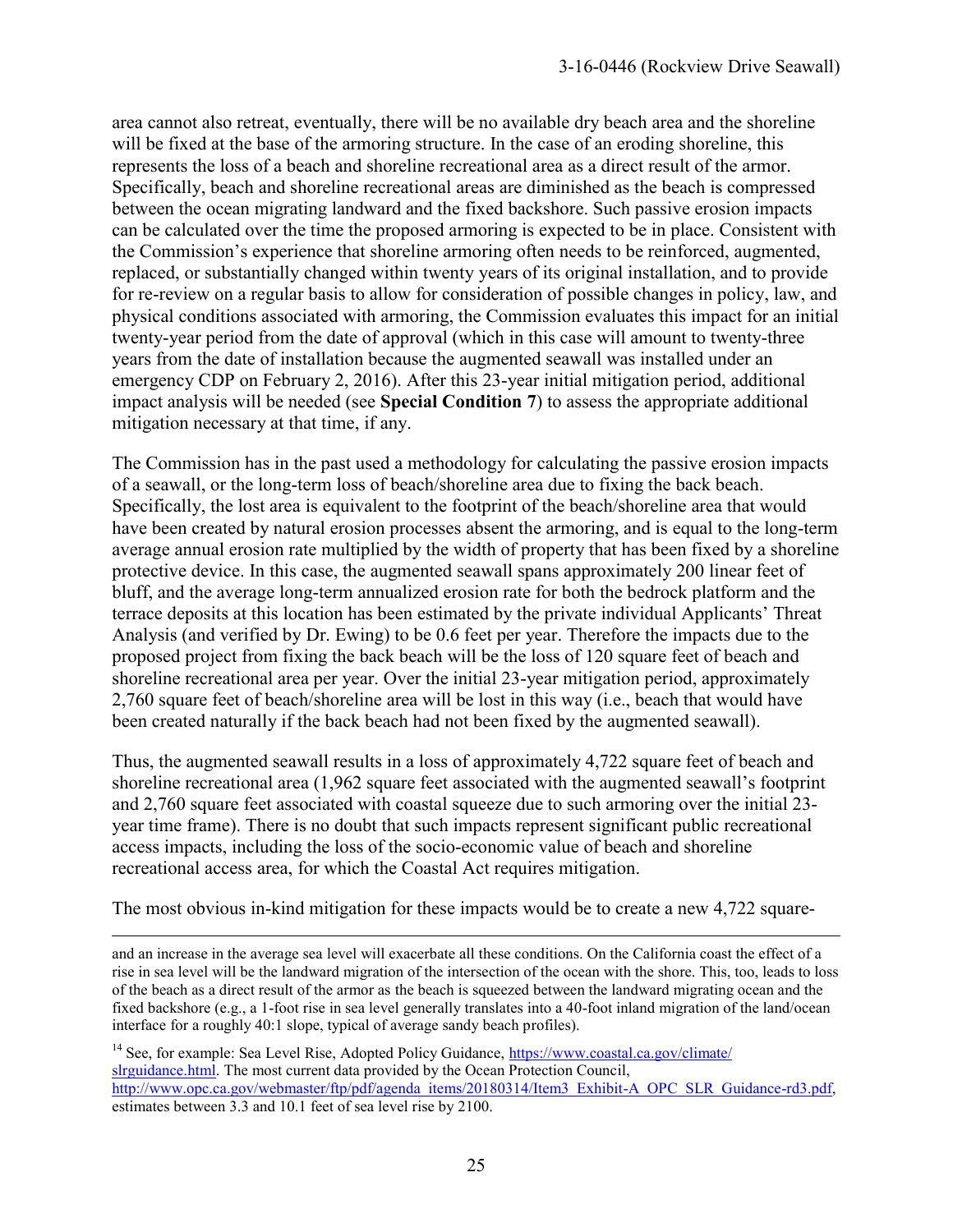area cannot also retreat, eventually, there will be no available dry beach area and the shoreline will be fixed at the base of the armoring structure. In the case of an eroding shoreline, this represents the loss of a beach and shoreline recreational area as a direct result of the armor. Specifically, beach and shoreline recreational areas are diminished as the beach is compressed between the ocean migrating landward and the fixed backshore. Such passive erosion impacts can be calculated over the time the proposed armoring is expected to be in place. Consistent with the Commission's experience that shoreline armoring often needs to be reinforced, augmented, replaced, or substantially changed within twenty years of its original installation, and to provide for re-review on a regular basis to allow for consideration of possible changes in policy, law, and physical conditions associated with armoring, the Commission evaluates this impact for an initial twenty-year period from the date of approval (which in this case will amount to twenty-three years from the date of installation because the augmented seawall was installed under an emergency CDP on February 2, 2016). After this 23-year initial mitigation period, additional impact analysis will be needed (see **Special Condition 7**) to assess the appropriate additional mitigation necessary at that time, if any.

The Commission has in the past used a methodology for calculating the passive erosion impacts of a seawall, or the long-term loss of beach/shoreline area due to fixing the back beach. Specifically, the lost area is equivalent to the footprint of the beach/shoreline area that would have been created by natural erosion processes absent the armoring, and is equal to the long-term average annual erosion rate multiplied by the width of property that has been fixed by a shoreline protective device. In this case, the augmented seawall spans approximately 200 linear feet of bluff, and the average long-term annualized erosion rate for both the bedrock platform and the terrace deposits at this location has been estimated by the private individual Applicants' Threat Analysis (and verified by Dr. Ewing) to be 0.6 feet per year. Therefore the impacts due to the proposed project from fixing the back beach will be the loss of 120 square feet of beach and shoreline recreational area per year. Over the initial 23-year mitigation period, approximately 2,760 square feet of beach/shoreline area will be lost in this way (i.e., beach that would have been created naturally if the back beach had not been fixed by the augmented seawall).

Thus, the augmented seawall results in a loss of approximately 4,722 square feet of beach and shoreline recreational area (1,962 square feet associated with the augmented seawall's footprint and 2,760 square feet associated with coastal squeeze due to such armoring over the initial 23-year time frame). There is no doubt that such impacts represent significant public recreational access impacts, including the loss of the socio-economic value of beach and shoreline recreational access area, for which the Coastal Act requires mitigation.

The most obvious in-kind mitigation for these impacts would be to create a new 4,722 square-

---

and an increase in the average sea level will exacerbate all these conditions. On the California coast the effect of a rise in sea level will be the landward migration of the intersection of the ocean with the shore. This, too, leads to loss of the beach as a direct result of the armor as the beach is squeezed between the landward migrating ocean and the fixed backshore (e.g., a 1-foot rise in sea level generally translates into a 40-foot inland migration of the land/ocean interface for a roughly 40:1 slope, typical of average sandy beach profiles).

[14] See, for example: Sea Level Rise, Adopted Policy Guidance, https://www.coastal.ca.gov/climate/slrguidance.html. The most current data provided by the Ocean Protection Council, http://www.opc.ca.gov/webmaster/ftp/pdf/agenda_items/20180314/Item3_Exhibit-A_OPC_SLR_Guidance-rd3.pdf, estimates between 3.3 and 10.1 feet of sea level rise by 2100.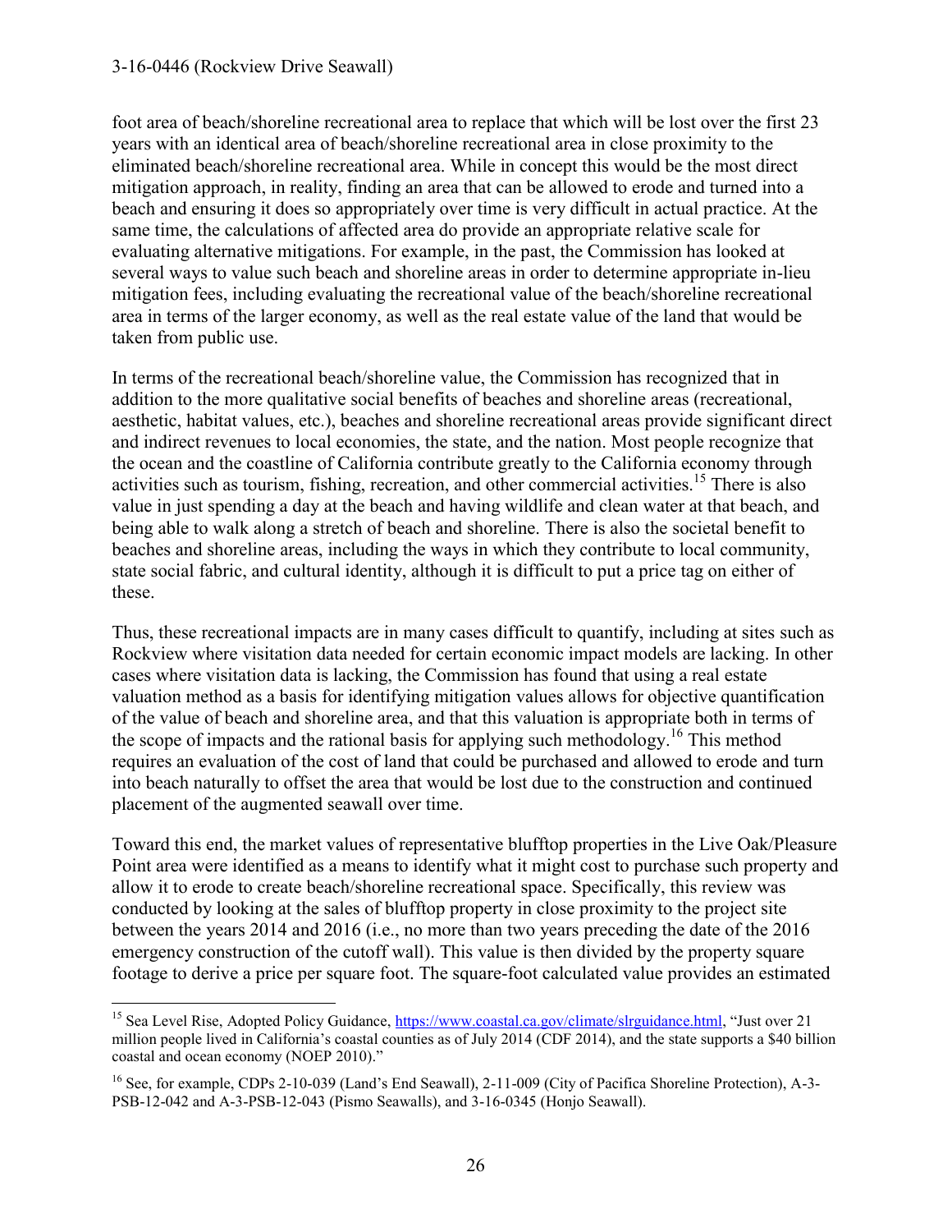foot area of beach/shoreline recreational area to replace that which will be lost over the first 23 years with an identical area of beach/shoreline recreational area in close proximity to the eliminated beach/shoreline recreational area. While in concept this would be the most direct mitigation approach, in reality, finding an area that can be allowed to erode and turned into a beach and ensuring it does so appropriately over time is very difficult in actual practice. At the same time, the calculations of affected area do provide an appropriate relative scale for evaluating alternative mitigations. For example, in the past, the Commission has looked at several ways to value such beach and shoreline areas in order to determine appropriate in-lieu mitigation fees, including evaluating the recreational value of the beach/shoreline recreational area in terms of the larger economy, as well as the real estate value of the land that would be taken from public use.

In terms of the recreational beach/shoreline value, the Commission has recognized that in addition to the more qualitative social benefits of beaches and shoreline areas (recreational, aesthetic, habitat values, etc.), beaches and shoreline recreational areas provide significant direct and indirect revenues to local economies, the state, and the nation. Most people recognize that the ocean and the coastline of California contribute greatly to the California economy through activities such as tourism, fishing, recreation, and other commercial activities.[15] There is also value in just spending a day at the beach and having wildlife and clean water at that beach, and being able to walk along a stretch of beach and shoreline. There is also the societal benefit to beaches and shoreline areas, including the ways in which they contribute to local community, state social fabric, and cultural identity, although it is difficult to put a price tag on either of these.

Thus, these recreational impacts are in many cases difficult to quantify, including at sites such as Rockview where visitation data needed for certain economic impact models are lacking. In other cases where visitation data is lacking, the Commission has found that using a real estate valuation method as a basis for identifying mitigation values allows for objective quantification of the value of beach and shoreline area, and that this valuation is appropriate both in terms of the scope of impacts and the rational basis for applying such methodology.[16] This method requires an evaluation of the cost of land that could be purchased and allowed to erode and turn into beach naturally to offset the area that would be lost due to the construction and continued placement of the augmented seawall over time.

Toward this end, the market values of representative blufftop properties in the Live Oak/Pleasure Point area were identified as a means to identify what it might cost to purchase such property and allow it to erode to create beach/shoreline recreational space. Specifically, this review was conducted by looking at the sales of blufftop property in close proximity to the project site between the years 2014 and 2016 (i.e., no more than two years preceding the date of the 2016 emergency construction of the cutoff wall). This value is then divided by the property square footage to derive a price per square foot. The square-foot calculated value provides an estimated

---

[15] Sea Level Rise, Adopted Policy Guidance, https://www.coastal.ca.gov/climate/slrguidance.html, "Just over 21 million people lived in California's coastal counties as of July 2014 (CDF 2014), and the state supports a $40 billion coastal and ocean economy (NOEP 2010)."

[16] See, for example, CDPs 2-10-039 (Land's End Seawall), 2-11-009 (City of Pacifica Shoreline Protection), A-3-PSB-12-042 and A-3-PSB-12-043 (Pismo Seawalls), and 3-16-0345 (Honjo Seawall).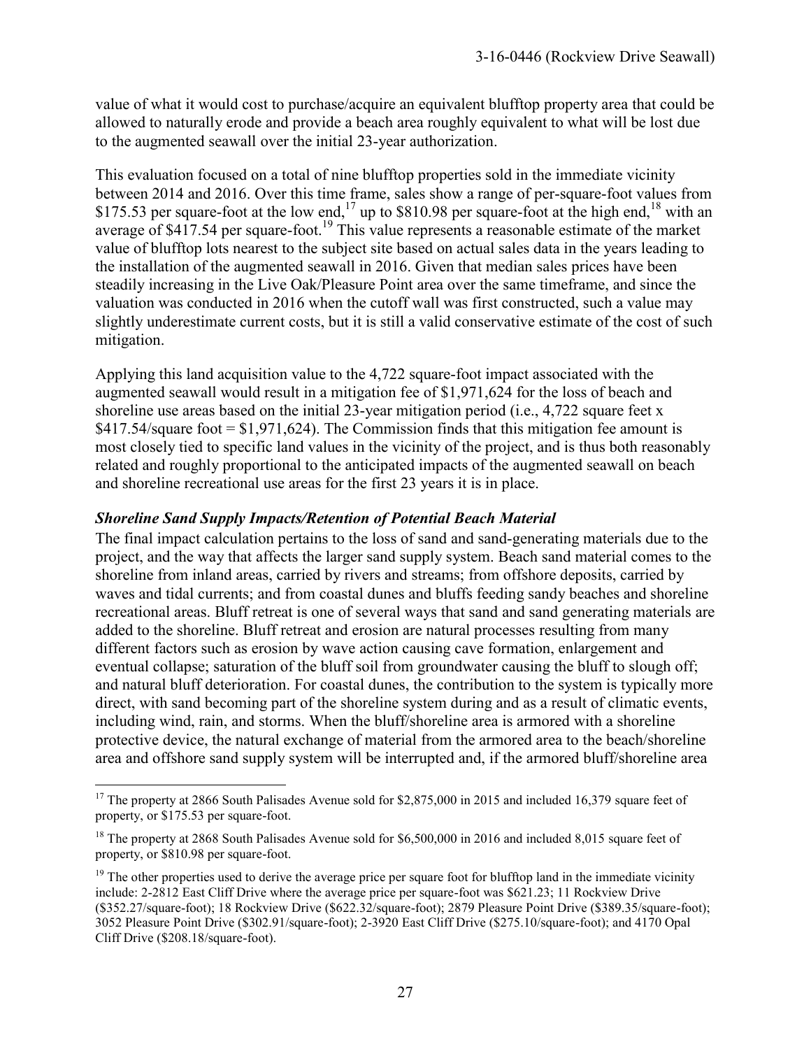value of what it would cost to purchase/acquire an equivalent blufftop property area that could be allowed to naturally erode and provide a beach area roughly equivalent to what will be lost due to the augmented seawall over the initial 23-year authorization.

This evaluation focused on a total of nine blufftop properties sold in the immediate vicinity between 2014 and 2016. Over this time frame, sales show a range of per-square-foot values from \$175.53 per square-foot at the low end,[17] up to \$810.98 per square-foot at the high end,[18] with an average of \$417.54 per square-foot.[19] This value represents a reasonable estimate of the market value of blufftop lots nearest to the subject site based on actual sales data in the years leading to the installation of the augmented seawall in 2016. Given that median sales prices have been steadily increasing in the Live Oak/Pleasure Point area over the same timeframe, and since the valuation was conducted in 2016 when the cutoff wall was first constructed, such a value may slightly underestimate current costs, but it is still a valid conservative estimate of the cost of such mitigation.

Applying this land acquisition value to the 4,722 square-foot impact associated with the augmented seawall would result in a mitigation fee of \$1,971,624 for the loss of beach and shoreline use areas based on the initial 23-year mitigation period (i.e., 4,722 square feet x \$417.54/square foot = \$1,971,624). The Commission finds that this mitigation fee amount is most closely tied to specific land values in the vicinity of the project, and is thus both reasonably related and roughly proportional to the anticipated impacts of the augmented seawall on beach and shoreline recreational use areas for the first 23 years it is in place.

***Shoreline Sand Supply Impacts/Retention of Potential Beach Material***

The final impact calculation pertains to the loss of sand and sand-generating materials due to the project, and the way that affects the larger sand supply system. Beach sand material comes to the shoreline from inland areas, carried by rivers and streams; from offshore deposits, carried by waves and tidal currents; and from coastal dunes and bluffs feeding sandy beaches and shoreline recreational areas. Bluff retreat is one of several ways that sand and sand generating materials are added to the shoreline. Bluff retreat and erosion are natural processes resulting from many different factors such as erosion by wave action causing cave formation, enlargement and eventual collapse; saturation of the bluff soil from groundwater causing the bluff to slough off; and natural bluff deterioration. For coastal dunes, the contribution to the system is typically more direct, with sand becoming part of the shoreline system during and as a result of climatic events, including wind, rain, and storms. When the bluff/shoreline area is armored with a shoreline protective device, the natural exchange of material from the armored area to the beach/shoreline area and offshore sand supply system will be interrupted and, if the armored bluff/shoreline area

---

[17] The property at 2866 South Palisades Avenue sold for \$2,875,000 in 2015 and included 16,379 square feet of property, or \$175.53 per square-foot.

[18] The property at 2868 South Palisades Avenue sold for \$6,500,000 in 2016 and included 8,015 square feet of property, or \$810.98 per square-foot.

[19] The other properties used to derive the average price per square foot for blufftop land in the immediate vicinity include: 2-2812 East Cliff Drive where the average price per square-foot was \$621.23; 11 Rockview Drive (\$352.27/square-foot); 18 Rockview Drive (\$622.32/square-foot); 2879 Pleasure Point Drive (\$389.35/square-foot); 3052 Pleasure Point Drive (\$302.91/square-foot); 2-3920 East Cliff Drive (\$275.10/square-foot); and 4170 Opal Cliff Drive (\$208.18/square-foot).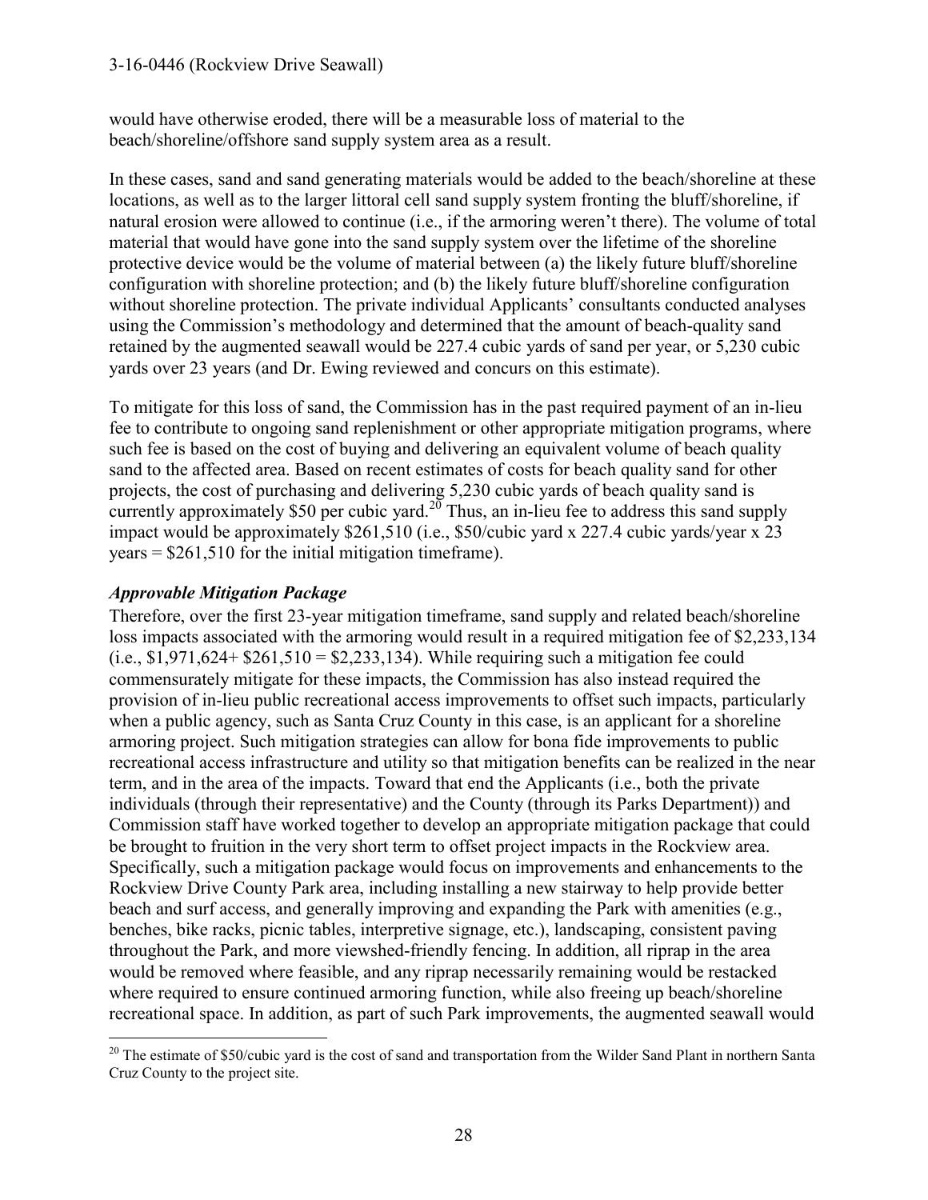would have otherwise eroded, there will be a measurable loss of material to the beach/shoreline/offshore sand supply system area as a result.

In these cases, sand and sand generating materials would be added to the beach/shoreline at these locations, as well as to the larger littoral cell sand supply system fronting the bluff/shoreline, if natural erosion were allowed to continue (i.e., if the armoring weren't there). The volume of total material that would have gone into the sand supply system over the lifetime of the shoreline protective device would be the volume of material between (a) the likely future bluff/shoreline configuration with shoreline protection; and (b) the likely future bluff/shoreline configuration without shoreline protection. The private individual Applicants' consultants conducted analyses using the Commission's methodology and determined that the amount of beach-quality sand retained by the augmented seawall would be 227.4 cubic yards of sand per year, or 5,230 cubic yards over 23 years (and Dr. Ewing reviewed and concurs on this estimate).

To mitigate for this loss of sand, the Commission has in the past required payment of an in-lieu fee to contribute to ongoing sand replenishment or other appropriate mitigation programs, where such fee is based on the cost of buying and delivering an equivalent volume of beach quality sand to the affected area. Based on recent estimates of costs for beach quality sand for other projects, the cost of purchasing and delivering 5,230 cubic yards of beach quality sand is currently approximately \$50 per cubic yard.[20] Thus, an in-lieu fee to address this sand supply impact would be approximately \$261,510 (i.e., \$50/cubic yard x 227.4 cubic yards/year x 23 years = \$261,510 for the initial mitigation timeframe).

### *Approvable Mitigation Package*

Therefore, over the first 23-year mitigation timeframe, sand supply and related beach/shoreline loss impacts associated with the armoring would result in a required mitigation fee of \$2,233,134 (i.e., \$1,971,624+ \$261,510 = \$2,233,134). While requiring such a mitigation fee could commensurately mitigate for these impacts, the Commission has also instead required the provision of in-lieu public recreational access improvements to offset such impacts, particularly when a public agency, such as Santa Cruz County in this case, is an applicant for a shoreline armoring project. Such mitigation strategies can allow for bona fide improvements to public recreational access infrastructure and utility so that mitigation benefits can be realized in the near term, and in the area of the impacts. Toward that end the Applicants (i.e., both the private individuals (through their representative) and the County (through its Parks Department)) and Commission staff have worked together to develop an appropriate mitigation package that could be brought to fruition in the very short term to offset project impacts in the Rockview area. Specifically, such a mitigation package would focus on improvements and enhancements to the Rockview Drive County Park area, including installing a new stairway to help provide better beach and surf access, and generally improving and expanding the Park with amenities (e.g., benches, bike racks, picnic tables, interpretive signage, etc.), landscaping, consistent paving throughout the Park, and more viewshed-friendly fencing. In addition, all riprap in the area would be removed where feasible, and any riprap necessarily remaining would be restacked where required to ensure continued armoring function, while also freeing up beach/shoreline recreational space. In addition, as part of such Park improvements, the augmented seawall would

---

[20] The estimate of \$50/cubic yard is the cost of sand and transportation from the Wilder Sand Plant in northern Santa Cruz County to the project site.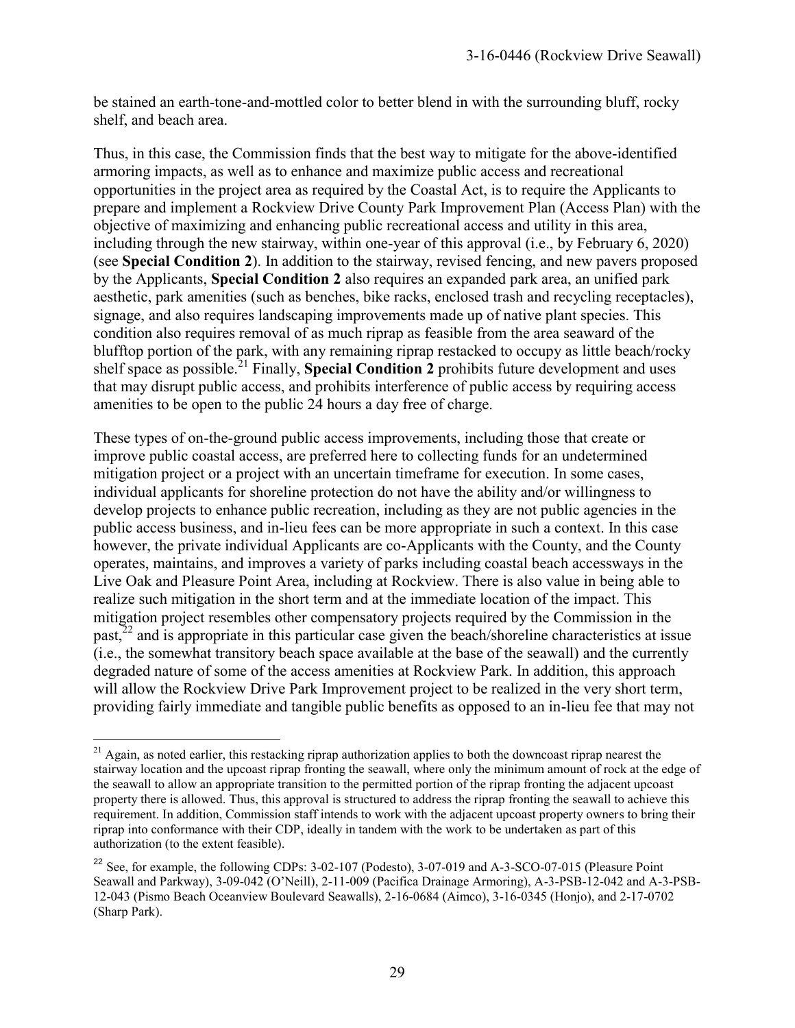be stained an earth-tone-and-mottled color to better blend in with the surrounding bluff, rocky shelf, and beach area.

Thus, in this case, the Commission finds that the best way to mitigate for the above-identified armoring impacts, as well as to enhance and maximize public access and recreational opportunities in the project area as required by the Coastal Act, is to require the Applicants to prepare and implement a Rockview Drive County Park Improvement Plan (Access Plan) with the objective of maximizing and enhancing public recreational access and utility in this area, including through the new stairway, within one-year of this approval (i.e., by February 6, 2020) (see **Special Condition 2**). In addition to the stairway, revised fencing, and new pavers proposed by the Applicants, **Special Condition 2** also requires an expanded park area, an unified park aesthetic, park amenities (such as benches, bike racks, enclosed trash and recycling receptacles), signage, and also requires landscaping improvements made up of native plant species. This condition also requires removal of as much riprap as feasible from the area seaward of the blufftop portion of the park, with any remaining riprap restacked to occupy as little beach/rocky shelf space as possible.[21] Finally, **Special Condition 2** prohibits future development and uses that may disrupt public access, and prohibits interference of public access by requiring access amenities to be open to the public 24 hours a day free of charge.

These types of on-the-ground public access improvements, including those that create or improve public coastal access, are preferred here to collecting funds for an undetermined mitigation project or a project with an uncertain timeframe for execution. In some cases, individual applicants for shoreline protection do not have the ability and/or willingness to develop projects to enhance public recreation, including as they are not public agencies in the public access business, and in-lieu fees can be more appropriate in such a context. In this case however, the private individual Applicants are co-Applicants with the County, and the County operates, maintains, and improves a variety of parks including coastal beach accessways in the Live Oak and Pleasure Point Area, including at Rockview. There is also value in being able to realize such mitigation in the short term and at the immediate location of the impact. This mitigation project resembles other compensatory projects required by the Commission in the past,[22] and is appropriate in this particular case given the beach/shoreline characteristics at issue (i.e., the somewhat transitory beach space available at the base of the seawall) and the currently degraded nature of some of the access amenities at Rockview Park. In addition, this approach will allow the Rockview Drive Park Improvement project to be realized in the very short term, providing fairly immediate and tangible public benefits as opposed to an in-lieu fee that may not

---

[21] Again, as noted earlier, this restacking riprap authorization applies to both the downcoast riprap nearest the stairway location and the upcoast riprap fronting the seawall, where only the minimum amount of rock at the edge of the seawall to allow an appropriate transition to the permitted portion of the riprap fronting the adjacent upcoast property there is allowed. Thus, this approval is structured to address the riprap fronting the seawall to achieve this requirement. In addition, Commission staff intends to work with the adjacent upcoast property owners to bring their riprap into conformance with their CDP, ideally in tandem with the work to be undertaken as part of this authorization (to the extent feasible).

[22] See, for example, the following CDPs: 3-02-107 (Podesto), 3-07-019 and A-3-SCO-07-015 (Pleasure Point Seawall and Parkway), 3-09-042 (O'Neill), 2-11-009 (Pacifica Drainage Armoring), A-3-PSB-12-042 and A-3-PSB-12-043 (Pismo Beach Oceanview Boulevard Seawalls), 2-16-0684 (Aimco), 3-16-0345 (Honjo), and 2-17-0702 (Sharp Park).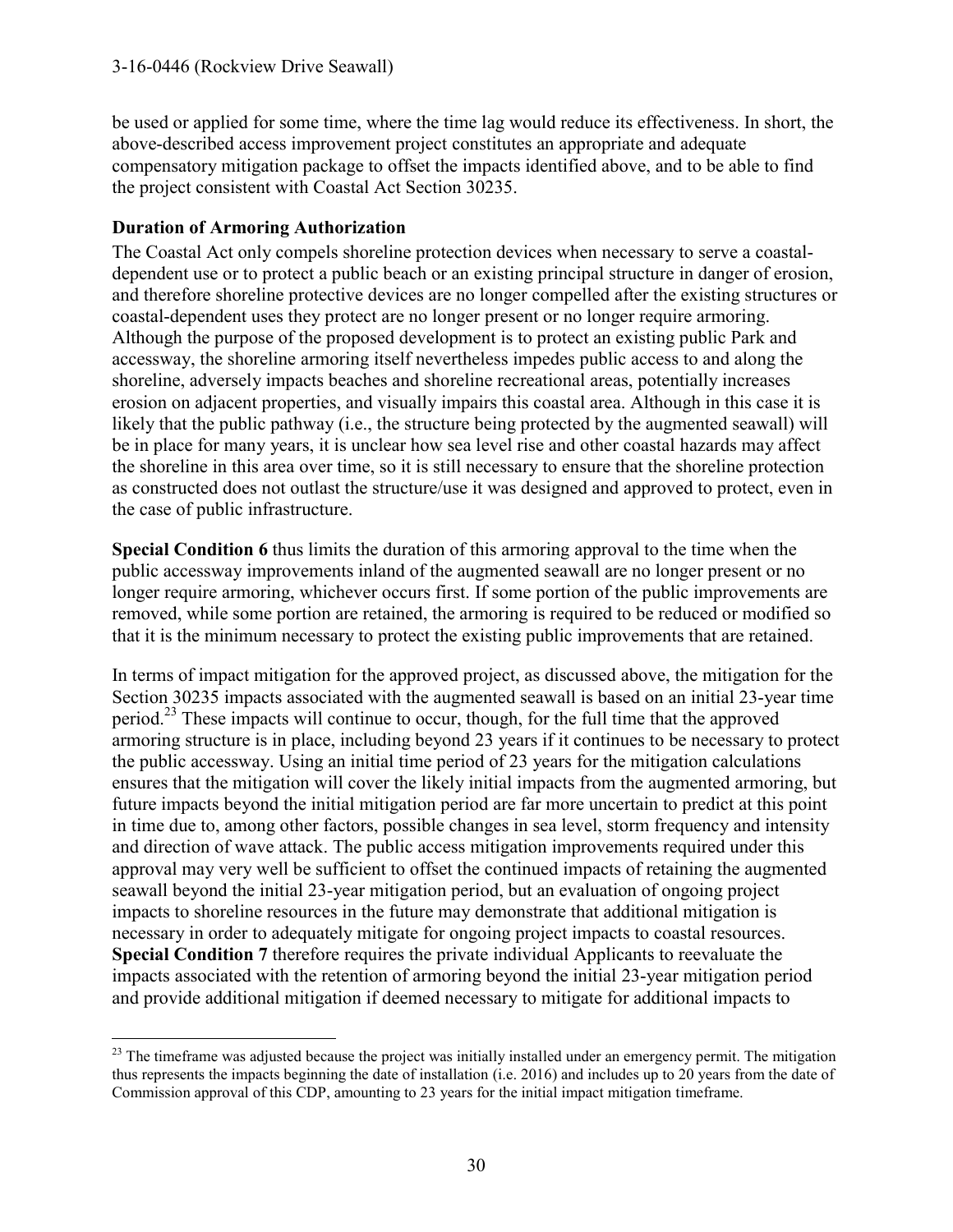be used or applied for some time, where the time lag would reduce its effectiveness. In short, the above-described access improvement project constitutes an appropriate and adequate compensatory mitigation package to offset the impacts identified above, and to be able to find the project consistent with Coastal Act Section 30235.

**Duration of Armoring Authorization**

The Coastal Act only compels shoreline protection devices when necessary to serve a coastal-dependent use or to protect a public beach or an existing principal structure in danger of erosion, and therefore shoreline protective devices are no longer compelled after the existing structures or coastal-dependent uses they protect are no longer present or no longer require armoring. Although the purpose of the proposed development is to protect an existing public Park and accessway, the shoreline armoring itself nevertheless impedes public access to and along the shoreline, adversely impacts beaches and shoreline recreational areas, potentially increases erosion on adjacent properties, and visually impairs this coastal area. Although in this case it is likely that the public pathway (i.e., the structure being protected by the augmented seawall) will be in place for many years, it is unclear how sea level rise and other coastal hazards may affect the shoreline in this area over time, so it is still necessary to ensure that the shoreline protection as constructed does not outlast the structure/use it was designed and approved to protect, even in the case of public infrastructure.

**Special Condition 6** thus limits the duration of this armoring approval to the time when the public accessway improvements inland of the augmented seawall are no longer present or no longer require armoring, whichever occurs first. If some portion of the public improvements are removed, while some portion are retained, the armoring is required to be reduced or modified so that it is the minimum necessary to protect the existing public improvements that are retained.

In terms of impact mitigation for the approved project, as discussed above, the mitigation for the Section 30235 impacts associated with the augmented seawall is based on an initial 23-year time period.[23] These impacts will continue to occur, though, for the full time that the approved armoring structure is in place, including beyond 23 years if it continues to be necessary to protect the public accessway. Using an initial time period of 23 years for the mitigation calculations ensures that the mitigation will cover the likely initial impacts from the augmented armoring, but future impacts beyond the initial mitigation period are far more uncertain to predict at this point in time due to, among other factors, possible changes in sea level, storm frequency and intensity and direction of wave attack. The public access mitigation improvements required under this approval may very well be sufficient to offset the continued impacts of retaining the augmented seawall beyond the initial 23-year mitigation period, but an evaluation of ongoing project impacts to shoreline resources in the future may demonstrate that additional mitigation is necessary in order to adequately mitigate for ongoing project impacts to coastal resources. **Special Condition 7** therefore requires the private individual Applicants to reevaluate the impacts associated with the retention of armoring beyond the initial 23-year mitigation period and provide additional mitigation if deemed necessary to mitigate for additional impacts to

[23] The timeframe was adjusted because the project was initially installed under an emergency permit. The mitigation thus represents the impacts beginning the date of installation (i.e. 2016) and includes up to 20 years from the date of Commission approval of this CDP, amounting to 23 years for the initial impact mitigation timeframe.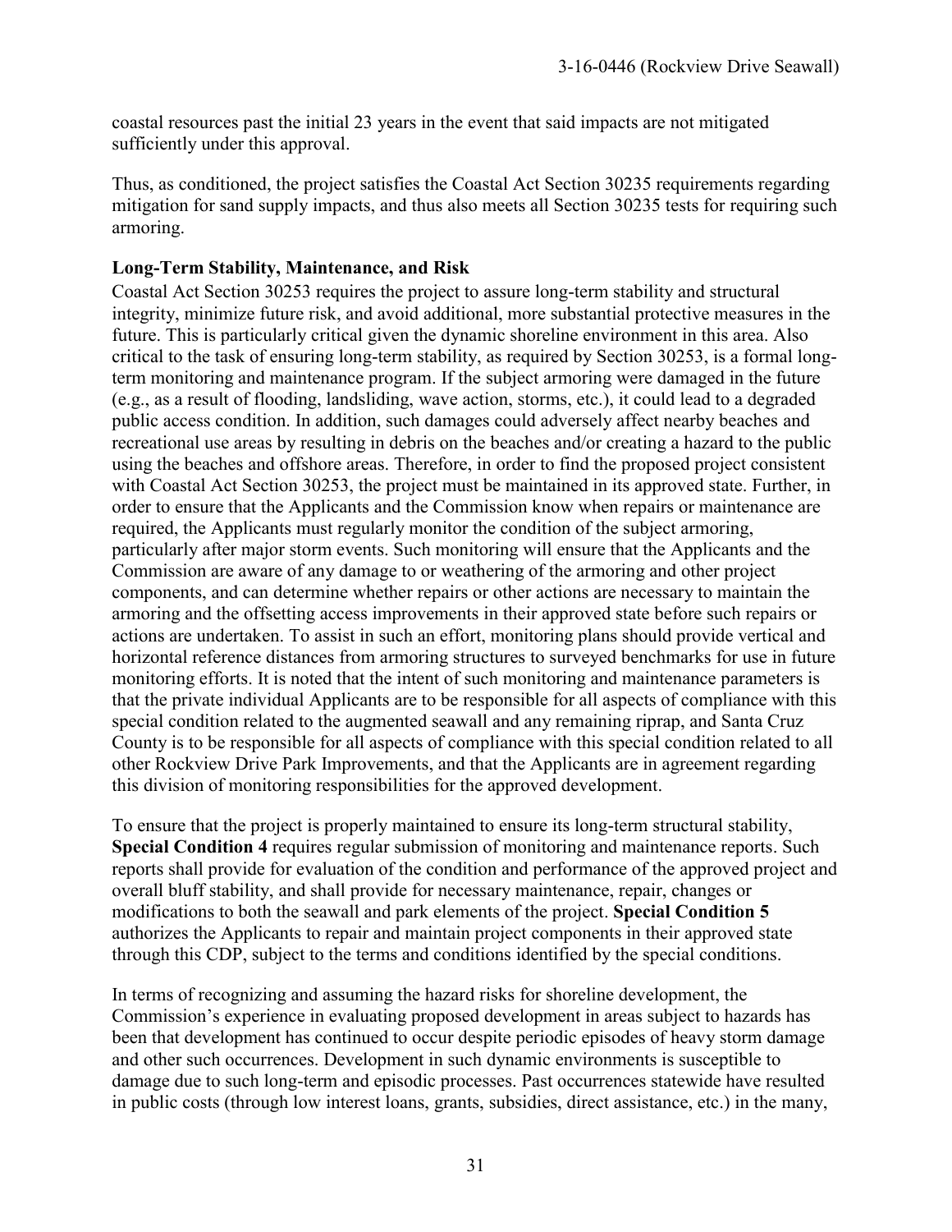coastal resources past the initial 23 years in the event that said impacts are not mitigated sufficiently under this approval.

Thus, as conditioned, the project satisfies the Coastal Act Section 30235 requirements regarding mitigation for sand supply impacts, and thus also meets all Section 30235 tests for requiring such armoring.

**Long-Term Stability, Maintenance, and Risk**

Coastal Act Section 30253 requires the project to assure long-term stability and structural integrity, minimize future risk, and avoid additional, more substantial protective measures in the future. This is particularly critical given the dynamic shoreline environment in this area. Also critical to the task of ensuring long-term stability, as required by Section 30253, is a formal long-term monitoring and maintenance program. If the subject armoring were damaged in the future (e.g., as a result of flooding, landsliding, wave action, storms, etc.), it could lead to a degraded public access condition. In addition, such damages could adversely affect nearby beaches and recreational use areas by resulting in debris on the beaches and/or creating a hazard to the public using the beaches and offshore areas. Therefore, in order to find the proposed project consistent with Coastal Act Section 30253, the project must be maintained in its approved state. Further, in order to ensure that the Applicants and the Commission know when repairs or maintenance are required, the Applicants must regularly monitor the condition of the subject armoring, particularly after major storm events. Such monitoring will ensure that the Applicants and the Commission are aware of any damage to or weathering of the armoring and other project components, and can determine whether repairs or other actions are necessary to maintain the armoring and the offsetting access improvements in their approved state before such repairs or actions are undertaken. To assist in such an effort, monitoring plans should provide vertical and horizontal reference distances from armoring structures to surveyed benchmarks for use in future monitoring efforts. It is noted that the intent of such monitoring and maintenance parameters is that the private individual Applicants are to be responsible for all aspects of compliance with this special condition related to the augmented seawall and any remaining riprap, and Santa Cruz County is to be responsible for all aspects of compliance with this special condition related to all other Rockview Drive Park Improvements, and that the Applicants are in agreement regarding this division of monitoring responsibilities for the approved development.

To ensure that the project is properly maintained to ensure its long-term structural stability, **Special Condition 4** requires regular submission of monitoring and maintenance reports. Such reports shall provide for evaluation of the condition and performance of the approved project and overall bluff stability, and shall provide for necessary maintenance, repair, changes or modifications to both the seawall and park elements of the project. **Special Condition 5** authorizes the Applicants to repair and maintain project components in their approved state through this CDP, subject to the terms and conditions identified by the special conditions.

In terms of recognizing and assuming the hazard risks for shoreline development, the Commission's experience in evaluating proposed development in areas subject to hazards has been that development has continued to occur despite periodic episodes of heavy storm damage and other such occurrences. Development in such dynamic environments is susceptible to damage due to such long-term and episodic processes. Past occurrences statewide have resulted in public costs (through low interest loans, grants, subsidies, direct assistance, etc.) in the many,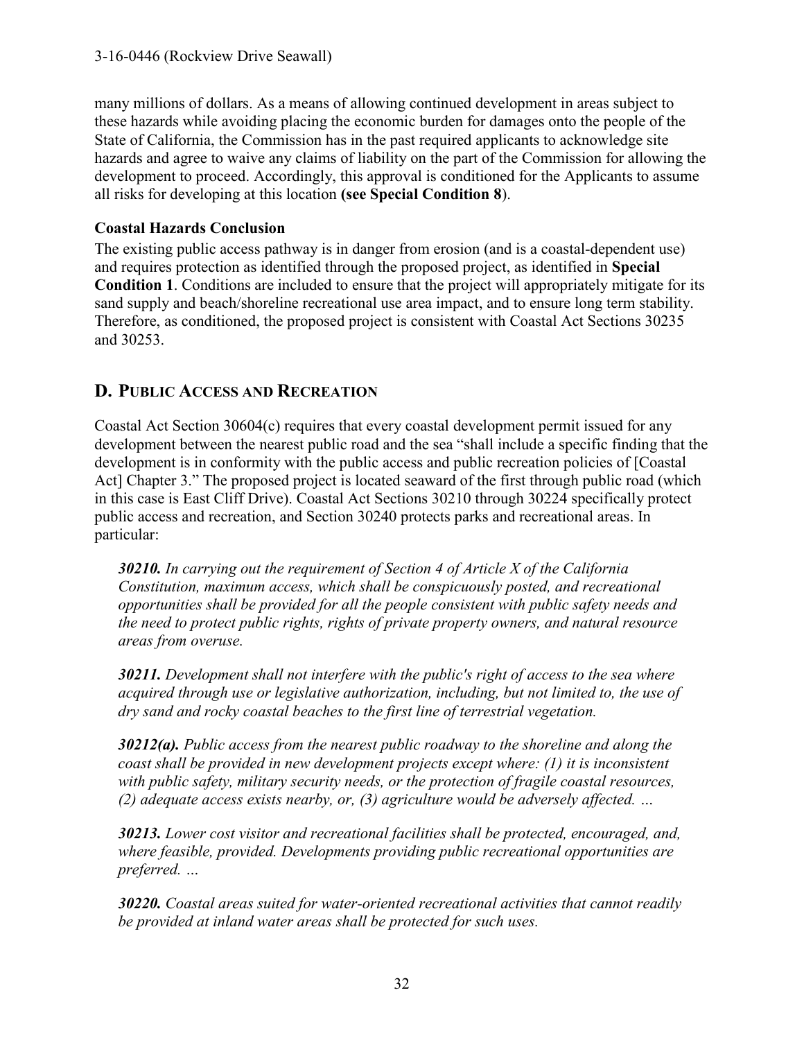many millions of dollars. As a means of allowing continued development in areas subject to these hazards while avoiding placing the economic burden for damages onto the people of the State of California, the Commission has in the past required applicants to acknowledge site hazards and agree to waive any claims of liability on the part of the Commission for allowing the development to proceed. Accordingly, this approval is conditioned for the Applicants to assume all risks for developing at this location **(see Special Condition 8**).

### Coastal Hazards Conclusion

The existing public access pathway is in danger from erosion (and is a coastal-dependent use) and requires protection as identified through the proposed project, as identified in **Special Condition 1**. Conditions are included to ensure that the project will appropriately mitigate for its sand supply and beach/shoreline recreational use area impact, and to ensure long term stability. Therefore, as conditioned, the proposed project is consistent with Coastal Act Sections 30235 and 30253.

## D. PUBLIC ACCESS AND RECREATION

Coastal Act Section 30604(c) requires that every coastal development permit issued for any development between the nearest public road and the sea "shall include a specific finding that the development is in conformity with the public access and public recreation policies of [Coastal Act] Chapter 3." The proposed project is located seaward of the first through public road (which in this case is East Cliff Drive). Coastal Act Sections 30210 through 30224 specifically protect public access and recreation, and Section 30240 protects parks and recreational areas. In particular:

> ***30210.*** *In carrying out the requirement of Section 4 of Article X of the California Constitution, maximum access, which shall be conspicuously posted, and recreational opportunities shall be provided for all the people consistent with public safety needs and the need to protect public rights, rights of private property owners, and natural resource areas from overuse.*
>
> ***30211.*** *Development shall not interfere with the public's right of access to the sea where acquired through use or legislative authorization, including, but not limited to, the use of dry sand and rocky coastal beaches to the first line of terrestrial vegetation.*
>
> ***30212(a).*** *Public access from the nearest public roadway to the shoreline and along the coast shall be provided in new development projects except where: (1) it is inconsistent with public safety, military security needs, or the protection of fragile coastal resources, (2) adequate access exists nearby, or, (3) agriculture would be adversely affected. …*
>
> ***30213.*** *Lower cost visitor and recreational facilities shall be protected, encouraged, and, where feasible, provided. Developments providing public recreational opportunities are preferred. …*
>
> ***30220.*** *Coastal areas suited for water-oriented recreational activities that cannot readily be provided at inland water areas shall be protected for such uses.*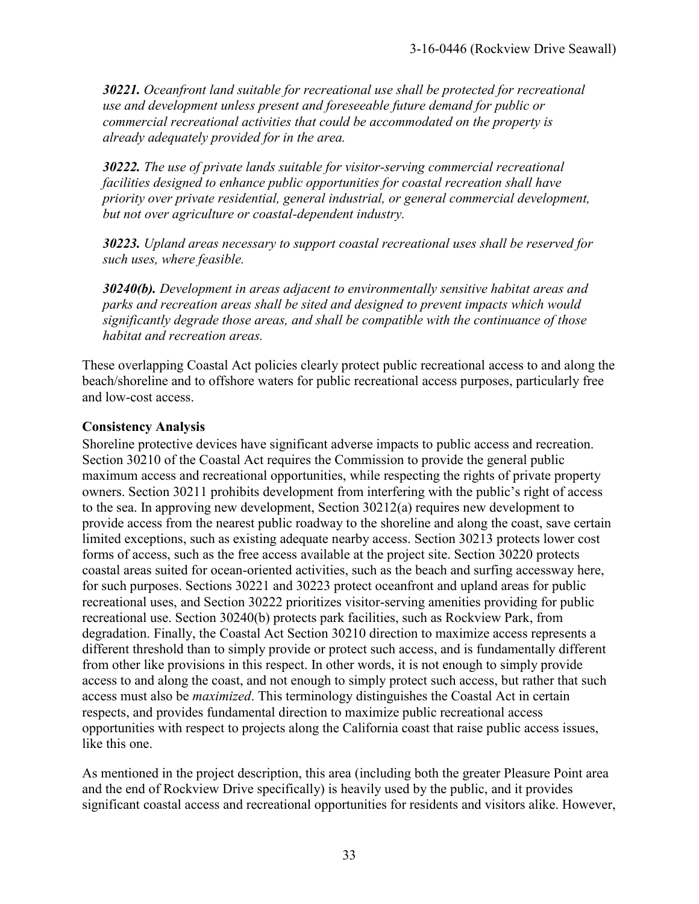*__30221.__ Oceanfront land suitable for recreational use shall be protected for recreational use and development unless present and foreseeable future demand for public or commercial recreational activities that could be accommodated on the property is already adequately provided for in the area.*

*__30222.__ The use of private lands suitable for visitor-serving commercial recreational facilities designed to enhance public opportunities for coastal recreation shall have priority over private residential, general industrial, or general commercial development, but not over agriculture or coastal-dependent industry.*

*__30223.__ Upland areas necessary to support coastal recreational uses shall be reserved for such uses, where feasible.*

*__30240(b).__ Development in areas adjacent to environmentally sensitive habitat areas and parks and recreation areas shall be sited and designed to prevent impacts which would significantly degrade those areas, and shall be compatible with the continuance of those habitat and recreation areas.*

These overlapping Coastal Act policies clearly protect public recreational access to and along the beach/shoreline and to offshore waters for public recreational access purposes, particularly free and low-cost access.

**Consistency Analysis**

Shoreline protective devices have significant adverse impacts to public access and recreation. Section 30210 of the Coastal Act requires the Commission to provide the general public maximum access and recreational opportunities, while respecting the rights of private property owners. Section 30211 prohibits development from interfering with the public's right of access to the sea. In approving new development, Section 30212(a) requires new development to provide access from the nearest public roadway to the shoreline and along the coast, save certain limited exceptions, such as existing adequate nearby access. Section 30213 protects lower cost forms of access, such as the free access available at the project site. Section 30220 protects coastal areas suited for ocean-oriented activities, such as the beach and surfing accessway here, for such purposes. Sections 30221 and 30223 protect oceanfront and upland areas for public recreational uses, and Section 30222 prioritizes visitor-serving amenities providing for public recreational use. Section 30240(b) protects park facilities, such as Rockview Park, from degradation. Finally, the Coastal Act Section 30210 direction to maximize access represents a different threshold than to simply provide or protect such access, and is fundamentally different from other like provisions in this respect. In other words, it is not enough to simply provide access to and along the coast, and not enough to simply protect such access, but rather that such access must also be *maximized*. This terminology distinguishes the Coastal Act in certain respects, and provides fundamental direction to maximize public recreational access opportunities with respect to projects along the California coast that raise public access issues, like this one.

As mentioned in the project description, this area (including both the greater Pleasure Point area and the end of Rockview Drive specifically) is heavily used by the public, and it provides significant coastal access and recreational opportunities for residents and visitors alike. However,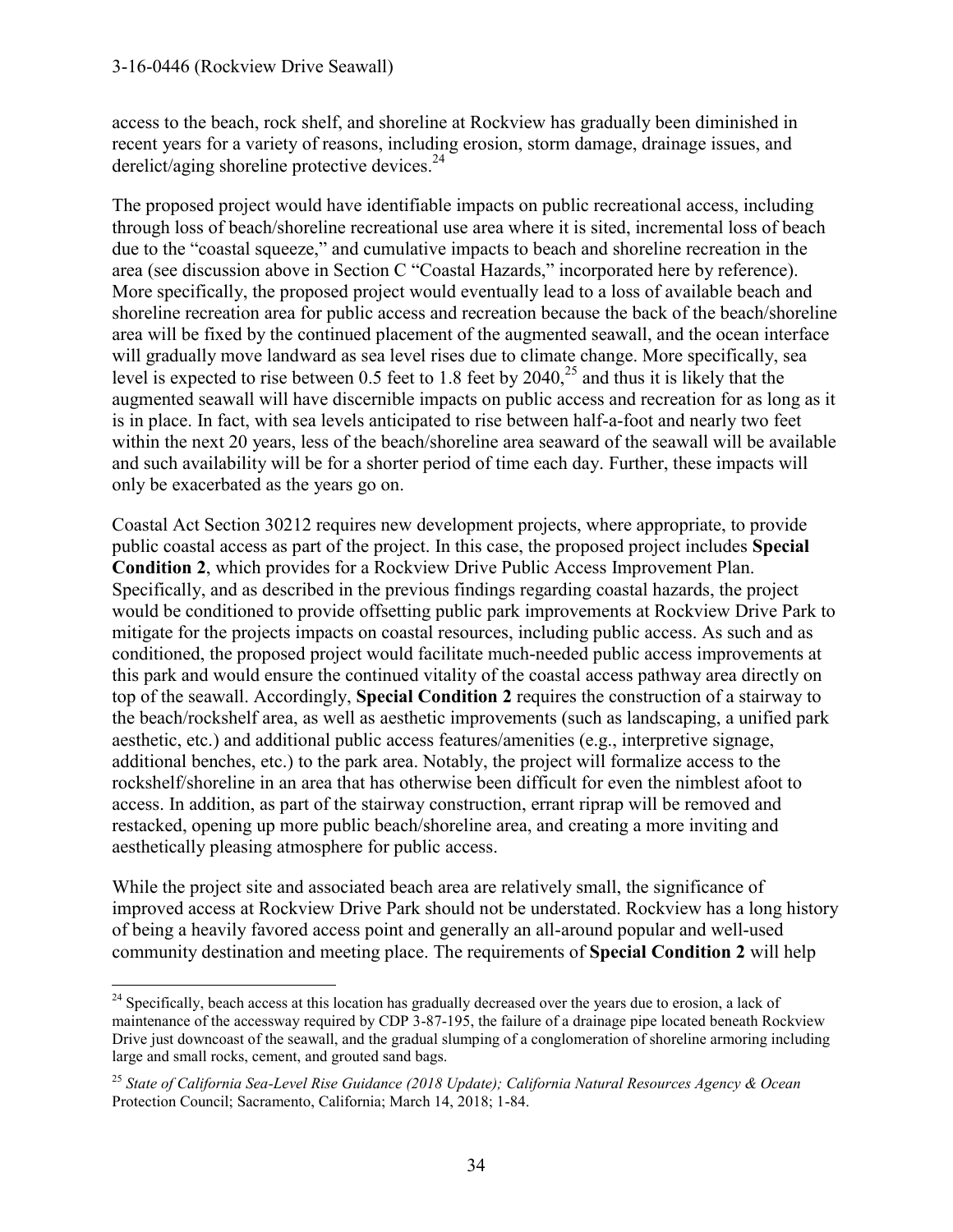access to the beach, rock shelf, and shoreline at Rockview has gradually been diminished in recent years for a variety of reasons, including erosion, storm damage, drainage issues, and derelict/aging shoreline protective devices.[24]

The proposed project would have identifiable impacts on public recreational access, including through loss of beach/shoreline recreational use area where it is sited, incremental loss of beach due to the "coastal squeeze," and cumulative impacts to beach and shoreline recreation in the area (see discussion above in Section C "Coastal Hazards," incorporated here by reference). More specifically, the proposed project would eventually lead to a loss of available beach and shoreline recreation area for public access and recreation because the back of the beach/shoreline area will be fixed by the continued placement of the augmented seawall, and the ocean interface will gradually move landward as sea level rises due to climate change. More specifically, sea level is expected to rise between 0.5 feet to 1.8 feet by 2040,[25] and thus it is likely that the augmented seawall will have discernible impacts on public access and recreation for as long as it is in place. In fact, with sea levels anticipated to rise between half-a-foot and nearly two feet within the next 20 years, less of the beach/shoreline area seaward of the seawall will be available and such availability will be for a shorter period of time each day. Further, these impacts will only be exacerbated as the years go on.

Coastal Act Section 30212 requires new development projects, where appropriate, to provide public coastal access as part of the project. In this case, the proposed project includes **Special Condition 2**, which provides for a Rockview Drive Public Access Improvement Plan. Specifically, and as described in the previous findings regarding coastal hazards, the project would be conditioned to provide offsetting public park improvements at Rockview Drive Park to mitigate for the projects impacts on coastal resources, including public access. As such and as conditioned, the proposed project would facilitate much-needed public access improvements at this park and would ensure the continued vitality of the coastal access pathway area directly on top of the seawall. Accordingly, **Special Condition 2** requires the construction of a stairway to the beach/rockshelf area, as well as aesthetic improvements (such as landscaping, a unified park aesthetic, etc.) and additional public access features/amenities (e.g., interpretive signage, additional benches, etc.) to the park area. Notably, the project will formalize access to the rockshelf/shoreline in an area that has otherwise been difficult for even the nimblest afoot to access. In addition, as part of the stairway construction, errant riprap will be removed and restacked, opening up more public beach/shoreline area, and creating a more inviting and aesthetically pleasing atmosphere for public access.

While the project site and associated beach area are relatively small, the significance of improved access at Rockview Drive Park should not be understated. Rockview has a long history of being a heavily favored access point and generally an all-around popular and well-used community destination and meeting place. The requirements of **Special Condition 2** will help

---

[24] Specifically, beach access at this location has gradually decreased over the years due to erosion, a lack of maintenance of the accessway required by CDP 3-87-195, the failure of a drainage pipe located beneath Rockview Drive just downcoast of the seawall, and the gradual slumping of a conglomeration of shoreline armoring including large and small rocks, cement, and grouted sand bags.

[25] *State of California Sea-Level Rise Guidance (2018 Update); California Natural Resources Agency & Ocean* Protection Council; Sacramento, California; March 14, 2018; 1-84.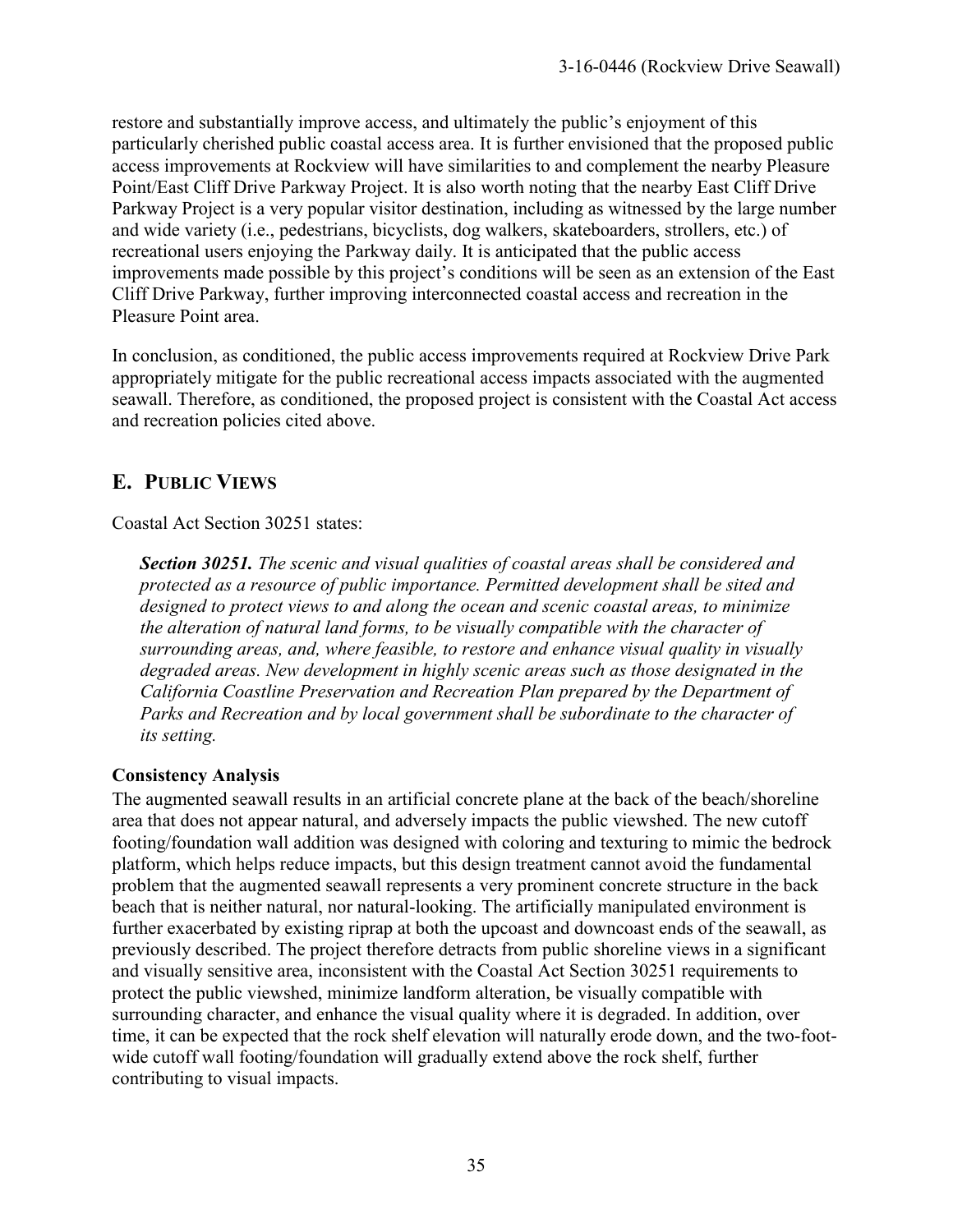restore and substantially improve access, and ultimately the public's enjoyment of this particularly cherished public coastal access area. It is further envisioned that the proposed public access improvements at Rockview will have similarities to and complement the nearby Pleasure Point/East Cliff Drive Parkway Project. It is also worth noting that the nearby East Cliff Drive Parkway Project is a very popular visitor destination, including as witnessed by the large number and wide variety (i.e., pedestrians, bicyclists, dog walkers, skateboarders, strollers, etc.) of recreational users enjoying the Parkway daily. It is anticipated that the public access improvements made possible by this project's conditions will be seen as an extension of the East Cliff Drive Parkway, further improving interconnected coastal access and recreation in the Pleasure Point area.

In conclusion, as conditioned, the public access improvements required at Rockview Drive Park appropriately mitigate for the public recreational access impacts associated with the augmented seawall. Therefore, as conditioned, the proposed project is consistent with the Coastal Act access and recreation policies cited above.

## E. PUBLIC VIEWS

Coastal Act Section 30251 states:

> ***Section 30251.*** *The scenic and visual qualities of coastal areas shall be considered and protected as a resource of public importance. Permitted development shall be sited and designed to protect views to and along the ocean and scenic coastal areas, to minimize the alteration of natural land forms, to be visually compatible with the character of surrounding areas, and, where feasible, to restore and enhance visual quality in visually degraded areas. New development in highly scenic areas such as those designated in the California Coastline Preservation and Recreation Plan prepared by the Department of Parks and Recreation and by local government shall be subordinate to the character of its setting.*

**Consistency Analysis**

The augmented seawall results in an artificial concrete plane at the back of the beach/shoreline area that does not appear natural, and adversely impacts the public viewshed. The new cutoff footing/foundation wall addition was designed with coloring and texturing to mimic the bedrock platform, which helps reduce impacts, but this design treatment cannot avoid the fundamental problem that the augmented seawall represents a very prominent concrete structure in the back beach that is neither natural, nor natural-looking. The artificially manipulated environment is further exacerbated by existing riprap at both the upcoast and downcoast ends of the seawall, as previously described. The project therefore detracts from public shoreline views in a significant and visually sensitive area, inconsistent with the Coastal Act Section 30251 requirements to protect the public viewshed, minimize landform alteration, be visually compatible with surrounding character, and enhance the visual quality where it is degraded. In addition, over time, it can be expected that the rock shelf elevation will naturally erode down, and the two-foot-wide cutoff wall footing/foundation will gradually extend above the rock shelf, further contributing to visual impacts.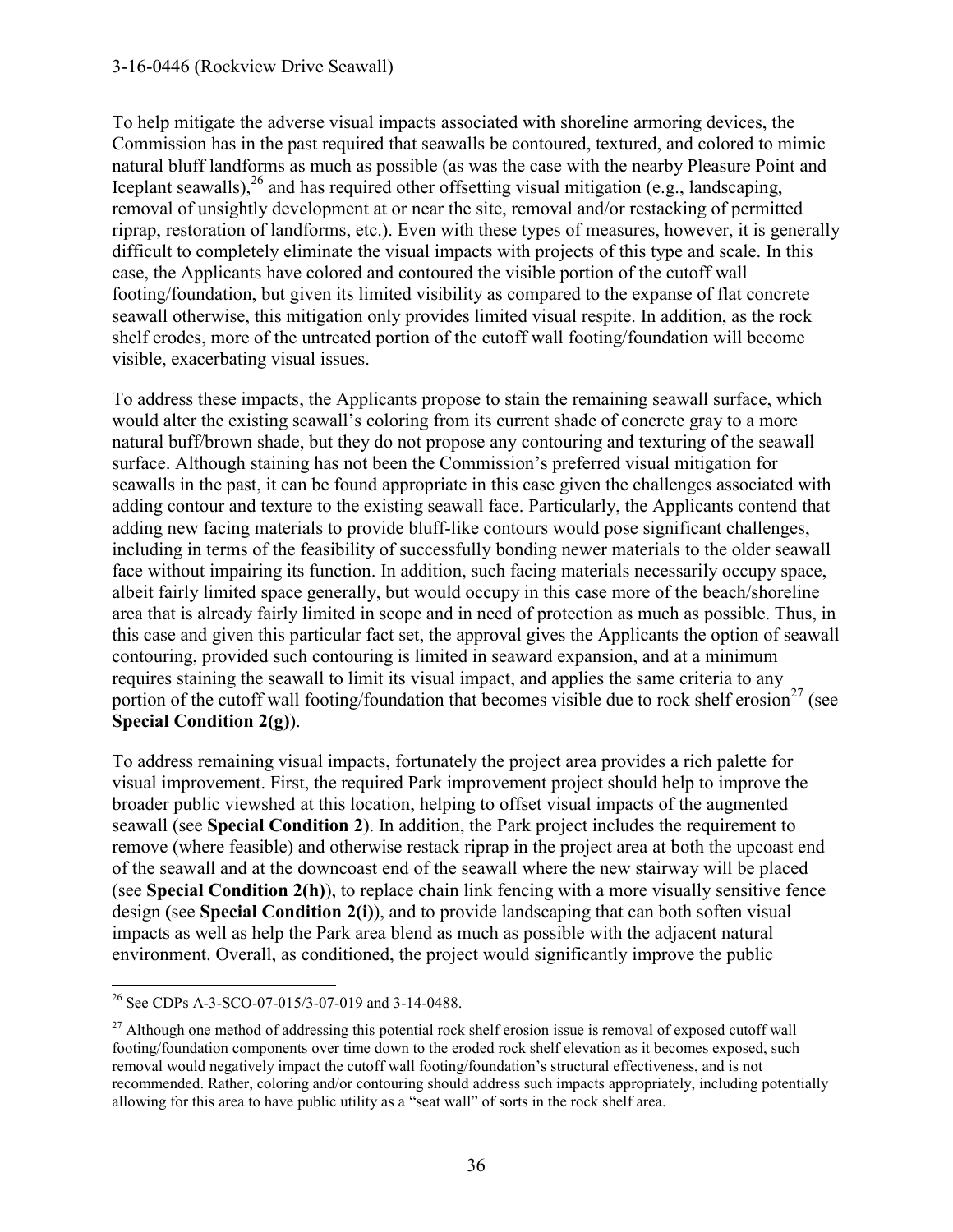To help mitigate the adverse visual impacts associated with shoreline armoring devices, the Commission has in the past required that seawalls be contoured, textured, and colored to mimic natural bluff landforms as much as possible (as was the case with the nearby Pleasure Point and Iceplant seawalls),[26] and has required other offsetting visual mitigation (e.g., landscaping, removal of unsightly development at or near the site, removal and/or restacking of permitted riprap, restoration of landforms, etc.). Even with these types of measures, however, it is generally difficult to completely eliminate the visual impacts with projects of this type and scale. In this case, the Applicants have colored and contoured the visible portion of the cutoff wall footing/foundation, but given its limited visibility as compared to the expanse of flat concrete seawall otherwise, this mitigation only provides limited visual respite. In addition, as the rock shelf erodes, more of the untreated portion of the cutoff wall footing/foundation will become visible, exacerbating visual issues.

To address these impacts, the Applicants propose to stain the remaining seawall surface, which would alter the existing seawall's coloring from its current shade of concrete gray to a more natural buff/brown shade, but they do not propose any contouring and texturing of the seawall surface. Although staining has not been the Commission's preferred visual mitigation for seawalls in the past, it can be found appropriate in this case given the challenges associated with adding contour and texture to the existing seawall face. Particularly, the Applicants contend that adding new facing materials to provide bluff-like contours would pose significant challenges, including in terms of the feasibility of successfully bonding newer materials to the older seawall face without impairing its function. In addition, such facing materials necessarily occupy space, albeit fairly limited space generally, but would occupy in this case more of the beach/shoreline area that is already fairly limited in scope and in need of protection as much as possible. Thus, in this case and given this particular fact set, the approval gives the Applicants the option of seawall contouring, provided such contouring is limited in seaward expansion, and at a minimum requires staining the seawall to limit its visual impact, and applies the same criteria to any portion of the cutoff wall footing/foundation that becomes visible due to rock shelf erosion[27] (see **Special Condition 2(g)**).

To address remaining visual impacts, fortunately the project area provides a rich palette for visual improvement. First, the required Park improvement project should help to improve the broader public viewshed at this location, helping to offset visual impacts of the augmented seawall (see **Special Condition 2**). In addition, the Park project includes the requirement to remove (where feasible) and otherwise restack riprap in the project area at both the upcoast end of the seawall and at the downcoast end of the seawall where the new stairway will be placed (see **Special Condition 2(h)**), to replace chain link fencing with a more visually sensitive fence design (see **Special Condition 2(i)**), and to provide landscaping that can both soften visual impacts as well as help the Park area blend as much as possible with the adjacent natural environment. Overall, as conditioned, the project would significantly improve the public

---

[26] See CDPs A-3-SCO-07-015/3-07-019 and 3-14-0488.

[27] Although one method of addressing this potential rock shelf erosion issue is removal of exposed cutoff wall footing/foundation components over time down to the eroded rock shelf elevation as it becomes exposed, such removal would negatively impact the cutoff wall footing/foundation's structural effectiveness, and is not recommended. Rather, coloring and/or contouring should address such impacts appropriately, including potentially allowing for this area to have public utility as a "seat wall" of sorts in the rock shelf area.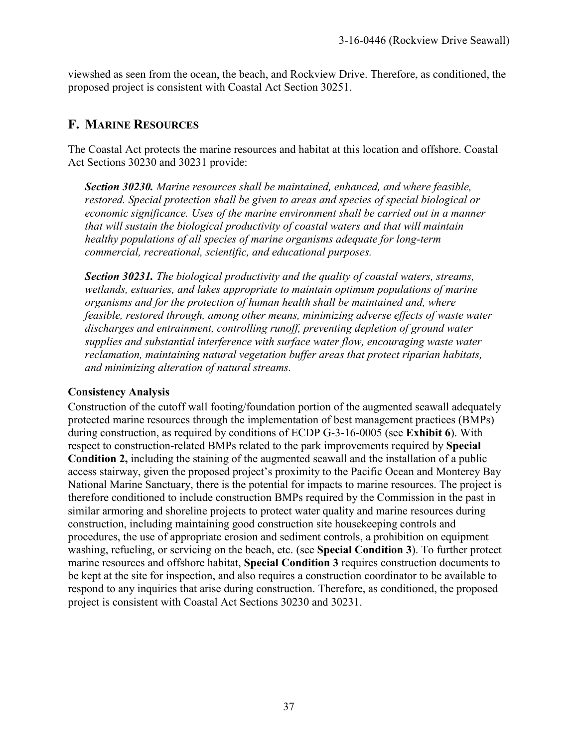viewshed as seen from the ocean, the beach, and Rockview Drive. Therefore, as conditioned, the proposed project is consistent with Coastal Act Section 30251.

## F. MARINE RESOURCES

The Coastal Act protects the marine resources and habitat at this location and offshore. Coastal Act Sections 30230 and 30231 provide:

> ***Section 30230.*** *Marine resources shall be maintained, enhanced, and where feasible, restored. Special protection shall be given to areas and species of special biological or economic significance. Uses of the marine environment shall be carried out in a manner that will sustain the biological productivity of coastal waters and that will maintain healthy populations of all species of marine organisms adequate for long-term commercial, recreational, scientific, and educational purposes.*
>
> ***Section 30231.*** *The biological productivity and the quality of coastal waters, streams, wetlands, estuaries, and lakes appropriate to maintain optimum populations of marine organisms and for the protection of human health shall be maintained and, where feasible, restored through, among other means, minimizing adverse effects of waste water discharges and entrainment, controlling runoff, preventing depletion of ground water supplies and substantial interference with surface water flow, encouraging waste water reclamation, maintaining natural vegetation buffer areas that protect riparian habitats, and minimizing alteration of natural streams.*

### Consistency Analysis

Construction of the cutoff wall footing/foundation portion of the augmented seawall adequately protected marine resources through the implementation of best management practices (BMPs) during construction, as required by conditions of ECDP G-3-16-0005 (see **Exhibit 6**). With respect to construction-related BMPs related to the park improvements required by **Special Condition 2,** including the staining of the augmented seawall and the installation of a public access stairway, given the proposed project's proximity to the Pacific Ocean and Monterey Bay National Marine Sanctuary, there is the potential for impacts to marine resources. The project is therefore conditioned to include construction BMPs required by the Commission in the past in similar armoring and shoreline projects to protect water quality and marine resources during construction, including maintaining good construction site housekeeping controls and procedures, the use of appropriate erosion and sediment controls, a prohibition on equipment washing, refueling, or servicing on the beach, etc. (see **Special Condition 3**). To further protect marine resources and offshore habitat, **Special Condition 3** requires construction documents to be kept at the site for inspection, and also requires a construction coordinator to be available to respond to any inquiries that arise during construction. Therefore, as conditioned, the proposed project is consistent with Coastal Act Sections 30230 and 30231.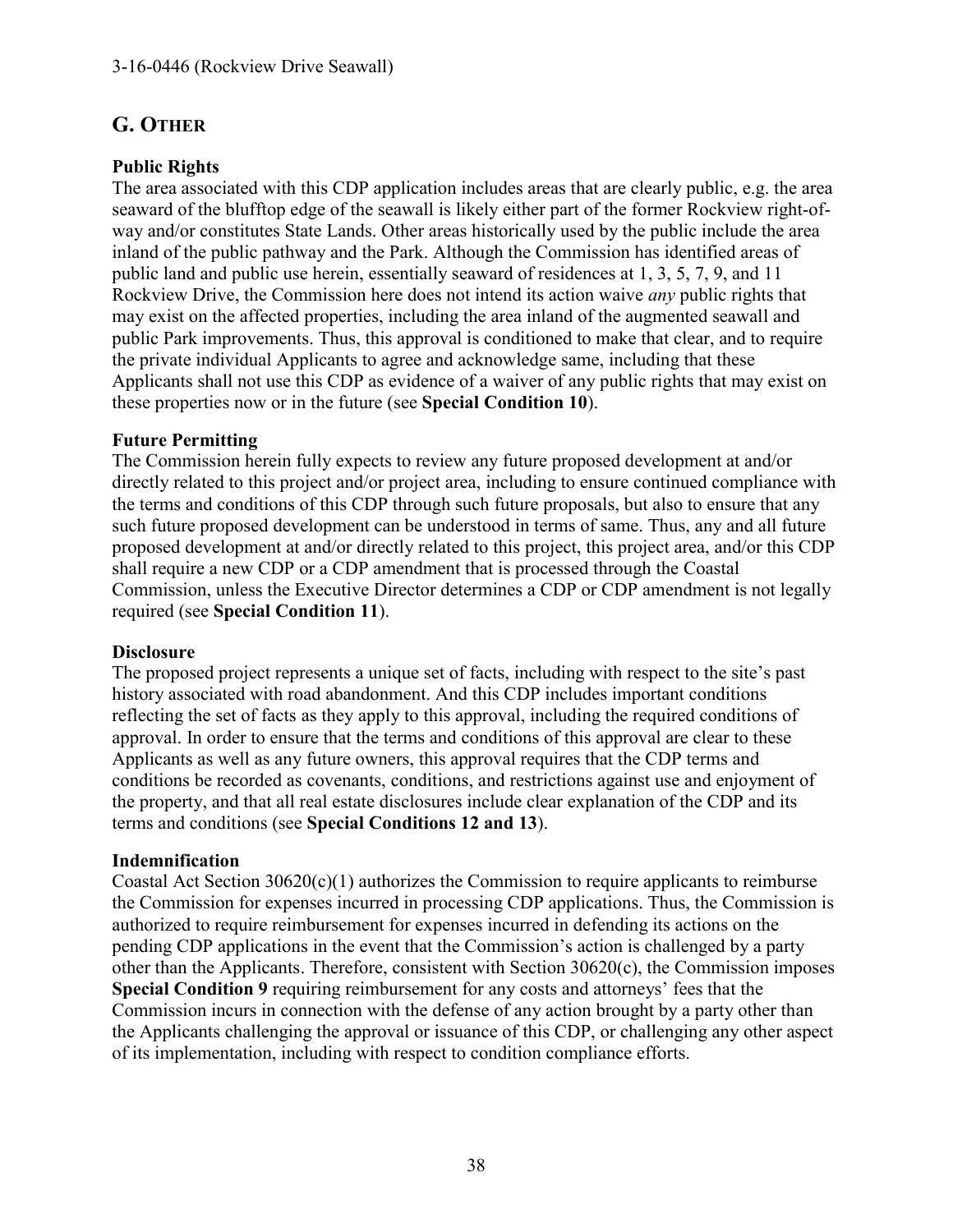## G. OTHER

### Public Rights

The area associated with this CDP application includes areas that are clearly public, e.g. the area seaward of the blufftop edge of the seawall is likely either part of the former Rockview right-of-way and/or constitutes State Lands. Other areas historically used by the public include the area inland of the public pathway and the Park. Although the Commission has identified areas of public land and public use herein, essentially seaward of residences at 1, 3, 5, 7, 9, and 11 Rockview Drive, the Commission here does not intend its action waive *any* public rights that may exist on the affected properties, including the area inland of the augmented seawall and public Park improvements. Thus, this approval is conditioned to make that clear, and to require the private individual Applicants to agree and acknowledge same, including that these Applicants shall not use this CDP as evidence of a waiver of any public rights that may exist on these properties now or in the future (see **Special Condition 10**).

### Future Permitting

The Commission herein fully expects to review any future proposed development at and/or directly related to this project and/or project area, including to ensure continued compliance with the terms and conditions of this CDP through such future proposals, but also to ensure that any such future proposed development can be understood in terms of same. Thus, any and all future proposed development at and/or directly related to this project, this project area, and/or this CDP shall require a new CDP or a CDP amendment that is processed through the Coastal Commission, unless the Executive Director determines a CDP or CDP amendment is not legally required (see **Special Condition 11**).

### Disclosure

The proposed project represents a unique set of facts, including with respect to the site's past history associated with road abandonment. And this CDP includes important conditions reflecting the set of facts as they apply to this approval, including the required conditions of approval. In order to ensure that the terms and conditions of this approval are clear to these Applicants as well as any future owners, this approval requires that the CDP terms and conditions be recorded as covenants, conditions, and restrictions against use and enjoyment of the property, and that all real estate disclosures include clear explanation of the CDP and its terms and conditions (see **Special Conditions 12 and 13**).

### Indemnification

Coastal Act Section 30620(c)(1) authorizes the Commission to require applicants to reimburse the Commission for expenses incurred in processing CDP applications. Thus, the Commission is authorized to require reimbursement for expenses incurred in defending its actions on the pending CDP applications in the event that the Commission's action is challenged by a party other than the Applicants. Therefore, consistent with Section 30620(c), the Commission imposes **Special Condition 9** requiring reimbursement for any costs and attorneys' fees that the Commission incurs in connection with the defense of any action brought by a party other than the Applicants challenging the approval or issuance of this CDP, or challenging any other aspect of its implementation, including with respect to condition compliance efforts.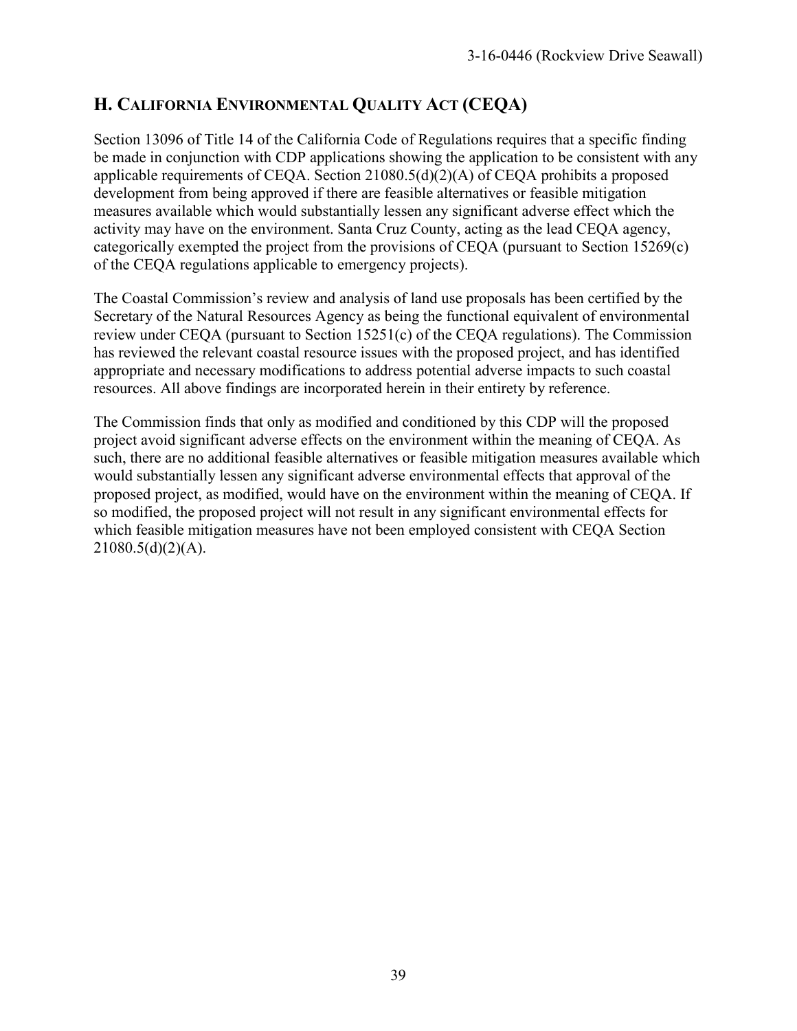## H. California Environmental Quality Act (CEQA)

Section 13096 of Title 14 of the California Code of Regulations requires that a specific finding be made in conjunction with CDP applications showing the application to be consistent with any applicable requirements of CEQA. Section 21080.5(d)(2)(A) of CEQA prohibits a proposed development from being approved if there are feasible alternatives or feasible mitigation measures available which would substantially lessen any significant adverse effect which the activity may have on the environment. Santa Cruz County, acting as the lead CEQA agency, categorically exempted the project from the provisions of CEQA (pursuant to Section 15269(c) of the CEQA regulations applicable to emergency projects).

The Coastal Commission's review and analysis of land use proposals has been certified by the Secretary of the Natural Resources Agency as being the functional equivalent of environmental review under CEQA (pursuant to Section 15251(c) of the CEQA regulations). The Commission has reviewed the relevant coastal resource issues with the proposed project, and has identified appropriate and necessary modifications to address potential adverse impacts to such coastal resources. All above findings are incorporated herein in their entirety by reference.

The Commission finds that only as modified and conditioned by this CDP will the proposed project avoid significant adverse effects on the environment within the meaning of CEQA. As such, there are no additional feasible alternatives or feasible mitigation measures available which would substantially lessen any significant adverse environmental effects that approval of the proposed project, as modified, would have on the environment within the meaning of CEQA. If so modified, the proposed project will not result in any significant environmental effects for which feasible mitigation measures have not been employed consistent with CEQA Section 21080.5(d)(2)(A).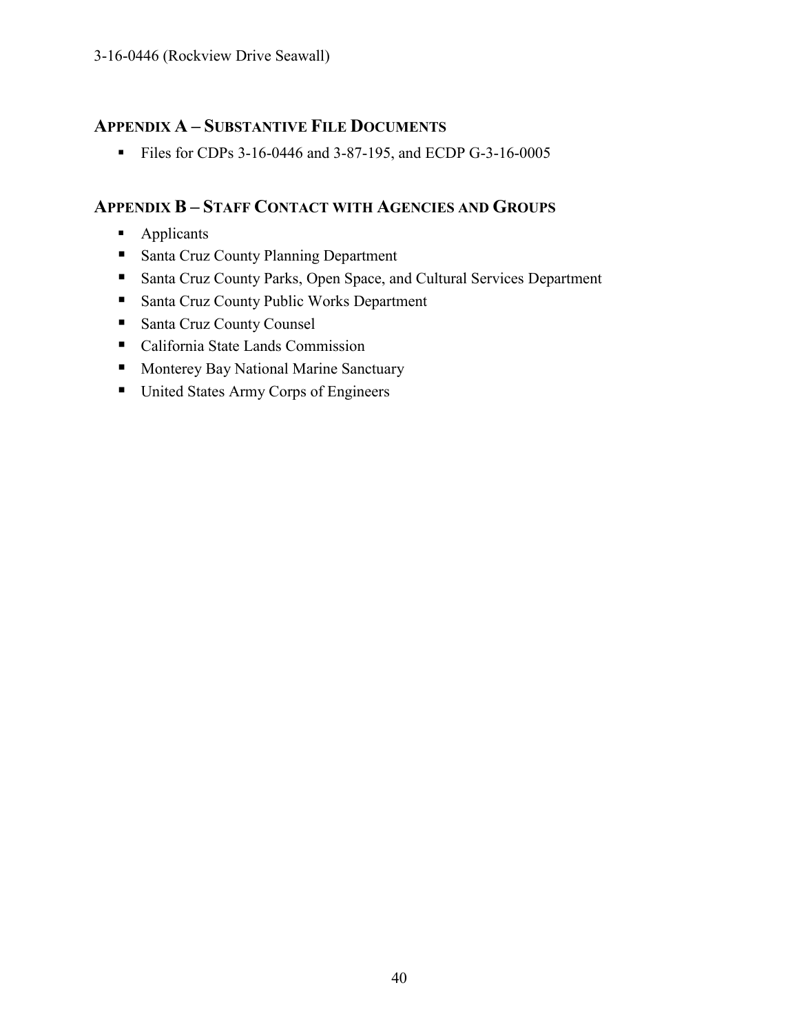## APPENDIX A – SUBSTANTIVE FILE DOCUMENTS

- Files for CDPs 3-16-0446 and 3-87-195, and ECDP G-3-16-0005

## APPENDIX B – STAFF CONTACT WITH AGENCIES AND GROUPS

- Applicants
- Santa Cruz County Planning Department
- Santa Cruz County Parks, Open Space, and Cultural Services Department
- Santa Cruz County Public Works Department
- Santa Cruz County Counsel
- California State Lands Commission
- Monterey Bay National Marine Sanctuary
- United States Army Corps of Engineers